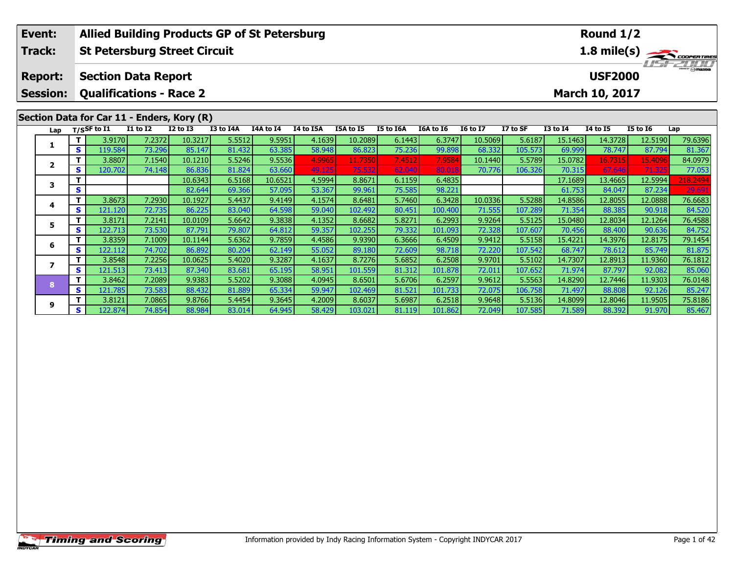| Event: | Allied Building Products GP of St Petersburg | Round 1/2 |
|---|---|---|
| Track: | St Petersburg Street Circuit | 1.8 mile(s) |
| Report: | Section Data Report | USF2000 |
| Session: | Qualifications - Race 2 | March 10, 2017 |

## Section Data for Car 11 - Enders, Kory (R)

| Lap | T/S | SF to I1 | I1 to I2 | I2 to I3 | I3 to I4A | I4A to I4 | I4 to I5A | I5A to I5 | I5 to I6A | I6A to I6 | I6 to I7 | I7 to SF | I3 to I4 | I4 to I5 | I5 to I6 | Lap |
|---|---|---|---|---|---|---|---|---|---|---|---|---|---|---|---|---|
| 1 | T | 3.9170 | 7.2372 | 10.3217 | 5.5512 | 9.5951 | 4.1639 | 10.2089 | 6.1443 | 6.3747 | 10.5069 | 5.6187 | 15.1463 | 14.3728 | 12.5190 | 79.6396 |
| | S | 119.584 | 73.296 | 85.147 | 81.432 | 63.385 | 58.948 | 86.823 | 75.236 | 99.898 | 68.332 | 105.573 | 69.999 | 78.747 | 87.794 | 81.367 |
| 2 | T | 3.8807 | 7.1540 | 10.1210 | 5.5246 | 9.5536 | 4.9965 | 11.7350 | 7.4512 | 7.9584 | 10.1440 | 5.5789 | 15.0782 | 16.7315 | 15.4096 | 84.0979 |
| | S | 120.702 | 74.148 | 86.836 | 81.824 | 63.660 | 49.125 | 75.532 | 62.040 | 80.018 | 70.776 | 106.326 | 70.315 | 67.646 | 71.325 | 77.053 |
| 3 | T | | | 10.6343 | 6.5168 | 10.6521 | 4.5994 | 8.8671 | 6.1159 | 6.4835 | | | 17.1689 | 13.4665 | 12.5994 | 218.2494 |
| | S | | | 82.644 | 69.366 | 57.095 | 53.367 | 99.961 | 75.585 | 98.221 | | | 61.753 | 84.047 | 87.234 | 29.691 |
| 4 | T | 3.8673 | 7.2930 | 10.1927 | 5.4437 | 9.4149 | 4.1574 | 8.6481 | 5.7460 | 6.3428 | 10.0336 | 5.5288 | 14.8586 | 12.8055 | 12.0888 | 76.6683 |
| | S | 121.120 | 72.735 | 86.225 | 83.040 | 64.598 | 59.040 | 102.492 | 80.451 | 100.400 | 71.555 | 107.289 | 71.354 | 88.385 | 90.918 | 84.520 |
| 5 | T | 3.8171 | 7.2141 | 10.0109 | 5.6642 | 9.3838 | 4.1352 | 8.6682 | 5.8271 | 6.2993 | 9.9264 | 5.5125 | 15.0480 | 12.8034 | 12.1264 | 76.4588 |
| | S | 122.713 | 73.530 | 87.791 | 79.807 | 64.812 | 59.357 | 102.255 | 79.332 | 101.093 | 72.328 | 107.607 | 70.456 | 88.400 | 90.636 | 84.752 |
| 6 | T | 3.8359 | 7.1009 | 10.1144 | 5.6362 | 9.7859 | 4.4586 | 9.9390 | 6.3666 | 6.4509 | 9.9412 | 5.5158 | 15.4221 | 14.3976 | 12.8175 | 79.1454 |
| | S | 122.112 | 74.702 | 86.892 | 80.204 | 62.149 | 55.052 | 89.180 | 72.609 | 98.718 | 72.220 | 107.542 | 68.747 | 78.612 | 85.749 | 81.875 |
| 7 | T | 3.8548 | 7.2256 | 10.0625 | 5.4020 | 9.3287 | 4.1637 | 8.7276 | 5.6852 | 6.2508 | 9.9701 | 5.5102 | 14.7307 | 12.8913 | 11.9360 | 76.1812 |
| | S | 121.513 | 73.413 | 87.340 | 83.681 | 65.195 | 58.951 | 101.559 | 81.312 | 101.878 | 72.011 | 107.652 | 71.974 | 87.797 | 92.082 | 85.060 |
| 8 | T | 3.8462 | 7.2089 | 9.9383 | 5.5202 | 9.3088 | 4.0945 | 8.6501 | 5.6706 | 6.2597 | 9.9612 | 5.5563 | 14.8290 | 12.7446 | 11.9303 | 76.0148 |
| | S | 121.785 | 73.583 | 88.432 | 81.889 | 65.334 | 59.947 | 102.469 | 81.521 | 101.733 | 72.075 | 106.758 | 71.497 | 88.808 | 92.126 | 85.247 |
| 9 | T | 3.8121 | 7.0865 | 9.8766 | 5.4454 | 9.3645 | 4.2009 | 8.6037 | 5.6987 | 6.2518 | 9.9648 | 5.5136 | 14.8099 | 12.8046 | 11.9505 | 75.8186 |
| | S | 122.874 | 74.854 | 88.984 | 83.014 | 64.945 | 58.429 | 103.021 | 81.119 | 101.862 | 72.049 | 107.585 | 71.589 | 88.392 | 91.970 | 85.467 |

Information provided by Indy Racing Information System - Copyright INDYCAR 2017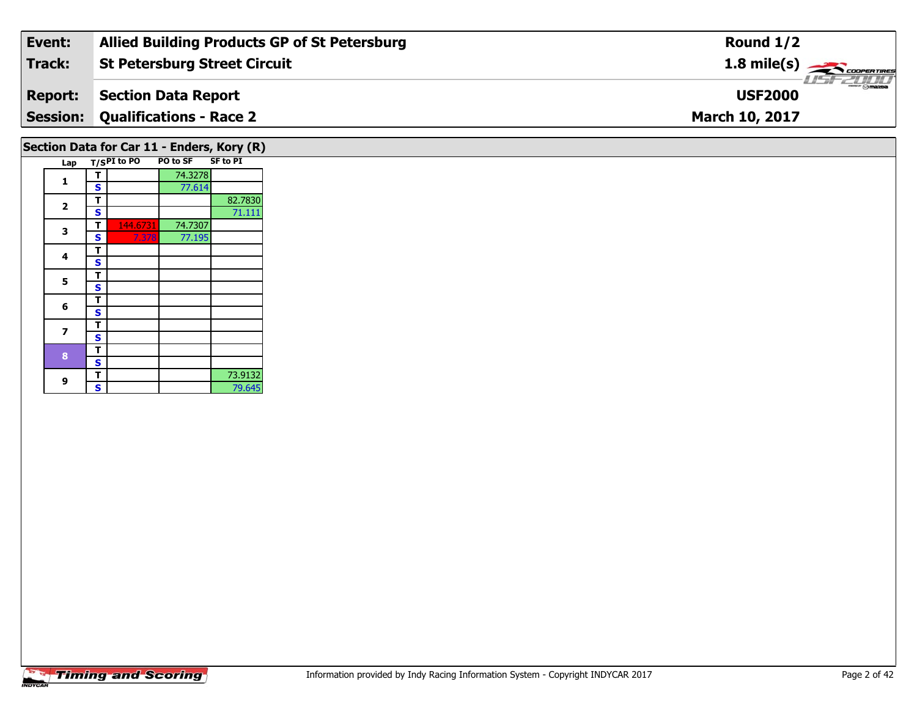| Event: | Allied Building Products GP of St Petersburg | Round 1/2 |
|---|---|---|
| Track: | St Petersburg Street Circuit | 1.8 mile(s) |
| Report: | Section Data Report | USF2000 |
| Session: | Qualifications - Race 2 | March 10, 2017 |

## Section Data for Car 11 - Enders, Kory (R)

| Lap | T/S | PI to PO | PO to SF | SF to PI |
|---|---|---|---|---|
| 1 | T | | 74.3278 | |
| | S | | 77.614 | |
| 2 | T | | | 82.7830 |
| | S | | | 71.111 |
| 3 | T | 144.6731 | 74.7307 | |
| | S | 7.378 | 77.195 | |
| 4 | T | | | |
| | S | | | |
| 5 | T | | | |
| | S | | | |
| 6 | T | | | |
| | S | | | |
| 7 | T | | | |
| | S | | | |
| 8 | T | | | |
| | S | | | |
| 9 | T | | | 73.9132 |
| | S | | | 79.645 |

Information provided by Indy Racing Information System - Copyright INDYCAR 2017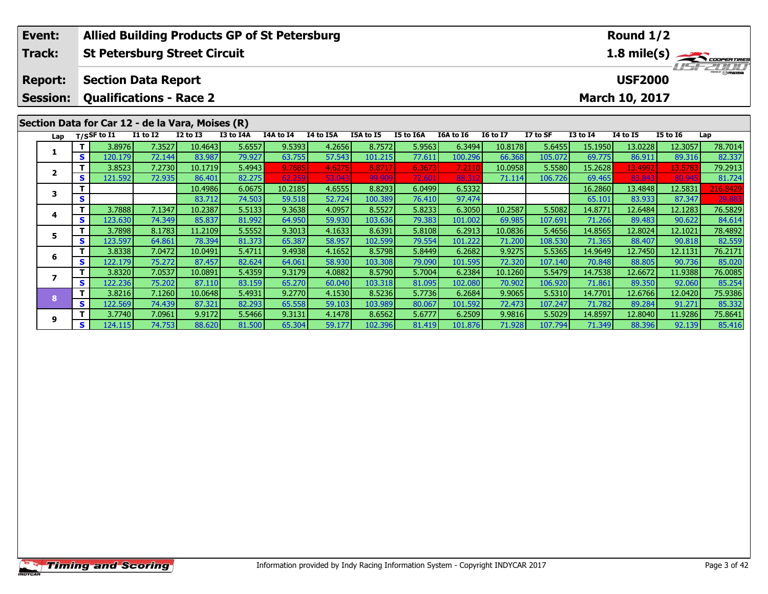| Event: | Allied Building Products GP of St Petersburg | Round 1/2 |
|---|---|---|
| Track: | St Petersburg Street Circuit | 1.8 mile(s) |
| Report: | Section Data Report | USF2000 |
| Session: | Qualifications - Race 2 | March 10, 2017 |

## Section Data for Car 12 - de la Vara, Moises (R)

| Lap | T/S | SF to I1 | I1 to I2 | I2 to I3 | I3 to I4A | I4A to I4 | I4 to I5A | I5A to I5 | I5 to I6A | I6A to I6 | I6 to I7 | I7 to SF | I3 to I4 | I4 to I5 | I5 to I6 | Lap |
|---|---|---|---|---|---|---|---|---|---|---|---|---|---|---|---|---|
| 1 | T | 3.8976 | 7.3527 | 10.4643 | 5.6557 | 9.5393 | 4.2656 | 8.7572 | 5.9563 | 6.3494 | 10.8178 | 5.6455 | 15.1950 | 13.0228 | 12.3057 | 78.7014 |
| | S | 120.179 | 72.144 | 83.987 | 79.927 | 63.755 | 57.543 | 101.215 | 77.611 | 100.296 | 66.368 | 105.072 | 69.775 | 86.911 | 89.316 | 82.337 |
| 2 | T | 3.8523 | 7.2730 | 10.1719 | 5.4943 | 9.7685 | 4.6275 | 8.8717 | 6.3673 | 7.2110 | 10.0958 | 5.5580 | 15.2628 | 13.4992 | 13.5783 | 79.2913 |
| | S | 121.592 | 72.935 | 86.401 | 82.275 | 62.259 | 53.043 | 99.909 | 72.601 | 88.312 | 71.114 | 106.726 | 69.465 | 83.843 | 80.945 | 81.724 |
| 3 | T | | | 10.4986 | 6.0675 | 10.2185 | 4.6555 | 8.8293 | 6.0499 | 6.5332 | | | 16.2860 | 13.4848 | 12.5831 | 216.8429 |
| | S | | | 83.712 | 74.503 | 59.518 | 52.724 | 100.389 | 76.410 | 97.474 | | | 65.101 | 83.933 | 87.347 | 29.883 |
| 4 | T | 3.7888 | 7.1347 | 10.2387 | 5.5133 | 9.3638 | 4.0957 | 8.5527 | 5.8233 | 6.3050 | 10.2587 | 5.5082 | 14.8771 | 12.6484 | 12.1283 | 76.5829 |
| | S | 123.630 | 74.349 | 85.837 | 81.992 | 64.950 | 59.930 | 103.636 | 79.383 | 101.002 | 69.985 | 107.691 | 71.266 | 89.483 | 90.622 | 84.614 |
| 5 | T | 3.7898 | 8.1783 | 11.2109 | 5.5552 | 9.3013 | 4.1633 | 8.6391 | 5.8108 | 6.2913 | 10.0836 | 5.4656 | 14.8565 | 12.8024 | 12.1021 | 78.4892 |
| | S | 123.597 | 64.861 | 78.394 | 81.373 | 65.387 | 58.957 | 102.599 | 79.554 | 101.222 | 71.200 | 108.530 | 71.365 | 88.407 | 90.818 | 82.559 |
| 6 | T | 3.8338 | 7.0472 | 10.0491 | 5.4711 | 9.4938 | 4.1652 | 8.5798 | 5.8449 | 6.2682 | 9.9275 | 5.5365 | 14.9649 | 12.7450 | 12.1131 | 76.2171 |
| | S | 122.179 | 75.272 | 87.457 | 82.624 | 64.061 | 58.930 | 103.308 | 79.090 | 101.595 | 72.320 | 107.140 | 70.848 | 88.805 | 90.736 | 85.020 |
| 7 | T | 3.8320 | 7.0537 | 10.0891 | 5.4359 | 9.3179 | 4.0882 | 8.5790 | 5.7004 | 6.2384 | 10.1260 | 5.5479 | 14.7538 | 12.6672 | 11.9388 | 76.0085 |
| | S | 122.236 | 75.202 | 87.110 | 83.159 | 65.270 | 60.040 | 103.318 | 81.095 | 102.080 | 70.902 | 106.920 | 71.861 | 89.350 | 92.060 | 85.254 |
| 8 | T | 3.8216 | 7.1260 | 10.0648 | 5.4931 | 9.2770 | 4.1530 | 8.5236 | 5.7736 | 6.2684 | 9.9065 | 5.5310 | 14.7701 | 12.6766 | 12.0420 | 75.9386 |
| | S | 122.569 | 74.439 | 87.321 | 82.293 | 65.558 | 59.103 | 103.989 | 80.067 | 101.592 | 72.473 | 107.247 | 71.782 | 89.284 | 91.271 | 85.332 |
| 9 | T | 3.7740 | 7.0961 | 9.9172 | 5.5466 | 9.3131 | 4.1478 | 8.6562 | 5.6777 | 6.2509 | 9.9816 | 5.5029 | 14.8597 | 12.8040 | 11.9286 | 75.8641 |
| | S | 124.115 | 74.753 | 88.620 | 81.500 | 65.304 | 59.177 | 102.396 | 81.419 | 101.876 | 71.928 | 107.794 | 71.349 | 88.396 | 92.139 | 85.416 |

Information provided by Indy Racing Information System - Copyright INDYCAR 2017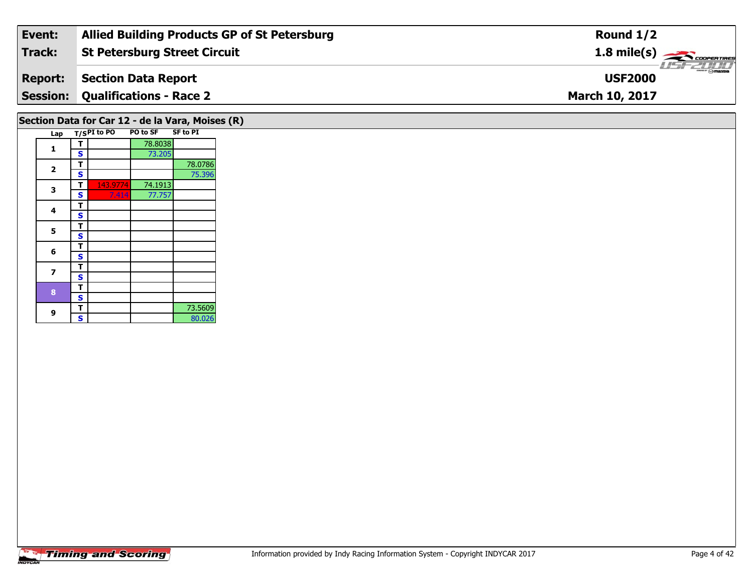| **Event:** | **Allied Building Products GP of St Petersburg** | **Round 1/2** |
|---|---|---|
| **Track:** | **St Petersburg Street Circuit** | **1.8 mile(s)** |
| **Report:** | **Section Data Report** | **USF2000** |
| **Session:** | **Qualifications - Race 2** | **March 10, 2017** |

## Section Data for Car 12 - de la Vara, Moises (R)

| Lap | T/S | PI to PO | PO to SF | SF to PI |
|---|---|---|---|---|
| 1 | T | | 78.8038 | |
| | S | | 73.205 | |
| 2 | T | | | 78.0786 |
| | S | | | 75.396 |
| 3 | T | 143.9774 | 74.1913 | |
| | S | 7.414 | 77.757 | |
| 4 | T | | | |
| | S | | | |
| 5 | T | | | |
| | S | | | |
| 6 | T | | | |
| | S | | | |
| 7 | T | | | |
| | S | | | |
| 8 | T | | | |
| | S | | | |
| 9 | T | | | 73.5609 |
| | S | | | 80.026 |

Information provided by Indy Racing Information System - Copyright INDYCAR 2017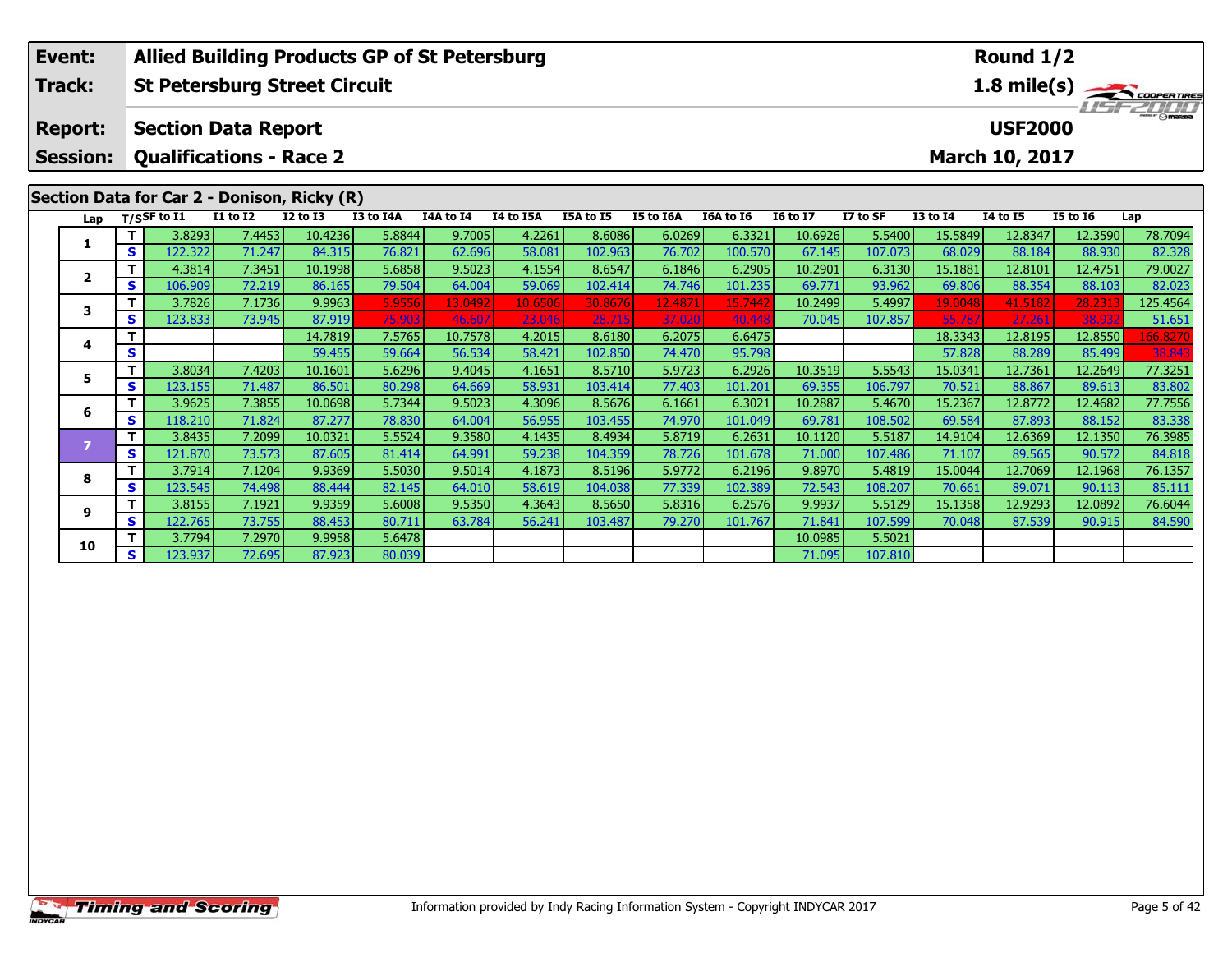| Event: | Allied Building Products GP of St Petersburg | Round 1/2 |
|---|---|---|
| Track: | St Petersburg Street Circuit | 1.8 mile(s) |
| Report: | Section Data Report | USF2000 |
| Session: | Qualifications - Race 2 | March 10, 2017 |

## Section Data for Car 2 - Donison, Ricky (R)

| Lap | T/S | SF to I1 | I1 to I2 | I2 to I3 | I3 to I4A | I4A to I4 | I4 to I5A | I5A to I5 | I5 to I6A | I6A to I6 | I6 to I7 | I7 to SF | I3 to I4 | I4 to I5 | I5 to I6 | Lap |
|---|---|---|---|---|---|---|---|---|---|---|---|---|---|---|---|---|
| 1 | T | 3.8293 | 7.4453 | 10.4236 | 5.8844 | 9.7005 | 4.2261 | 8.6086 | 6.0269 | 6.3321 | 10.6926 | 5.5400 | 15.5849 | 12.8347 | 12.3590 | 78.7094 |
|  | S | 122.322 | 71.247 | 84.315 | 76.821 | 62.696 | 58.081 | 102.963 | 76.702 | 100.570 | 67.145 | 107.073 | 68.029 | 88.184 | 88.930 | 82.328 |
| 2 | T | 4.3814 | 7.3451 | 10.1998 | 5.6858 | 9.5023 | 4.1554 | 8.6547 | 6.1846 | 6.2905 | 10.2901 | 6.3130 | 15.1881 | 12.8101 | 12.4751 | 79.0027 |
|  | S | 106.909 | 72.219 | 86.165 | 79.504 | 64.004 | 59.069 | 102.414 | 74.746 | 101.235 | 69.771 | 93.962 | 69.806 | 88.354 | 88.103 | 82.023 |
| 3 | T | 3.7826 | 7.1736 | 9.9963 | 5.9556 | 13.0492 | 10.6506 | 30.8676 | 12.4871 | 15.7442 | 10.2499 | 5.4997 | 19.0048 | 41.5182 | 28.2313 | 125.4564 |
|  | S | 123.833 | 73.945 | 87.919 | 75.903 | 46.607 | 23.046 | 28.715 | 37.020 | 40.448 | 70.045 | 107.857 | 55.787 | 27.261 | 38.932 | 51.651 |
| 4 | T |  |  | 14.7819 | 7.5765 | 10.7578 | 4.2015 | 8.6180 | 6.2075 | 6.6475 |  |  | 18.3343 | 12.8195 | 12.8550 | 166.8270 |
|  | S |  |  | 59.455 | 59.664 | 56.534 | 58.421 | 102.850 | 74.470 | 95.798 |  |  | 57.828 | 88.289 | 85.499 | 38.843 |
| 5 | T | 3.8034 | 7.4203 | 10.1601 | 5.6296 | 9.4045 | 4.1651 | 8.5710 | 5.9723 | 6.2926 | 10.3519 | 5.5543 | 15.0341 | 12.7361 | 12.2649 | 77.3251 |
|  | S | 123.155 | 71.487 | 86.501 | 80.298 | 64.669 | 58.931 | 103.414 | 77.403 | 101.201 | 69.355 | 106.797 | 70.521 | 88.867 | 89.613 | 83.802 |
| 6 | T | 3.9625 | 7.3855 | 10.0698 | 5.7344 | 9.5023 | 4.3096 | 8.5676 | 6.1661 | 6.3021 | 10.2887 | 5.4670 | 15.2367 | 12.8772 | 12.4682 | 77.7556 |
|  | S | 118.210 | 71.824 | 87.277 | 78.830 | 64.004 | 56.955 | 103.455 | 74.970 | 101.049 | 69.781 | 108.502 | 69.584 | 87.893 | 88.152 | 83.338 |
| 7 | T | 3.8435 | 7.2099 | 10.0321 | 5.5524 | 9.3580 | 4.1435 | 8.4934 | 5.8719 | 6.2631 | 10.1120 | 5.5187 | 14.9104 | 12.6369 | 12.1350 | 76.3985 |
|  | S | 121.870 | 73.573 | 87.605 | 81.414 | 64.991 | 59.238 | 104.359 | 78.726 | 101.678 | 71.000 | 107.486 | 71.107 | 89.565 | 90.572 | 84.818 |
| 8 | T | 3.7914 | 7.1204 | 9.9369 | 5.5030 | 9.5014 | 4.1873 | 8.5196 | 5.9772 | 6.2196 | 9.8970 | 5.4819 | 15.0044 | 12.7069 | 12.1968 | 76.1357 |
|  | S | 123.545 | 74.498 | 88.444 | 82.145 | 64.010 | 58.619 | 104.038 | 77.339 | 102.389 | 72.543 | 108.207 | 70.661 | 89.071 | 90.113 | 85.111 |
| 9 | T | 3.8155 | 7.1921 | 9.9359 | 5.6008 | 9.5350 | 4.3643 | 8.5650 | 5.8316 | 6.2576 | 9.9937 | 5.5129 | 15.1358 | 12.9293 | 12.0892 | 76.6044 |
|  | S | 122.765 | 73.755 | 88.453 | 80.711 | 63.784 | 56.241 | 103.487 | 79.270 | 101.767 | 71.841 | 107.599 | 70.048 | 87.539 | 90.915 | 84.590 |
| 10 | T | 3.7794 | 7.2970 | 9.9958 | 5.6478 |  |  |  |  |  | 10.0985 | 5.5021 |  |  |  |  |
|  | S | 123.937 | 72.695 | 87.923 | 80.039 |  |  |  |  |  | 71.095 | 107.810 |  |  |  |  |

Information provided by Indy Racing Information System - Copyright INDYCAR 2017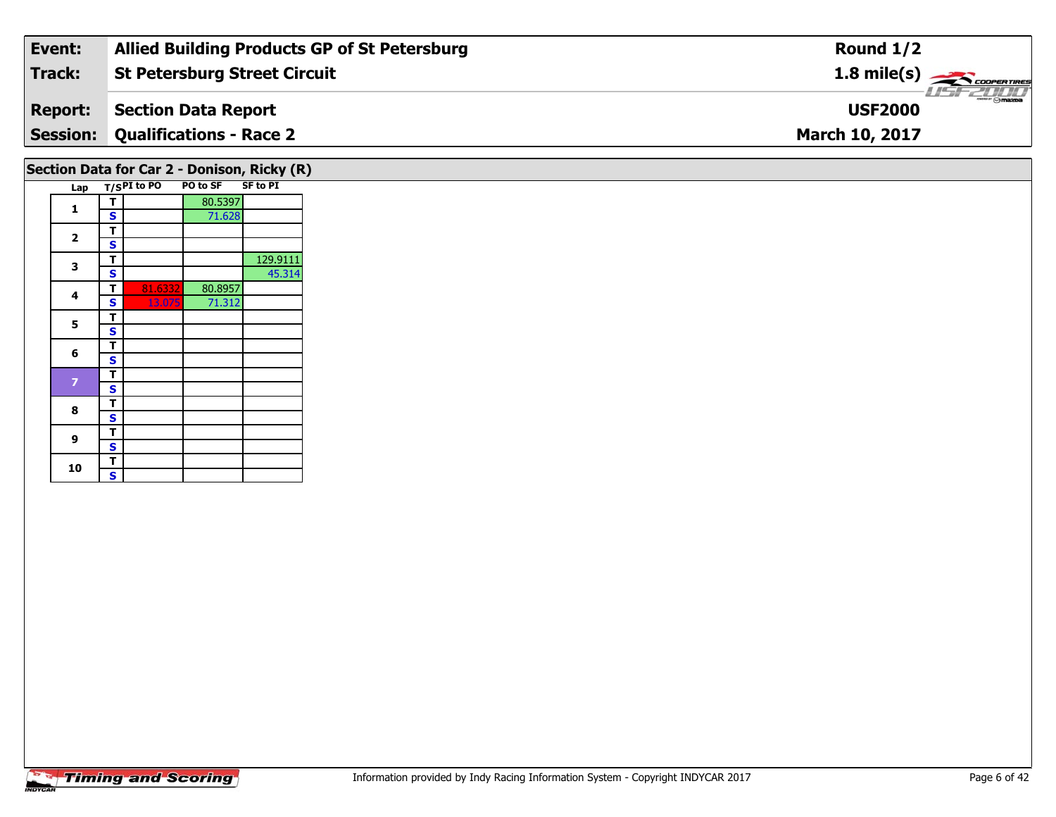| **Event:** | **Allied Building Products GP of St Petersburg** | **Round 1/2** |
|---|---|---|
| **Track:** | **St Petersburg Street Circuit** | **1.8 mile(s)** |
| **Report:** | **Section Data Report** | **USF2000** |
| **Session:** | **Qualifications - Race 2** | **March 10, 2017** |

## Section Data for Car 2 - Donison, Ricky (R)

| Lap | T/S | PI to PO | PO to SF | SF to PI |
|---|---|---|---|---|
| 1 | T | | 80.5397 | |
| | S | | 71.628 | |
| 2 | T | | | |
| | S | | | |
| 3 | T | | | 129.9111 |
| | S | | | 45.314 |
| 4 | T | 81.6332 | 80.8957 | |
| | S | 13.075 | 71.312 | |
| 5 | T | | | |
| | S | | | |
| 6 | T | | | |
| | S | | | |
| 7 | T | | | |
| | S | | | |
| 8 | T | | | |
| | S | | | |
| 9 | T | | | |
| | S | | | |
| 10 | T | | | |
| | S | | | |

Information provided by Indy Racing Information System - Copyright INDYCAR 2017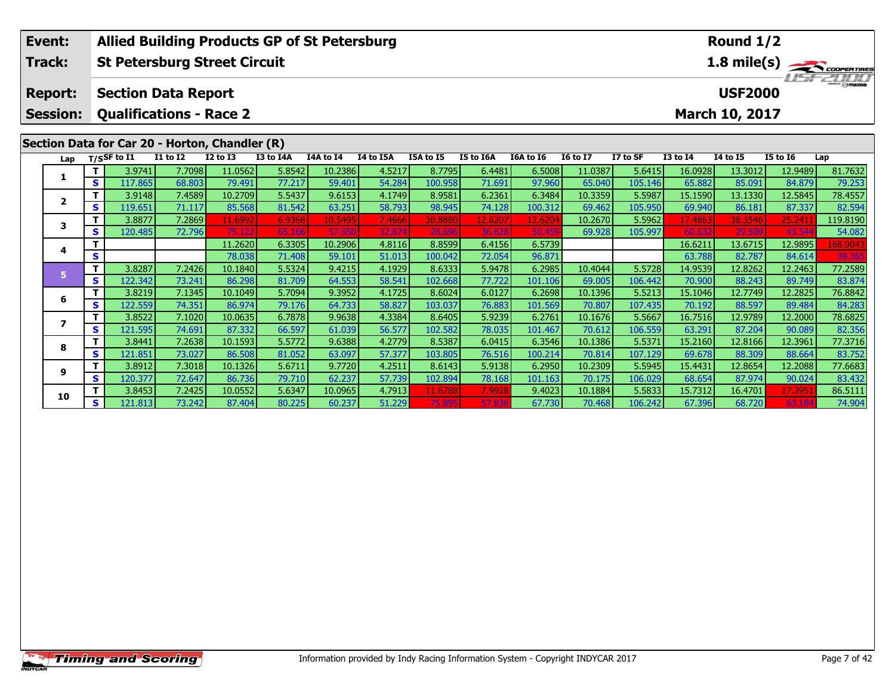| Event: | Allied Building Products GP of St Petersburg | Round 1/2 |
|---|---|---|
| Track: | St Petersburg Street Circuit | 1.8 mile(s) |
| Report: | Section Data Report | USF2000 |
| Session: | Qualifications - Race 2 | March 10, 2017 |

## Section Data for Car 20 - Horton, Chandler (R)

| Lap | T/S | SF to I1 | I1 to I2 | I2 to I3 | I3 to I4A | I4A to I4 | I4 to I5A | I5A to I5 | I5 to I6A | I6A to I6 | I6 to I7 | I7 to SF | I3 to I4 | I4 to I5 | I5 to I6 | Lap |
|---|---|---|---|---|---|---|---|---|---|---|---|---|---|---|---|---|
| 1 | T | 3.9741 | 7.7098 | 11.0562 | 5.8542 | 10.2386 | 4.5217 | 8.7795 | 6.4481 | 6.5008 | 11.0387 | 5.6415 | 16.0928 | 13.3012 | 12.9489 | 81.7632 |
| | S | 117.865 | 68.803 | 79.491 | 77.217 | 59.401 | 54.284 | 100.958 | 71.691 | 97.960 | 65.040 | 105.146 | 65.882 | 85.091 | 84.879 | 79.253 |
| 2 | T | 3.9148 | 7.4589 | 10.2709 | 5.5437 | 9.6153 | 4.1749 | 8.9581 | 6.2361 | 6.3484 | 10.3359 | 5.5987 | 15.1590 | 13.1330 | 12.5845 | 78.4557 |
| | S | 119.651 | 71.117 | 85.568 | 81.542 | 63.251 | 58.793 | 98.945 | 74.128 | 100.312 | 69.462 | 105.950 | 69.940 | 86.181 | 87.337 | 82.594 |
| 3 | T | 3.8877 | 7.2869 | 11.6992 | 6.9368 | 10.5495 | 7.4666 | 30.8880 | 12.6207 | 12.6204 | 10.2670 | 5.5962 | 17.4863 | 38.3546 | 25.2411 | 119.8190 |
| | S | 120.485 | 72.796 | 75.122 | 65.166 | 57.650 | 32.874 | 28.696 | 36.628 | 50.459 | 69.928 | 105.997 | 60.632 | 29.509 | 43.544 | 54.082 |
| 4 | T | | | 11.2620 | 6.3305 | 10.2906 | 4.8116 | 8.8599 | 6.4156 | 6.5739 | | | 16.6211 | 13.6715 | 12.9895 | 168.9043 |
| | S | | | 78.038 | 71.408 | 59.101 | 51.013 | 100.042 | 72.054 | 96.871 | | | 63.788 | 82.787 | 84.614 | 38.365 |
| 5 | T | 3.8287 | 7.2426 | 10.1840 | 5.5324 | 9.4215 | 4.1929 | 8.6333 | 5.9478 | 6.2985 | 10.4044 | 5.5728 | 14.9539 | 12.8262 | 12.2463 | 77.2589 |
| | S | 122.342 | 73.241 | 86.298 | 81.709 | 64.553 | 58.541 | 102.668 | 77.722 | 101.106 | 69.005 | 106.442 | 70.900 | 88.243 | 89.749 | 83.874 |
| 6 | T | 3.8219 | 7.1345 | 10.1049 | 5.7094 | 9.3952 | 4.1725 | 8.6024 | 6.0127 | 6.2698 | 10.1396 | 5.5213 | 15.1046 | 12.7749 | 12.2825 | 76.8842 |
| | S | 122.559 | 74.351 | 86.974 | 79.176 | 64.733 | 58.827 | 103.037 | 76.883 | 101.569 | 70.807 | 107.435 | 70.192 | 88.597 | 89.484 | 84.283 |
| 7 | T | 3.8522 | 7.1020 | 10.0635 | 6.7878 | 9.9638 | 4.3384 | 8.6405 | 5.9239 | 6.2761 | 10.1676 | 5.5667 | 16.7516 | 12.9789 | 12.2000 | 78.6825 |
| | S | 121.595 | 74.691 | 87.332 | 66.597 | 61.039 | 56.577 | 102.582 | 78.035 | 101.467 | 70.612 | 106.559 | 63.291 | 87.204 | 90.089 | 82.356 |
| 8 | T | 3.8441 | 7.2638 | 10.1593 | 5.5772 | 9.6388 | 4.2779 | 8.5387 | 6.0415 | 6.3546 | 10.1386 | 5.5371 | 15.2160 | 12.8166 | 12.3961 | 77.3716 |
| | S | 121.851 | 73.027 | 86.508 | 81.052 | 63.097 | 57.377 | 103.805 | 76.516 | 100.214 | 70.814 | 107.129 | 69.678 | 88.309 | 88.664 | 83.752 |
| 9 | T | 3.8912 | 7.3018 | 10.1326 | 5.6711 | 9.7720 | 4.2511 | 8.6143 | 5.9138 | 6.2950 | 10.2309 | 5.5945 | 15.4431 | 12.8654 | 12.2088 | 77.6683 |
| | S | 120.377 | 72.647 | 86.736 | 79.710 | 62.237 | 57.739 | 102.894 | 78.168 | 101.163 | 70.175 | 106.029 | 68.654 | 87.974 | 90.024 | 83.432 |
| 10 | T | 3.8453 | 7.2425 | 10.0552 | 5.6347 | 10.0965 | 4.7913 | 11.6788 | 7.9928 | 9.4023 | 10.1884 | 5.5833 | 15.7312 | 16.4701 | 17.3951 | 86.5111 |
| | S | 121.813 | 73.242 | 87.404 | 80.225 | 60.237 | 51.229 | 75.895 | 57.836 | 67.730 | 70.468 | 106.242 | 67.396 | 68.720 | 63.184 | 74.904 |

Information provided by Indy Racing Information System - Copyright INDYCAR 2017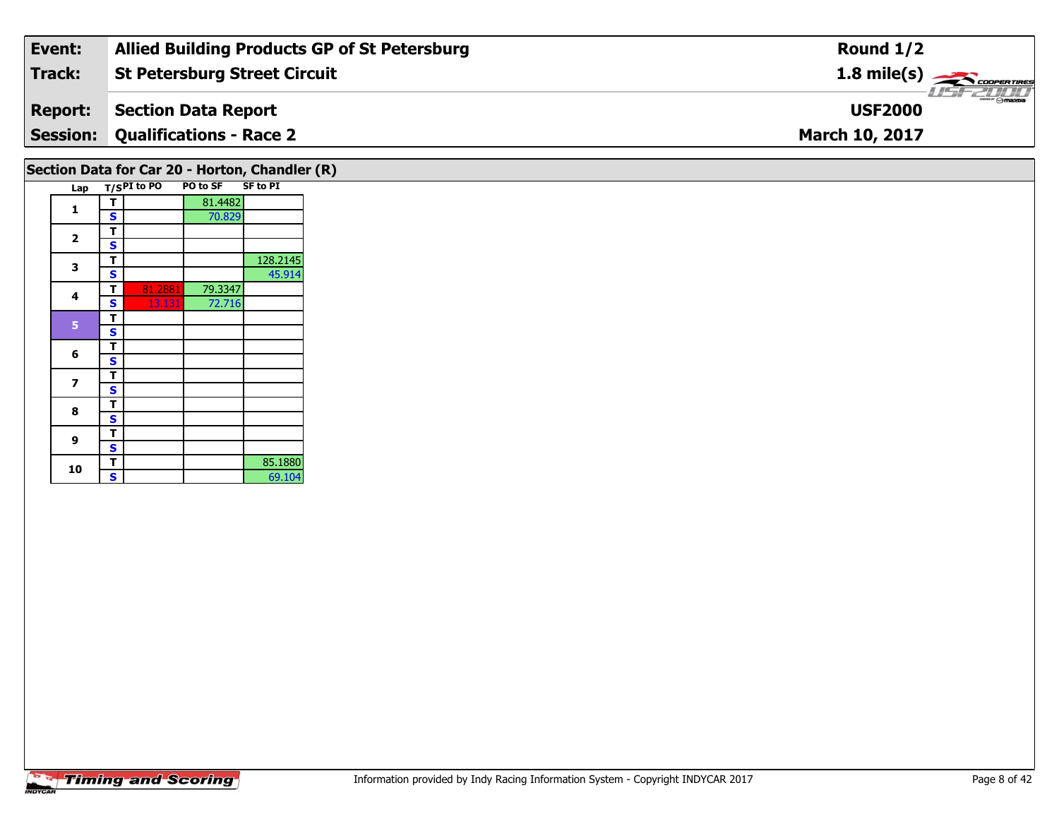| Event: | Allied Building Products GP of St Petersburg | Round 1/2 |
|---|---|---|
| Track: | St Petersburg Street Circuit | 1.8 mile(s) |
| Report: | Section Data Report | USF2000 |
| Session: | Qualifications - Race 2 | March 10, 2017 |

## Section Data for Car 20 - Horton, Chandler (R)

| Lap | T/S | PI to PO | PO to SF | SF to PI |
|---|---|---|---|---|
| 1 | T | | 81.4482 | |
| | S | | 70.829 | |
| 2 | T | | | |
| | S | | | |
| 3 | T | | | 128.2145 |
| | S | | | 45.914 |
| 4 | T | 81.2881 | 79.3347 | |
| | S | 13.131 | 72.716 | |
| 5 | T | | | |
| | S | | | |
| 6 | T | | | |
| | S | | | |
| 7 | T | | | |
| | S | | | |
| 8 | T | | | |
| | S | | | |
| 9 | T | | | |
| | S | | | |
| 10 | T | | | 85.1880 |
| | S | | | 69.104 |

Information provided by Indy Racing Information System - Copyright INDYCAR 2017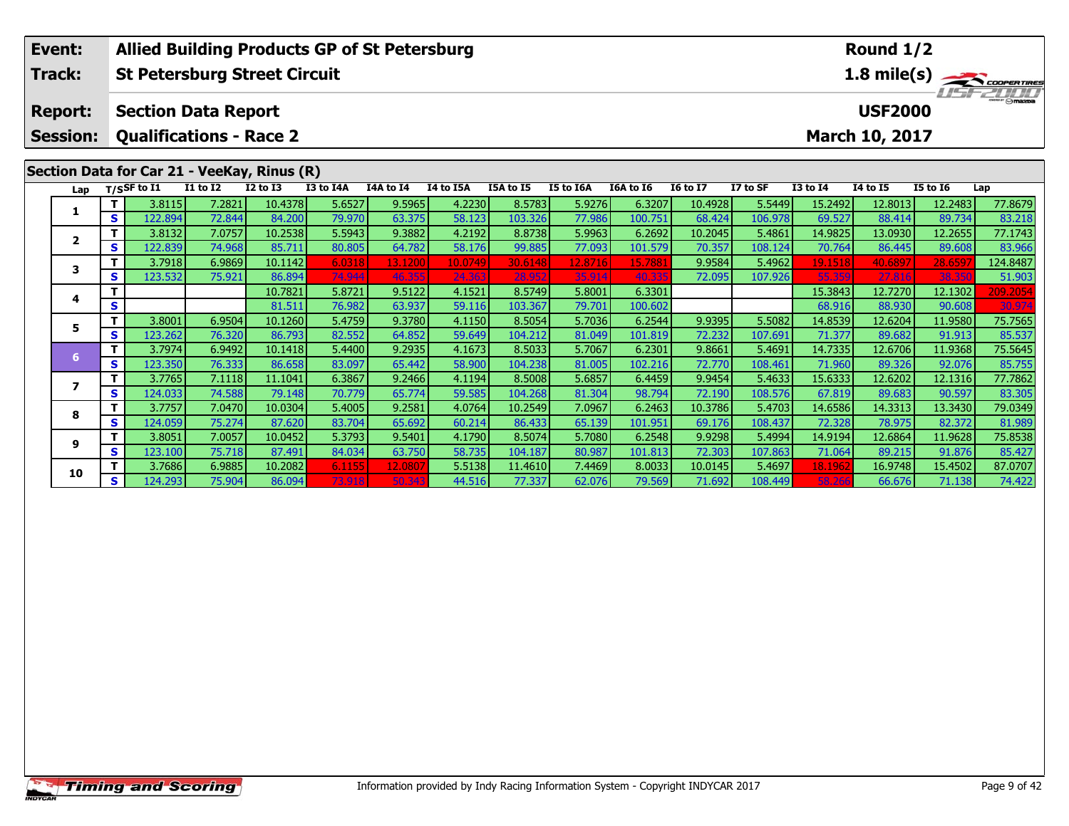| Event: | Allied Building Products GP of St Petersburg | Round 1/2 |
|---|---|---|
| Track: | St Petersburg Street Circuit | 1.8 mile(s) |
| Report: | Section Data Report | USF2000 |
| Session: | Qualifications - Race 2 | March 10, 2017 |

## Section Data for Car 21 - VeeKay, Rinus (R)

| Lap | T/S | SF to I1 | I1 to I2 | I2 to I3 | I3 to I4A | I4A to I4 | I4 to I5A | I5A to I5 | I5 to I6A | I6A to I6 | I6 to I7 | I7 to SF | I3 to I4 | I4 to I5 | I5 to I6 | Lap |
|---|---|---|---|---|---|---|---|---|---|---|---|---|---|---|---|---|
| 1 | T | 3.8115 | 7.2821 | 10.4378 | 5.6527 | 9.5965 | 4.2230 | 8.5783 | 5.9276 | 6.3207 | 10.4928 | 5.5449 | 15.2492 | 12.8013 | 12.2483 | 77.8679 |
| | S | 122.894 | 72.844 | 84.200 | 79.970 | 63.375 | 58.123 | 103.326 | 77.986 | 100.751 | 68.424 | 106.978 | 69.527 | 88.414 | 89.734 | 83.218 |
| 2 | T | 3.8132 | 7.0757 | 10.2538 | 5.5943 | 9.3882 | 4.2192 | 8.8738 | 5.9963 | 6.2692 | 10.2045 | 5.4861 | 14.9825 | 13.0930 | 12.2655 | 77.1743 |
| | S | 122.839 | 74.968 | 85.711 | 80.805 | 64.782 | 58.176 | 99.885 | 77.093 | 101.579 | 70.357 | 108.124 | 70.764 | 86.445 | 89.608 | 83.966 |
| 3 | T | 3.7918 | 6.9869 | 10.1142 | 6.0318 | 13.1200 | 10.0749 | 30.6148 | 12.8716 | 15.7881 | 9.9584 | 5.4962 | 19.1518 | 40.6897 | 28.6597 | 124.8487 |
| | S | 123.532 | 75.921 | 86.894 | 74.944 | 46.355 | 24.363 | 28.952 | 35.914 | 40.335 | 72.095 | 107.926 | 55.359 | 27.816 | 38.350 | 51.903 |
| 4 | T | | | 10.7821 | 5.8721 | 9.5122 | 4.1521 | 8.5749 | 5.8001 | 6.3301 | | | 15.3843 | 12.7270 | 12.1302 | 209.2054 |
| | S | | | 81.511 | 76.982 | 63.937 | 59.116 | 103.367 | 79.701 | 100.602 | | | 68.916 | 88.930 | 90.608 | 30.974 |
| 5 | T | 3.8001 | 6.9504 | 10.1260 | 5.4759 | 9.3780 | 4.1150 | 8.5054 | 5.7036 | 6.2544 | 9.9395 | 5.5082 | 14.8539 | 12.6204 | 11.9580 | 75.7565 |
| | S | 123.262 | 76.320 | 86.793 | 82.552 | 64.852 | 59.649 | 104.212 | 81.049 | 101.819 | 72.232 | 107.691 | 71.377 | 89.682 | 91.913 | 85.537 |
| 6 | T | 3.7974 | 6.9492 | 10.1418 | 5.4400 | 9.2935 | 4.1673 | 8.5033 | 5.7067 | 6.2301 | 9.8661 | 5.4691 | 14.7335 | 12.6706 | 11.9368 | 75.5645 |
| | S | 123.350 | 76.333 | 86.658 | 83.097 | 65.442 | 58.900 | 104.238 | 81.005 | 102.216 | 72.770 | 108.461 | 71.960 | 89.326 | 92.076 | 85.755 |
| 7 | T | 3.7765 | 7.1118 | 11.1041 | 6.3867 | 9.2466 | 4.1194 | 8.5008 | 5.6857 | 6.4459 | 9.9454 | 5.4633 | 15.6333 | 12.6202 | 12.1316 | 77.7862 |
| | S | 124.033 | 74.588 | 79.148 | 70.779 | 65.774 | 59.585 | 104.268 | 81.304 | 98.794 | 72.190 | 108.576 | 67.819 | 89.683 | 90.597 | 83.305 |
| 8 | T | 3.7757 | 7.0470 | 10.0304 | 5.4005 | 9.2581 | 4.0764 | 10.2549 | 7.0967 | 6.2463 | 10.3786 | 5.4703 | 14.6586 | 14.3313 | 13.3430 | 79.0349 |
| | S | 124.059 | 75.274 | 87.620 | 83.704 | 65.692 | 60.214 | 86.433 | 65.139 | 101.951 | 69.176 | 108.437 | 72.328 | 78.975 | 82.372 | 81.989 |
| 9 | T | 3.8051 | 7.0057 | 10.0452 | 5.3793 | 9.5401 | 4.1790 | 8.5074 | 5.7080 | 6.2548 | 9.9298 | 5.4994 | 14.9194 | 12.6864 | 11.9628 | 75.8538 |
| | S | 123.100 | 75.718 | 87.491 | 84.034 | 63.750 | 58.735 | 104.187 | 80.987 | 101.813 | 72.303 | 107.863 | 71.064 | 89.215 | 91.876 | 85.427 |
| 10 | T | 3.7686 | 6.9885 | 10.2082 | 6.1155 | 12.0807 | 5.5138 | 11.4610 | 7.4469 | 8.0033 | 10.0145 | 5.4697 | 18.1962 | 16.9748 | 15.4502 | 87.0707 |
| | S | 124.293 | 75.904 | 86.094 | 73.918 | 50.343 | 44.516 | 77.337 | 62.076 | 79.569 | 71.692 | 108.449 | 58.266 | 66.676 | 71.138 | 74.422 |

Information provided by Indy Racing Information System - Copyright INDYCAR 2017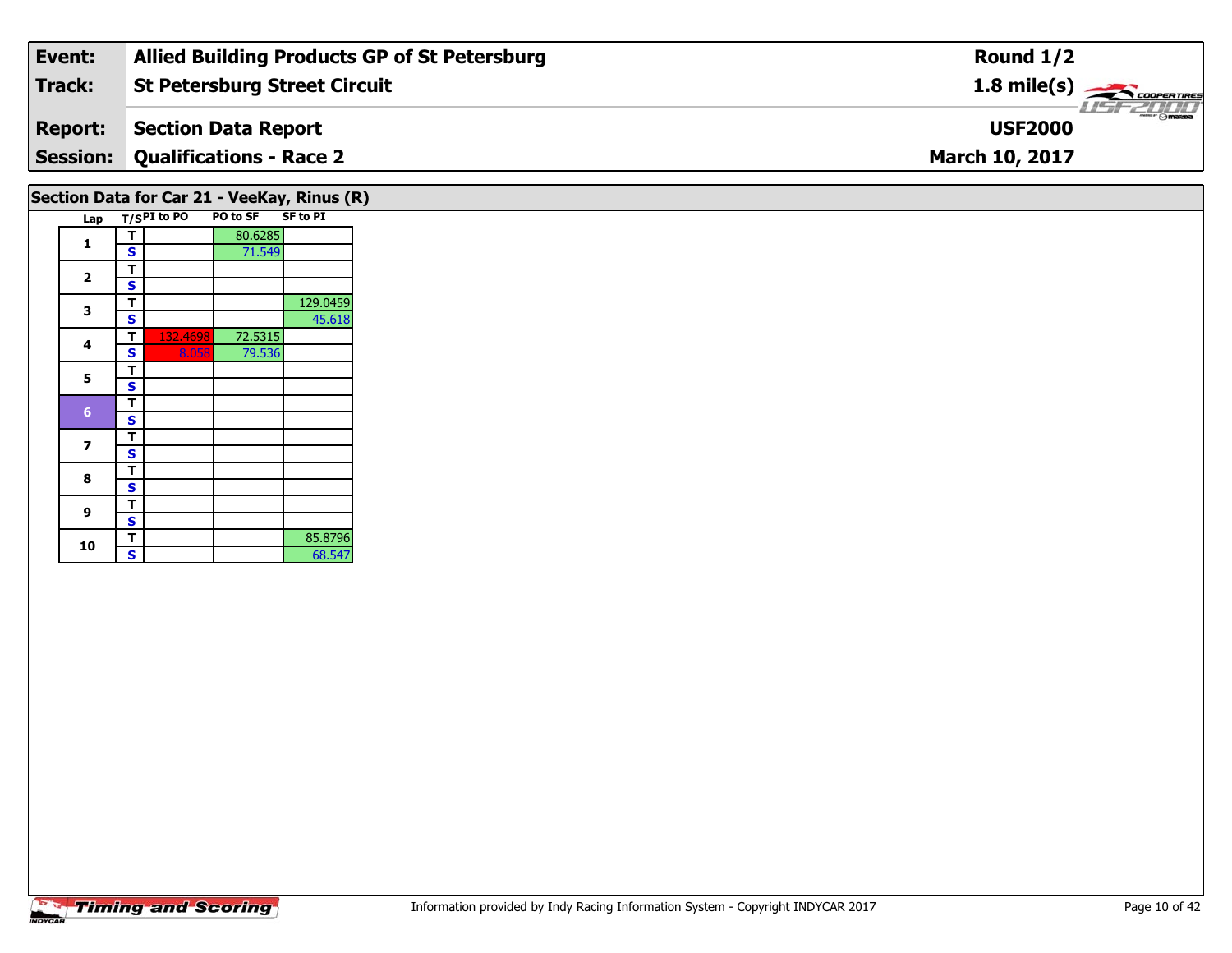| Event: | Allied Building Products GP of St Petersburg | Round 1/2 |
|---|---|---|
| Track: | St Petersburg Street Circuit | 1.8 mile(s) |
| Report: | Section Data Report | USF2000 |
| Session: | Qualifications - Race 2 | March 10, 2017 |

## Section Data for Car 21 - VeeKay, Rinus (R)

| Lap | T/S | PI to PO | PO to SF | SF to PI |
|---|---|---|---|---|
| 1 | T | | 80.6285 | |
| | S | | 71.549 | |
| 2 | T | | | |
| | S | | | |
| 3 | T | | | 129.0459 |
| | S | | | 45.618 |
| 4 | T | 132.4698 | 72.5315 | |
| | S | 8.058 | 79.536 | |
| 5 | T | | | |
| | S | | | |
| 6 | T | | | |
| | S | | | |
| 7 | T | | | |
| | S | | | |
| 8 | T | | | |
| | S | | | |
| 9 | T | | | |
| | S | | | |
| 10 | T | | | 85.8796 |
| | S | | | 68.547 |

Information provided by Indy Racing Information System - Copyright INDYCAR 2017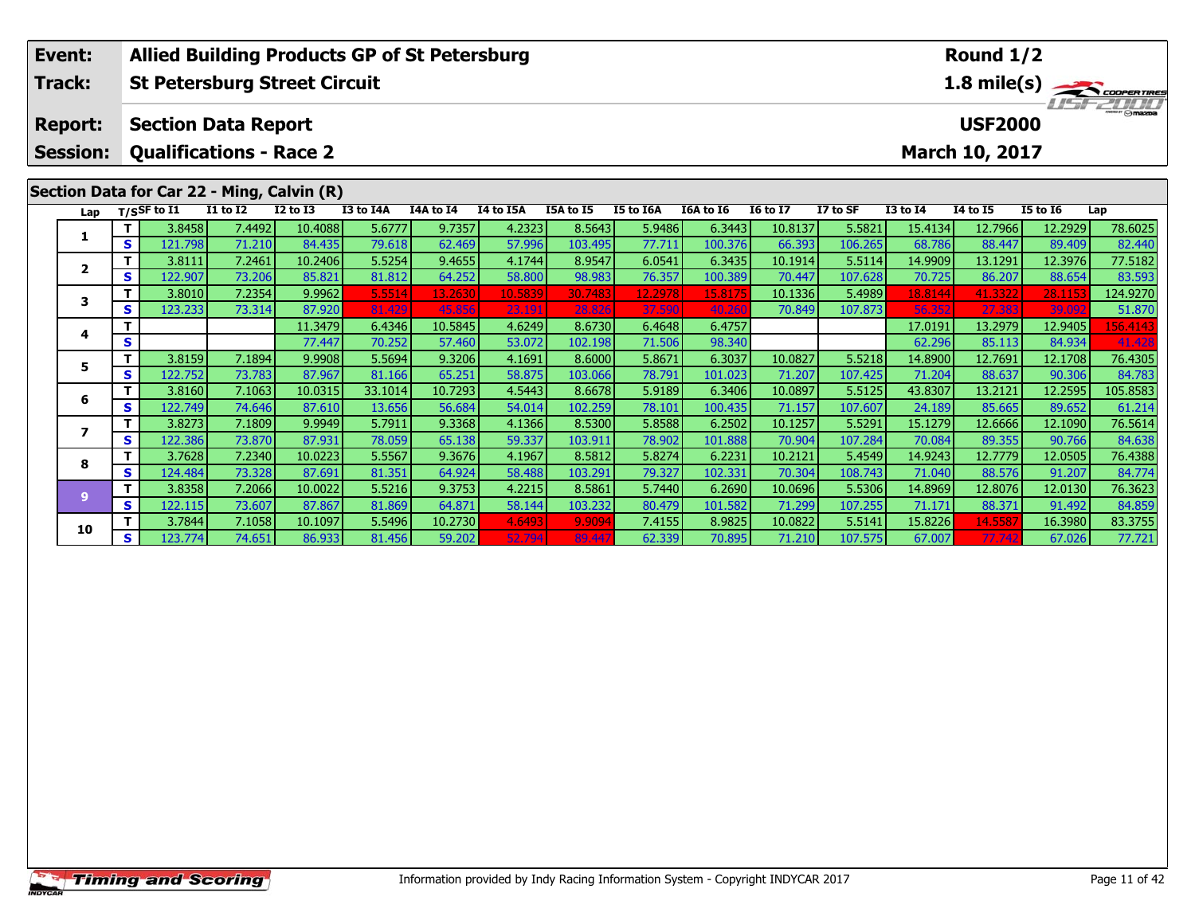| Event: | Allied Building Products GP of St Petersburg | Round 1/2 |
|---|---|---|
| Track: | St Petersburg Street Circuit | 1.8 mile(s) |
| Report: | Section Data Report | USF2000 |
| Session: | Qualifications - Race 2 | March 10, 2017 |

## Section Data for Car 22 - Ming, Calvin (R)

| Lap | T/S | SF to I1 | I1 to I2 | I2 to I3 | I3 to I4A | I4A to I4 | I4 to I5A | I5A to I5 | I5 to I6A | I6A to I6 | I6 to I7 | I7 to SF | I3 to I4 | I4 to I5 | I5 to I6 | Lap |
|---|---|---|---|---|---|---|---|---|---|---|---|---|---|---|---|---|
| 1 | T | 3.8458 | 7.4492 | 10.4088 | 5.6777 | 9.7357 | 4.2323 | 8.5643 | 5.9486 | 6.3443 | 10.8137 | 5.5821 | 15.4134 | 12.7966 | 12.2929 | 78.6025 |
| | S | 121.798 | 71.210 | 84.435 | 79.618 | 62.469 | 57.996 | 103.495 | 77.711 | 100.376 | 66.393 | 106.265 | 68.786 | 88.447 | 89.409 | 82.440 |
| 2 | T | 3.8111 | 7.2461 | 10.2406 | 5.5254 | 9.4655 | 4.1744 | 8.9547 | 6.0541 | 6.3435 | 10.1914 | 5.5114 | 14.9909 | 13.1291 | 12.3976 | 77.5182 |
| | S | 122.907 | 73.206 | 85.821 | 81.812 | 64.252 | 58.800 | 98.983 | 76.357 | 100.389 | 70.447 | 107.628 | 70.725 | 86.207 | 88.654 | 83.593 |
| 3 | T | 3.8010 | 7.2354 | 9.9962 | 5.5514 | 13.2630 | 10.5839 | 30.7483 | 12.2978 | 15.8175 | 10.1336 | 5.4989 | 18.8144 | 41.3322 | 28.1153 | 124.9270 |
| | S | 123.233 | 73.314 | 87.920 | 81.429 | 45.856 | 23.191 | 28.826 | 37.590 | 40.260 | 70.849 | 107.873 | 56.352 | 27.383 | 39.092 | 51.870 |
| 4 | T | | | 11.3479 | 6.4346 | 10.5845 | 4.6249 | 8.6730 | 6.4648 | 6.4757 | | | 17.0191 | 13.2979 | 12.9405 | 156.4143 |
| | S | | | 77.447 | 70.252 | 57.460 | 53.072 | 102.198 | 71.506 | 98.340 | | | 62.296 | 85.113 | 84.934 | 41.428 |
| 5 | T | 3.8159 | 7.1894 | 9.9908 | 5.5694 | 9.3206 | 4.1691 | 8.6000 | 5.8671 | 6.3037 | 10.0827 | 5.5218 | 14.8900 | 12.7691 | 12.1708 | 76.4305 |
| | S | 122.752 | 73.783 | 87.967 | 81.166 | 65.251 | 58.875 | 103.066 | 78.791 | 101.023 | 71.207 | 107.425 | 71.204 | 88.637 | 90.306 | 84.783 |
| 6 | T | 3.8160 | 7.1063 | 10.0315 | 33.1014 | 10.7293 | 4.5443 | 8.6678 | 5.9189 | 6.3406 | 10.0897 | 5.5125 | 43.8307 | 13.2121 | 12.2595 | 105.8583 |
| | S | 122.749 | 74.646 | 87.610 | 13.656 | 56.684 | 54.014 | 102.259 | 78.101 | 100.435 | 71.157 | 107.607 | 24.189 | 85.665 | 89.652 | 61.214 |
| 7 | T | 3.8273 | 7.1809 | 9.9949 | 5.7911 | 9.3368 | 4.1366 | 8.5300 | 5.8588 | 6.2502 | 10.1257 | 5.5291 | 15.1279 | 12.6666 | 12.1090 | 76.5614 |
| | S | 122.386 | 73.870 | 87.931 | 78.059 | 65.138 | 59.337 | 103.911 | 78.902 | 101.888 | 70.904 | 107.284 | 70.084 | 89.355 | 90.766 | 84.638 |
| 8 | T | 3.7628 | 7.2340 | 10.0223 | 5.5567 | 9.3676 | 4.1967 | 8.5812 | 5.8274 | 6.2231 | 10.2121 | 5.4549 | 14.9243 | 12.7779 | 12.0505 | 76.4388 |
| | S | 124.484 | 73.328 | 87.691 | 81.351 | 64.924 | 58.488 | 103.291 | 79.327 | 102.331 | 70.304 | 108.743 | 71.040 | 88.576 | 91.207 | 84.774 |
| 9 | T | 3.8358 | 7.2066 | 10.0022 | 5.5216 | 9.3753 | 4.2215 | 8.5861 | 5.7440 | 6.2690 | 10.0696 | 5.5306 | 14.8969 | 12.8076 | 12.0130 | 76.3623 |
| | S | 122.115 | 73.607 | 87.867 | 81.869 | 64.871 | 58.144 | 103.232 | 80.479 | 101.582 | 71.299 | 107.255 | 71.171 | 88.371 | 91.492 | 84.859 |
| 10 | T | 3.7844 | 7.1058 | 10.1097 | 5.5496 | 10.2730 | 4.6493 | 9.9094 | 7.4155 | 8.9825 | 10.0822 | 5.5141 | 15.8226 | 14.5587 | 16.3980 | 83.3755 |
| | S | 123.774 | 74.651 | 86.933 | 81.456 | 59.202 | 52.794 | 89.447 | 62.339 | 70.895 | 71.210 | 107.575 | 67.007 | 77.742 | 67.026 | 77.721 |

Information provided by Indy Racing Information System - Copyright INDYCAR 2017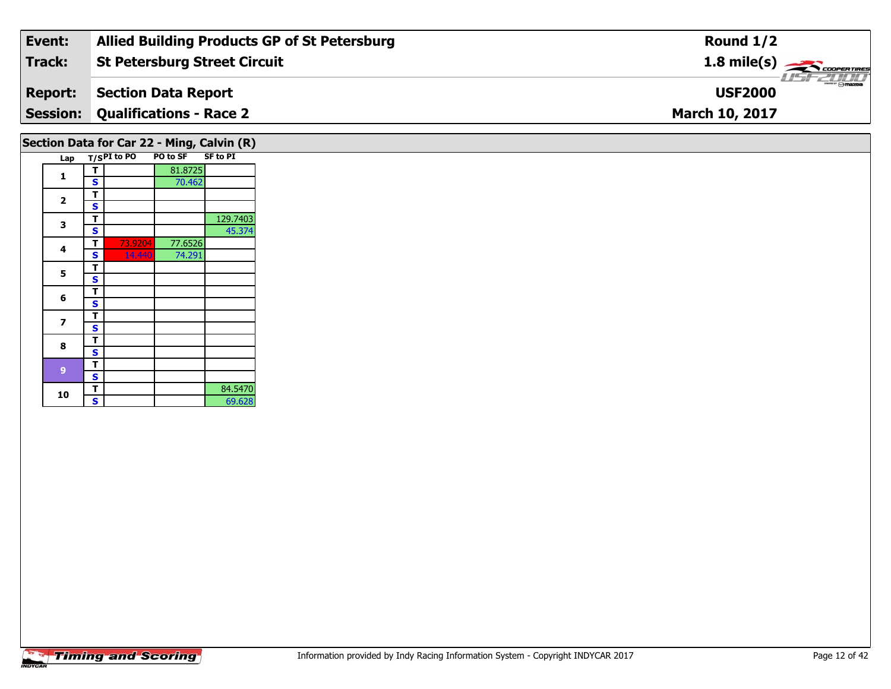| Event: | Allied Building Products GP of St Petersburg | Round 1/2 |
|---|---|---|
| Track: | St Petersburg Street Circuit | 1.8 mile(s) |
| Report: | Section Data Report | USF2000 |
| Session: | Qualifications - Race 2 | March 10, 2017 |

## Section Data for Car 22 - Ming, Calvin (R)

| Lap | T/S | PI to PO | PO to SF | SF to PI |
|---|---|---|---|---|
| 1 | T | | 81.8725 | |
| | S | | 70.462 | |
| 2 | T | | | |
| | S | | | |
| 3 | T | | | 129.7403 |
| | S | | | 45.374 |
| 4 | T | 73.9204 | 77.6526 | |
| | S | 14.440 | 74.291 | |
| 5 | T | | | |
| | S | | | |
| 6 | T | | | |
| | S | | | |
| 7 | T | | | |
| | S | | | |
| 8 | T | | | |
| | S | | | |
| 9 | T | | | |
| | S | | | |
| 10 | T | | | 84.5470 |
| | S | | | 69.628 |

Information provided by Indy Racing Information System - Copyright INDYCAR 2017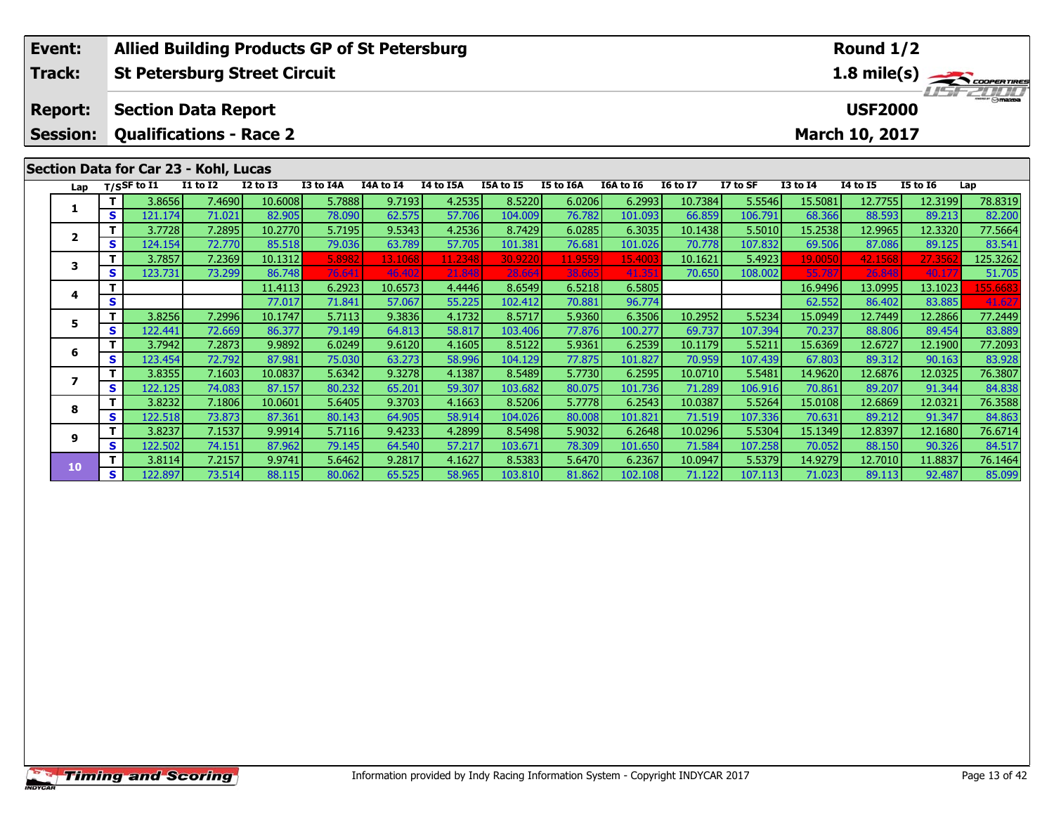| Event: | Allied Building Products GP of St Petersburg | Round 1/2 |
|---|---|---|
| Track: | St Petersburg Street Circuit | 1.8 mile(s) |
| Report: | Section Data Report | USF2000 |
| Session: | Qualifications - Race 2 | March 10, 2017 |

## Section Data for Car 23 - Kohl, Lucas

| Lap | T/S | SF to I1 | I1 to I2 | I2 to I3 | I3 to I4A | I4A to I4 | I4 to I5A | I5A to I5 | I5 to I6A | I6A to I6 | I6 to I7 | I7 to SF | I3 to I4 | I4 to I5 | I5 to I6 | Lap |
|---|---|---|---|---|---|---|---|---|---|---|---|---|---|---|---|---|
| 1 | T | 3.8656 | 7.4690 | 10.6008 | 5.7888 | 9.7193 | 4.2535 | 8.5220 | 6.0206 | 6.2993 | 10.7384 | 5.5546 | 15.5081 | 12.7755 | 12.3199 | 78.8319 |
| | S | 121.174 | 71.021 | 82.905 | 78.090 | 62.575 | 57.706 | 104.009 | 76.782 | 101.093 | 66.859 | 106.791 | 68.366 | 88.593 | 89.213 | 82.200 |
| 2 | T | 3.7728 | 7.2895 | 10.2770 | 5.7195 | 9.5343 | 4.2536 | 8.7429 | 6.0285 | 6.3035 | 10.1438 | 5.5010 | 15.2538 | 12.9965 | 12.3320 | 77.5664 |
| | S | 124.154 | 72.770 | 85.518 | 79.036 | 63.789 | 57.705 | 101.381 | 76.681 | 101.026 | 70.778 | 107.832 | 69.506 | 87.086 | 89.125 | 83.541 |
| 3 | T | 3.7857 | 7.2369 | 10.1312 | 5.8982 | 13.1068 | 11.2348 | 30.9220 | 11.9559 | 15.4003 | 10.1621 | 5.4923 | 19.0050 | 42.1568 | 27.3562 | 125.3262 |
| | S | 123.731 | 73.299 | 86.748 | 76.641 | 46.402 | 21.848 | 28.664 | 38.665 | 41.351 | 70.650 | 108.002 | 55.787 | 26.848 | 40.177 | 51.705 |
| 4 | T | | | 11.4113 | 6.2923 | 10.6573 | 4.4446 | 8.6549 | 6.5218 | 6.5805 | | | 16.9496 | 13.0995 | 13.1023 | 155.6683 |
| | S | | | 77.017 | 71.841 | 57.067 | 55.225 | 102.412 | 70.881 | 96.774 | | | 62.552 | 86.402 | 83.885 | 41.627 |
| 5 | T | 3.8256 | 7.2996 | 10.1747 | 5.7113 | 9.3836 | 4.1732 | 8.5717 | 5.9360 | 6.3506 | 10.2952 | 5.5234 | 15.0949 | 12.7449 | 12.2866 | 77.2449 |
| | S | 122.441 | 72.669 | 86.377 | 79.149 | 64.813 | 58.817 | 103.406 | 77.876 | 100.277 | 69.737 | 107.394 | 70.237 | 88.806 | 89.454 | 83.889 |
| 6 | T | 3.7942 | 7.2873 | 9.9892 | 6.0249 | 9.6120 | 4.1605 | 8.5122 | 5.9361 | 6.2539 | 10.1179 | 5.5211 | 15.6369 | 12.6727 | 12.1900 | 77.2093 |
| | S | 123.454 | 72.792 | 87.981 | 75.030 | 63.273 | 58.996 | 104.129 | 77.875 | 101.827 | 70.959 | 107.439 | 67.803 | 89.312 | 90.163 | 83.928 |
| 7 | T | 3.8355 | 7.1603 | 10.0837 | 5.6342 | 9.3278 | 4.1387 | 8.5489 | 5.7730 | 6.2595 | 10.0710 | 5.5481 | 14.9620 | 12.6876 | 12.0325 | 76.3807 |
| | S | 122.125 | 74.083 | 87.157 | 80.232 | 65.201 | 59.307 | 103.682 | 80.075 | 101.736 | 71.289 | 106.916 | 70.861 | 89.207 | 91.344 | 84.838 |
| 8 | T | 3.8232 | 7.1806 | 10.0601 | 5.6405 | 9.3703 | 4.1663 | 8.5206 | 5.7778 | 6.2543 | 10.0387 | 5.5264 | 15.0108 | 12.6869 | 12.0321 | 76.3588 |
| | S | 122.518 | 73.873 | 87.361 | 80.143 | 64.905 | 58.914 | 104.026 | 80.008 | 101.821 | 71.519 | 107.336 | 70.631 | 89.212 | 91.347 | 84.863 |
| 9 | T | 3.8237 | 7.1537 | 9.9914 | 5.7116 | 9.4233 | 4.2899 | 8.5498 | 5.9032 | 6.2648 | 10.0296 | 5.5304 | 15.1349 | 12.8397 | 12.1680 | 76.6714 |
| | S | 122.502 | 74.151 | 87.962 | 79.145 | 64.540 | 57.217 | 103.671 | 78.309 | 101.650 | 71.584 | 107.258 | 70.052 | 88.150 | 90.326 | 84.517 |
| 10 | T | 3.8114 | 7.2157 | 9.9741 | 5.6462 | 9.2817 | 4.1627 | 8.5383 | 5.6470 | 6.2367 | 10.0947 | 5.5379 | 14.9279 | 12.7010 | 11.8837 | 76.1464 |
| | S | 122.897 | 73.514 | 88.115 | 80.062 | 65.525 | 58.965 | 103.810 | 81.862 | 102.108 | 71.122 | 107.113 | 71.023 | 89.113 | 92.487 | 85.099 |

Information provided by Indy Racing Information System - Copyright INDYCAR 2017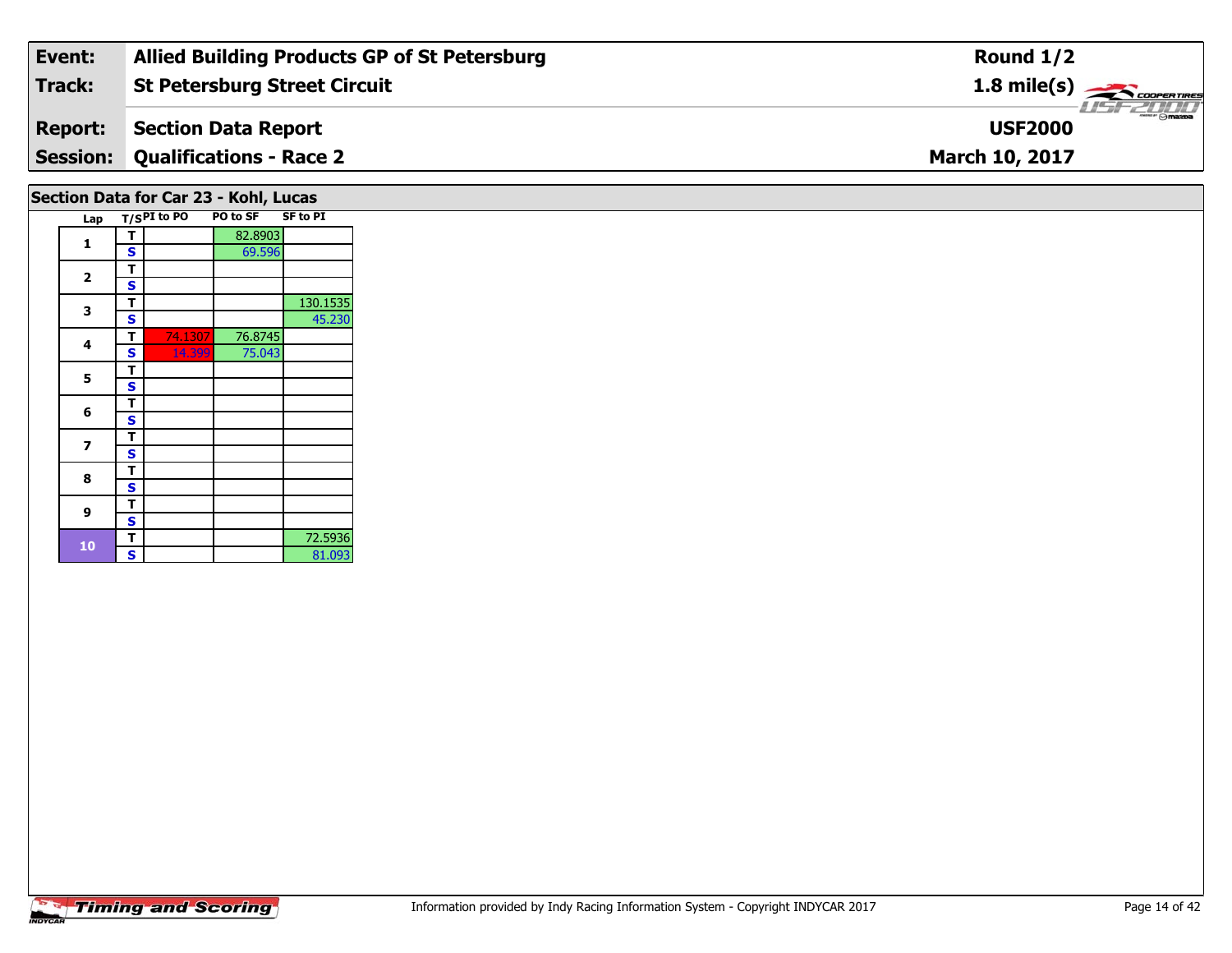| **Event:** | **Allied Building Products GP of St Petersburg** | **Round 1/2** |
|---|---|---|
| **Track:** | **St Petersburg Street Circuit** | **1.8 mile(s)** |
| **Report:** | **Section Data Report** | **USF2000** |
| **Session:** | **Qualifications - Race 2** | **March 10, 2017** |

## Section Data for Car 23 - Kohl, Lucas

| Lap | T/S | PI to PO | PO to SF | SF to PI |
|---|---|---|---|---|
| 1 | T | | 82.8903 | |
| | S | | 69.596 | |
| 2 | T | | | |
| | S | | | |
| 3 | T | | | 130.1535 |
| | S | | | 45.230 |
| 4 | T | 74.1307 | 76.8745 | |
| | S | 14.399 | 75.043 | |
| 5 | T | | | |
| | S | | | |
| 6 | T | | | |
| | S | | | |
| 7 | T | | | |
| | S | | | |
| 8 | T | | | |
| | S | | | |
| 9 | T | | | |
| | S | | | |
| 10 | T | | | 72.5936 |
| | S | | | 81.093 |

Information provided by Indy Racing Information System - Copyright INDYCAR 2017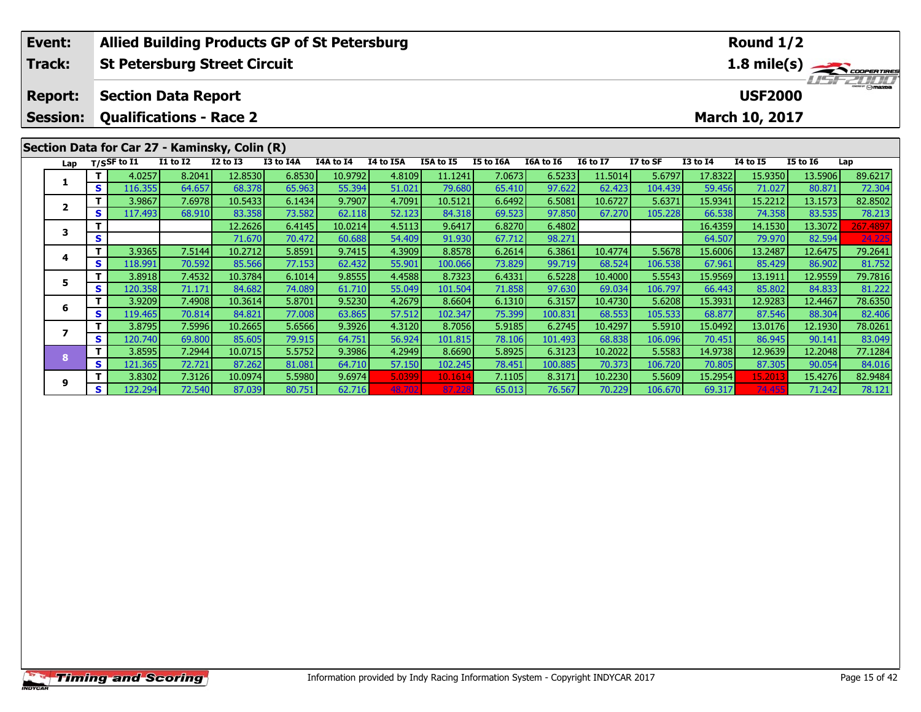| Event: | Allied Building Products GP of St Petersburg | Round 1/2 |
|---|---|---|
| Track: | St Petersburg Street Circuit | 1.8 mile(s) |
| Report: | Section Data Report | USF2000 |
| Session: | Qualifications - Race 2 | March 10, 2017 |

## Section Data for Car 27 - Kaminsky, Colin (R)

| Lap | T/S | SF to I1 | I1 to I2 | I2 to I3 | I3 to I4A | I4A to I4 | I4 to I5A | I5A to I5 | I5 to I6A | I6A to I6 | I6 to I7 | I7 to SF | I3 to I4 | I4 to I5 | I5 to I6 | Lap |
|---|---|---|---|---|---|---|---|---|---|---|---|---|---|---|---|---|
| 1 | T | 4.0257 | 8.2041 | 12.8530 | 6.8530 | 10.9792 | 4.8109 | 11.1241 | 7.0673 | 6.5233 | 11.5014 | 5.6797 | 17.8322 | 15.9350 | 13.5906 | 89.6217 |
| | S | 116.355 | 64.657 | 68.378 | 65.963 | 55.394 | 51.021 | 79.680 | 65.410 | 97.622 | 62.423 | 104.439 | 59.456 | 71.027 | 80.871 | 72.304 |
| 2 | T | 3.9867 | 7.6978 | 10.5433 | 6.1434 | 9.7907 | 4.7091 | 10.5121 | 6.6492 | 6.5081 | 10.6727 | 5.6371 | 15.9341 | 15.2212 | 13.1573 | 82.8502 |
| | S | 117.493 | 68.910 | 83.358 | 73.582 | 62.118 | 52.123 | 84.318 | 69.523 | 97.850 | 67.270 | 105.228 | 66.538 | 74.358 | 83.535 | 78.213 |
| 3 | T | | | 12.2626 | 6.4145 | 10.0214 | 4.5113 | 9.6417 | 6.8270 | 6.4802 | | | 16.4359 | 14.1530 | 13.3072 | 267.4897 |
| | S | | | 71.670 | 70.472 | 60.688 | 54.409 | 91.930 | 67.712 | 98.271 | | | 64.507 | 79.970 | 82.594 | 24.225 |
| 4 | T | 3.9365 | 7.5144 | 10.2712 | 5.8591 | 9.7415 | 4.3909 | 8.8578 | 6.2614 | 6.3861 | 10.4774 | 5.5678 | 15.6006 | 13.2487 | 12.6475 | 79.2641 |
| | S | 118.991 | 70.592 | 85.566 | 77.153 | 62.432 | 55.901 | 100.066 | 73.829 | 99.719 | 68.524 | 106.538 | 67.961 | 85.429 | 86.902 | 81.752 |
| 5 | T | 3.8918 | 7.4532 | 10.3784 | 6.1014 | 9.8555 | 4.4588 | 8.7323 | 6.4331 | 6.5228 | 10.4000 | 5.5543 | 15.9569 | 13.1911 | 12.9559 | 79.7816 |
| | S | 120.358 | 71.171 | 84.682 | 74.089 | 61.710 | 55.049 | 101.504 | 71.858 | 97.630 | 69.034 | 106.797 | 66.443 | 85.802 | 84.833 | 81.222 |
| 6 | T | 3.9209 | 7.4908 | 10.3614 | 5.8701 | 9.5230 | 4.2679 | 8.6604 | 6.1310 | 6.3157 | 10.4730 | 5.6208 | 15.3931 | 12.9283 | 12.4467 | 78.6350 |
| | S | 119.465 | 70.814 | 84.821 | 77.008 | 63.865 | 57.512 | 102.347 | 75.399 | 100.831 | 68.553 | 105.533 | 68.877 | 87.546 | 88.304 | 82.406 |
| 7 | T | 3.8795 | 7.5996 | 10.2665 | 5.6566 | 9.3926 | 4.3120 | 8.7056 | 5.9185 | 6.2745 | 10.4297 | 5.5910 | 15.0492 | 13.0176 | 12.1930 | 78.0261 |
| | S | 120.740 | 69.800 | 85.605 | 79.915 | 64.751 | 56.924 | 101.815 | 78.106 | 101.493 | 68.838 | 106.096 | 70.451 | 86.945 | 90.141 | 83.049 |
| 8 | T | 3.8595 | 7.2944 | 10.0715 | 5.5752 | 9.3986 | 4.2949 | 8.6690 | 5.8925 | 6.3123 | 10.2022 | 5.5583 | 14.9738 | 12.9639 | 12.2048 | 77.1284 |
| | S | 121.365 | 72.721 | 87.262 | 81.081 | 64.710 | 57.150 | 102.245 | 78.451 | 100.885 | 70.373 | 106.720 | 70.805 | 87.305 | 90.054 | 84.016 |
| 9 | T | 3.8302 | 7.3126 | 10.0974 | 5.5980 | 9.6974 | 5.0399 | 10.1614 | 7.1105 | 8.3171 | 10.2230 | 5.5609 | 15.2954 | 15.2013 | 15.4276 | 82.9484 |
| | S | 122.294 | 72.540 | 87.039 | 80.751 | 62.716 | 48.702 | 87.228 | 65.013 | 76.567 | 70.229 | 106.670 | 69.317 | 74.455 | 71.242 | 78.121 |

Information provided by Indy Racing Information System - Copyright INDYCAR 2017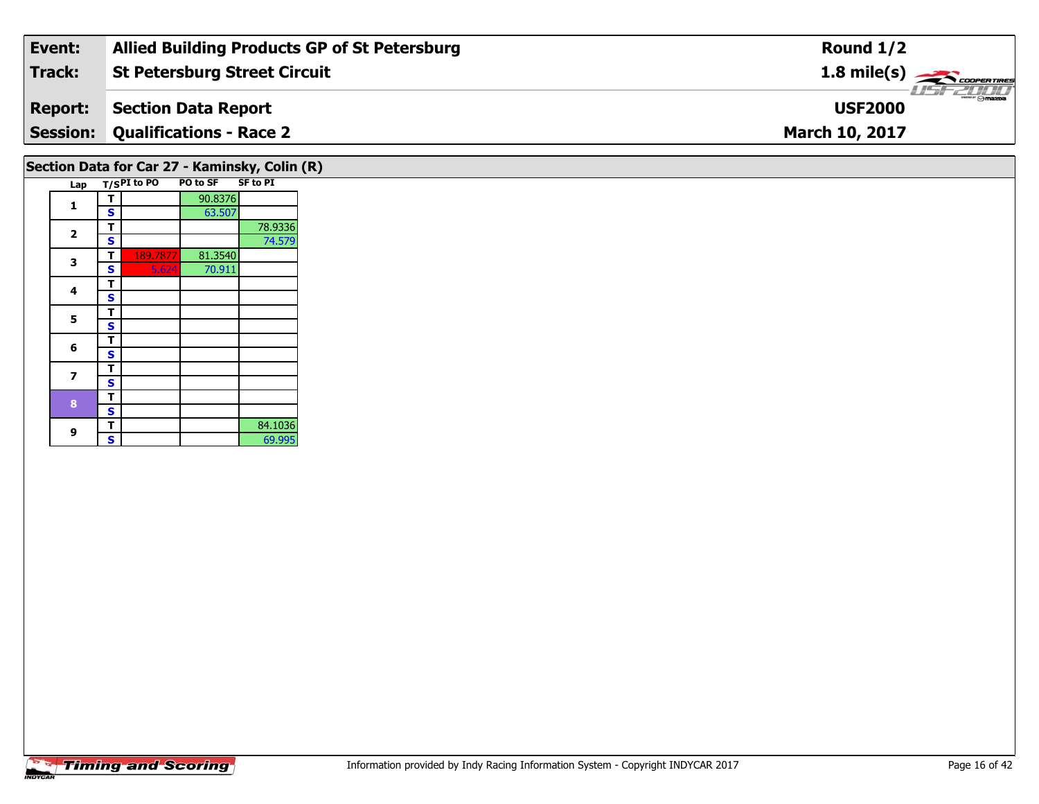| Event: | Allied Building Products GP of St Petersburg | Round 1/2 |
|---|---|---|
| Track: | St Petersburg Street Circuit | 1.8 mile(s) |
| Report: | Section Data Report | USF2000 |
| Session: | Qualifications - Race 2 | March 10, 2017 |

## Section Data for Car 27 - Kaminsky, Colin (R)

| Lap | T/S | PI to PO | PO to SF | SF to PI |
|---|---|---|---|---|
| 1 | T | | 90.8376 | |
| | S | | 63.507 | |
| 2 | T | | | 78.9336 |
| | S | | | 74.579 |
| 3 | T | 189.7877 | 81.3540 | |
| | S | 5.624 | 70.911 | |
| 4 | T | | | |
| | S | | | |
| 5 | T | | | |
| | S | | | |
| 6 | T | | | |
| | S | | | |
| 7 | T | | | |
| | S | | | |
| 8 | T | | | |
| | S | | | |
| 9 | T | | | 84.1036 |
| | S | | | 69.995 |

Information provided by Indy Racing Information System - Copyright INDYCAR 2017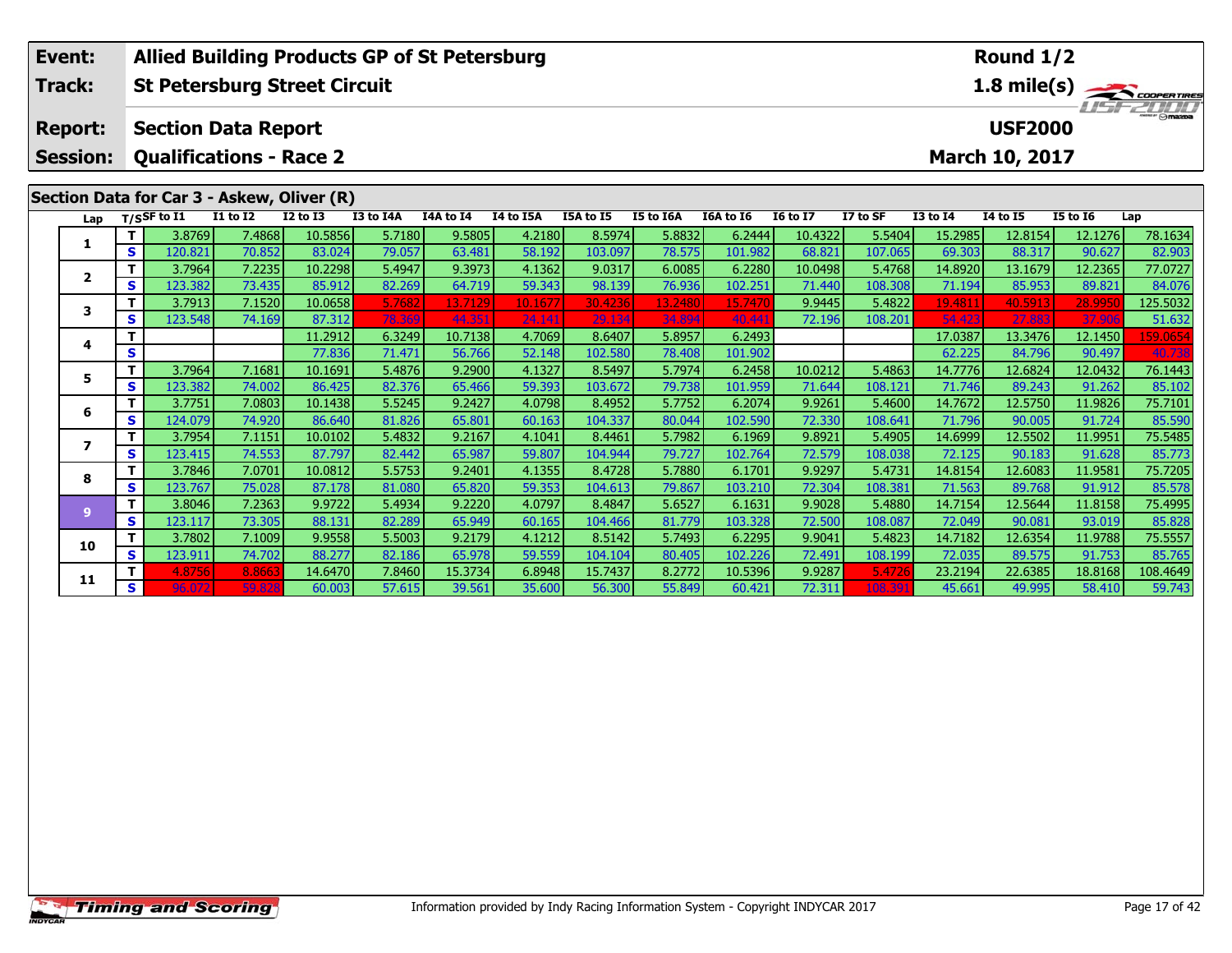| Event: | Allied Building Products GP of St Petersburg | Round 1/2 |
|---|---|---|
| Track: | St Petersburg Street Circuit | 1.8 mile(s) |
| Report: | Section Data Report | USF2000 |
| Session: | Qualifications - Race 2 | March 10, 2017 |

## Section Data for Car 3 - Askew, Oliver (R)

| Lap | T/S | SF to I1 | I1 to I2 | I2 to I3 | I3 to I4A | I4A to I4 | I4 to I5A | I5A to I5 | I5 to I6A | I6A to I6 | I6 to I7 | I7 to SF | I3 to I4 | I4 to I5 | I5 to I6 | Lap |
|---|---|---|---|---|---|---|---|---|---|---|---|---|---|---|---|---|
| 1 | T | 3.8769 | 7.4868 | 10.5856 | 5.7180 | 9.5805 | 4.2180 | 8.5974 | 5.8832 | 6.2444 | 10.4322 | 5.5404 | 15.2985 | 12.8154 | 12.1276 | 78.1634 |
| | S | 120.821 | 70.852 | 83.024 | 79.057 | 63.481 | 58.192 | 103.097 | 78.575 | 101.982 | 68.821 | 107.065 | 69.303 | 88.317 | 90.627 | 82.903 |
| 2 | T | 3.7964 | 7.2235 | 10.2298 | 5.4947 | 9.3973 | 4.1362 | 9.0317 | 6.0085 | 6.2280 | 10.0498 | 5.4768 | 14.8920 | 13.1679 | 12.2365 | 77.0727 |
| | S | 123.382 | 73.435 | 85.912 | 82.269 | 64.719 | 59.343 | 98.139 | 76.936 | 102.251 | 71.440 | 108.308 | 71.194 | 85.953 | 89.821 | 84.076 |
| 3 | T | 3.7913 | 7.1520 | 10.0658 | 5.7682 | 13.7129 | 10.1677 | 30.4236 | 13.2480 | 15.7470 | 9.9445 | 5.4822 | 19.4811 | 40.5913 | 28.9950 | 125.5032 |
| | S | 123.548 | 74.169 | 87.312 | 78.369 | 44.351 | 24.141 | 29.134 | 34.894 | 40.441 | 72.196 | 108.201 | 54.423 | 27.883 | 37.906 | 51.632 |
| 4 | T | | | 11.2912 | 6.3249 | 10.7138 | 4.7069 | 8.6407 | 5.8957 | 6.2493 | | | 17.0387 | 13.3476 | 12.1450 | 159.0654 |
| | S | | | 77.836 | 71.471 | 56.766 | 52.148 | 102.580 | 78.408 | 101.902 | | | 62.225 | 84.796 | 90.497 | 40.738 |
| 5 | T | 3.7964 | 7.1681 | 10.1691 | 5.4876 | 9.2900 | 4.1327 | 8.5497 | 5.7974 | 6.2458 | 10.0212 | 5.4863 | 14.7776 | 12.6824 | 12.0432 | 76.1443 |
| | S | 123.382 | 74.002 | 86.425 | 82.376 | 65.466 | 59.393 | 103.672 | 79.738 | 101.959 | 71.644 | 108.121 | 71.746 | 89.243 | 91.262 | 85.102 |
| 6 | T | 3.7751 | 7.0803 | 10.1438 | 5.5245 | 9.2427 | 4.0798 | 8.4952 | 5.7752 | 6.2074 | 9.9261 | 5.4600 | 14.7672 | 12.5750 | 11.9826 | 75.7101 |
| | S | 124.079 | 74.920 | 86.640 | 81.826 | 65.801 | 60.163 | 104.337 | 80.044 | 102.590 | 72.330 | 108.641 | 71.796 | 90.005 | 91.724 | 85.590 |
| 7 | T | 3.7954 | 7.1151 | 10.0102 | 5.4832 | 9.2167 | 4.1041 | 8.4461 | 5.7982 | 6.1969 | 9.8921 | 5.4905 | 14.6999 | 12.5502 | 11.9951 | 75.5485 |
| | S | 123.415 | 74.553 | 87.797 | 82.442 | 65.987 | 59.807 | 104.944 | 79.727 | 102.764 | 72.579 | 108.038 | 72.125 | 90.183 | 91.628 | 85.773 |
| 8 | T | 3.7846 | 7.0701 | 10.0812 | 5.5753 | 9.2401 | 4.1355 | 8.4728 | 5.7880 | 6.1701 | 9.9297 | 5.4731 | 14.8154 | 12.6083 | 11.9581 | 75.7205 |
| | S | 123.767 | 75.028 | 87.178 | 81.080 | 65.820 | 59.353 | 104.613 | 79.867 | 103.210 | 72.304 | 108.381 | 71.563 | 89.768 | 91.912 | 85.578 |
| 9 | T | 3.8046 | 7.2363 | 9.9722 | 5.4934 | 9.2220 | 4.0797 | 8.4847 | 5.6527 | 6.1631 | 9.9028 | 5.4880 | 14.7154 | 12.5644 | 11.8158 | 75.4995 |
| | S | 123.117 | 73.305 | 88.131 | 82.289 | 65.949 | 60.165 | 104.466 | 81.779 | 103.328 | 72.500 | 108.087 | 72.049 | 90.081 | 93.019 | 85.828 |
| 10 | T | 3.7802 | 7.1009 | 9.9558 | 5.5003 | 9.2179 | 4.1212 | 8.5142 | 5.7493 | 6.2295 | 9.9041 | 5.4823 | 14.7182 | 12.6354 | 11.9788 | 75.5557 |
| | S | 123.911 | 74.702 | 88.277 | 82.186 | 65.978 | 59.559 | 104.104 | 80.405 | 102.226 | 72.491 | 108.199 | 72.035 | 89.575 | 91.753 | 85.765 |
| 11 | T | 4.8756 | 8.8663 | 14.6470 | 7.8460 | 15.3734 | 6.8948 | 15.7437 | 8.2772 | 10.5396 | 9.9287 | 5.4726 | 23.2194 | 22.6385 | 18.8168 | 108.4649 |
| | S | 96.072 | 59.828 | 60.003 | 57.615 | 39.561 | 35.600 | 56.300 | 55.849 | 60.421 | 72.311 | 108.391 | 45.661 | 49.995 | 58.410 | 59.743 |

Information provided by Indy Racing Information System - Copyright INDYCAR 2017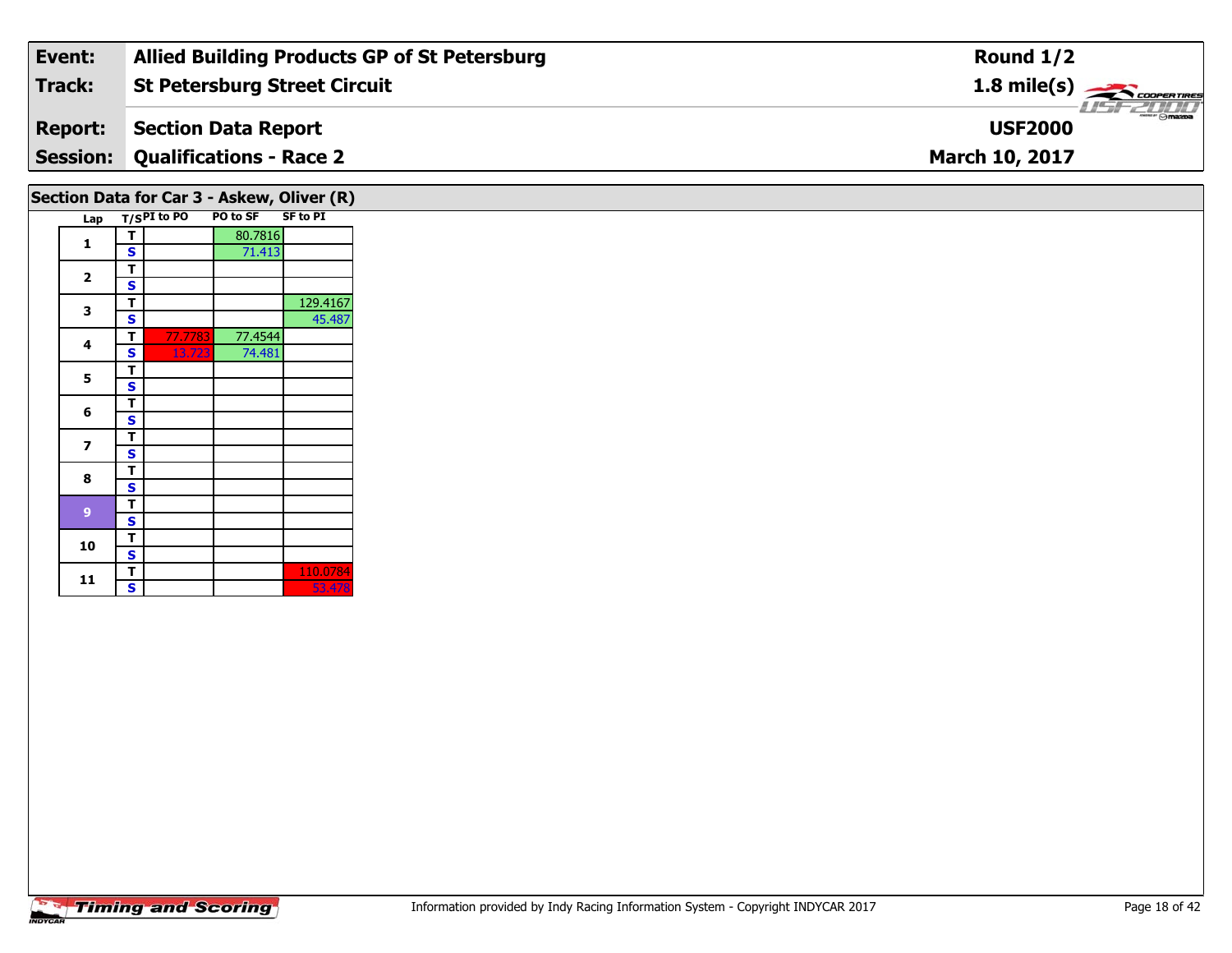| Event: | Allied Building Products GP of St Petersburg | Round 1/2 |
|---|---|---|
| Track: | St Petersburg Street Circuit | 1.8 mile(s) |
| Report: | Section Data Report | USF2000 |
| Session: | Qualifications - Race 2 | March 10, 2017 |

## Section Data for Car 3 - Askew, Oliver (R)

| Lap | T/S | PI to PO | PO to SF | SF to PI |
|---|---|---|---|---|
| 1 | T | | 80.7816 | |
| | S | | 71.413 | |
| 2 | T | | | |
| | S | | | |
| 3 | T | | | 129.4167 |
| | S | | | 45.487 |
| 4 | T | 77.7783 | 77.4544 | |
| | S | 13.723 | 74.481 | |
| 5 | T | | | |
| | S | | | |
| 6 | T | | | |
| | S | | | |
| 7 | T | | | |
| | S | | | |
| 8 | T | | | |
| | S | | | |
| 9 | T | | | |
| | S | | | |
| 10 | T | | | |
| | S | | | |
| 11 | T | | | 110.0784 |
| | S | | | 53.478 |

Information provided by Indy Racing Information System - Copyright INDYCAR 2017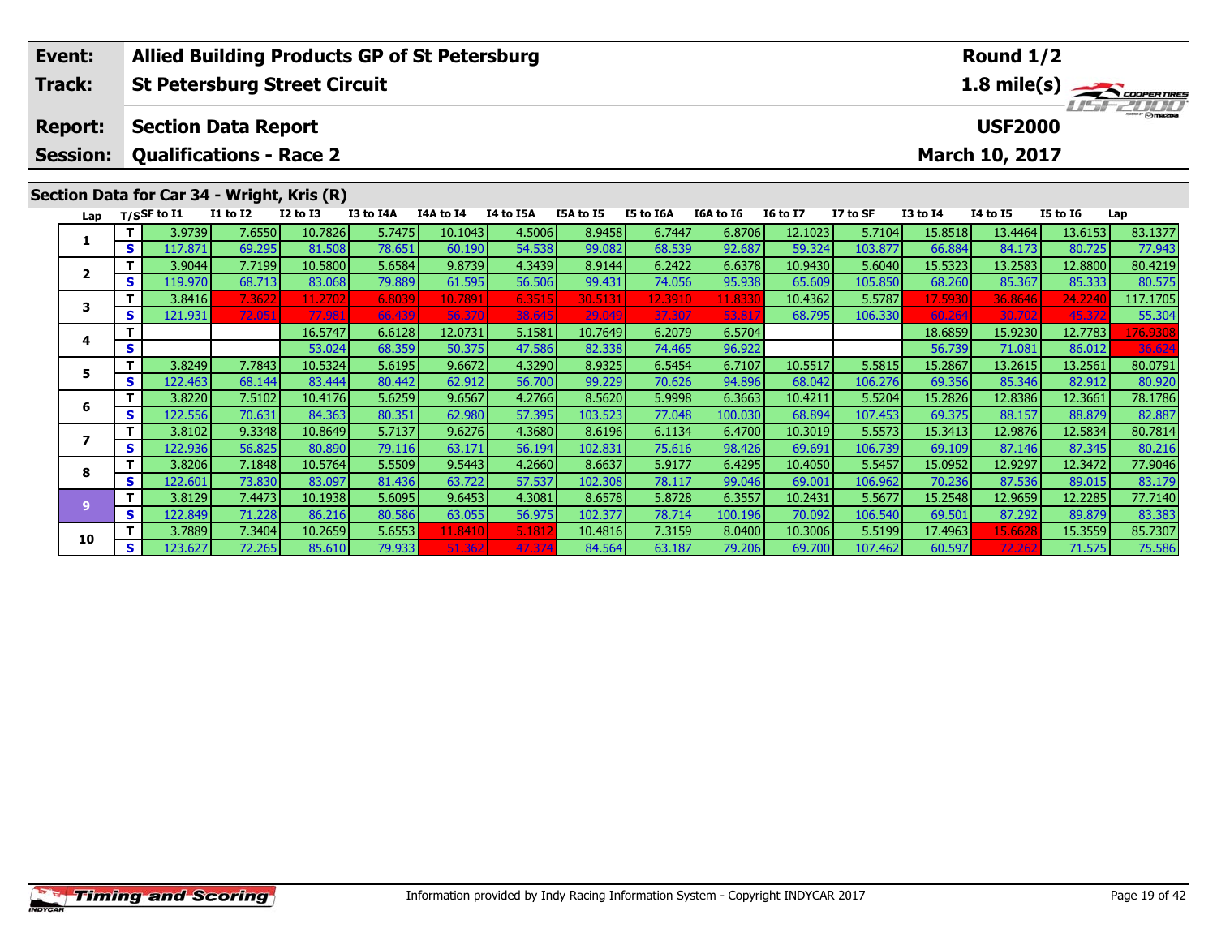| Event: | Allied Building Products GP of St Petersburg | Round 1/2 |
|---|---|---|
| Track: | St Petersburg Street Circuit | 1.8 mile(s) |
| Report: | Section Data Report | USF2000 |
| Session: | Qualifications - Race 2 | March 10, 2017 |

## Section Data for Car 34 - Wright, Kris (R)

| Lap | T/S | SF to I1 | I1 to I2 | I2 to I3 | I3 to I4A | I4A to I4 | I4 to I5A | I5A to I5 | I5 to I6A | I6A to I6 | I6 to I7 | I7 to SF | I3 to I4 | I4 to I5 | I5 to I6 | Lap |
|---|---|---|---|---|---|---|---|---|---|---|---|---|---|---|---|---|
| 1 | T | 3.9739 | 7.6550 | 10.7826 | 5.7475 | 10.1043 | 4.5006 | 8.9458 | 6.7447 | 6.8706 | 12.1023 | 5.7104 | 15.8518 | 13.4464 | 13.6153 | 83.1377 |
| | S | 117.871 | 69.295 | 81.508 | 78.651 | 60.190 | 54.538 | 99.082 | 68.539 | 92.687 | 59.324 | 103.877 | 66.884 | 84.173 | 80.725 | 77.943 |
| 2 | T | 3.9044 | 7.7199 | 10.5800 | 5.6584 | 9.8739 | 4.3439 | 8.9144 | 6.2422 | 6.6378 | 10.9430 | 5.6040 | 15.5323 | 13.2583 | 12.8800 | 80.4219 |
| | S | 119.970 | 68.713 | 83.068 | 79.889 | 61.595 | 56.506 | 99.431 | 74.056 | 95.938 | 65.609 | 105.850 | 68.260 | 85.367 | 85.333 | 80.575 |
| 3 | T | 3.8416 | 7.3622 | 11.2702 | 6.8039 | 10.7891 | 6.3515 | 30.5131 | 12.3910 | 11.8330 | 10.4362 | 5.5787 | 17.5930 | 36.8646 | 24.2240 | 117.1705 |
| | S | 121.931 | 72.051 | 77.981 | 66.439 | 56.370 | 38.645 | 29.049 | 37.307 | 53.817 | 68.795 | 106.330 | 60.264 | 30.702 | 45.372 | 55.304 |
| 4 | T | | | 16.5747 | 6.6128 | 12.0731 | 5.1581 | 10.7649 | 6.2079 | 6.5704 | | | 18.6859 | 15.9230 | 12.7783 | 176.9308 |
| | S | | | 53.024 | 68.359 | 50.375 | 47.586 | 82.338 | 74.465 | 96.922 | | | 56.739 | 71.081 | 86.012 | 36.624 |
| 5 | T | 3.8249 | 7.7843 | 10.5324 | 5.6195 | 9.6672 | 4.3290 | 8.9325 | 6.5454 | 6.7107 | 10.5517 | 5.5815 | 15.2867 | 13.2615 | 13.2561 | 80.0791 |
| | S | 122.463 | 68.144 | 83.444 | 80.442 | 62.912 | 56.700 | 99.229 | 70.626 | 94.896 | 68.042 | 106.276 | 69.356 | 85.346 | 82.912 | 80.920 |
| 6 | T | 3.8220 | 7.5102 | 10.4176 | 5.6259 | 9.6567 | 4.2766 | 8.5620 | 5.9998 | 6.3663 | 10.4211 | 5.5204 | 15.2826 | 12.8386 | 12.3661 | 78.1786 |
| | S | 122.556 | 70.631 | 84.363 | 80.351 | 62.980 | 57.395 | 103.523 | 77.048 | 100.030 | 68.894 | 107.453 | 69.375 | 88.157 | 88.879 | 82.887 |
| 7 | T | 3.8102 | 9.3348 | 10.8649 | 5.7137 | 9.6276 | 4.3680 | 8.6196 | 6.1134 | 6.4700 | 10.3019 | 5.5573 | 15.3413 | 12.9876 | 12.5834 | 80.7814 |
| | S | 122.936 | 56.825 | 80.890 | 79.116 | 63.171 | 56.194 | 102.831 | 75.616 | 98.426 | 69.691 | 106.739 | 69.109 | 87.146 | 87.345 | 80.216 |
| 8 | T | 3.8206 | 7.1848 | 10.5764 | 5.5509 | 9.5443 | 4.2660 | 8.6637 | 5.9177 | 6.4295 | 10.4050 | 5.5457 | 15.0952 | 12.9297 | 12.3472 | 77.9046 |
| | S | 122.601 | 73.830 | 83.097 | 81.436 | 63.722 | 57.537 | 102.308 | 78.117 | 99.046 | 69.001 | 106.962 | 70.236 | 87.536 | 89.015 | 83.179 |
| 9 | T | 3.8129 | 7.4473 | 10.1938 | 5.6095 | 9.6453 | 4.3081 | 8.6578 | 5.8728 | 6.3557 | 10.2431 | 5.5677 | 15.2548 | 12.9659 | 12.2285 | 77.7140 |
| | S | 122.849 | 71.228 | 86.216 | 80.586 | 63.055 | 56.975 | 102.377 | 78.714 | 100.196 | 70.092 | 106.540 | 69.501 | 87.292 | 89.879 | 83.383 |
| 10 | T | 3.7889 | 7.3404 | 10.2659 | 5.6553 | 11.8410 | 5.1812 | 10.4816 | 7.3159 | 8.0400 | 10.3006 | 5.5199 | 17.4963 | 15.6628 | 15.3559 | 85.7307 |
| | S | 123.627 | 72.265 | 85.610 | 79.933 | 51.362 | 47.374 | 84.564 | 63.187 | 79.206 | 69.700 | 107.462 | 60.597 | 72.262 | 71.575 | 75.586 |

Information provided by Indy Racing Information System - Copyright INDYCAR 2017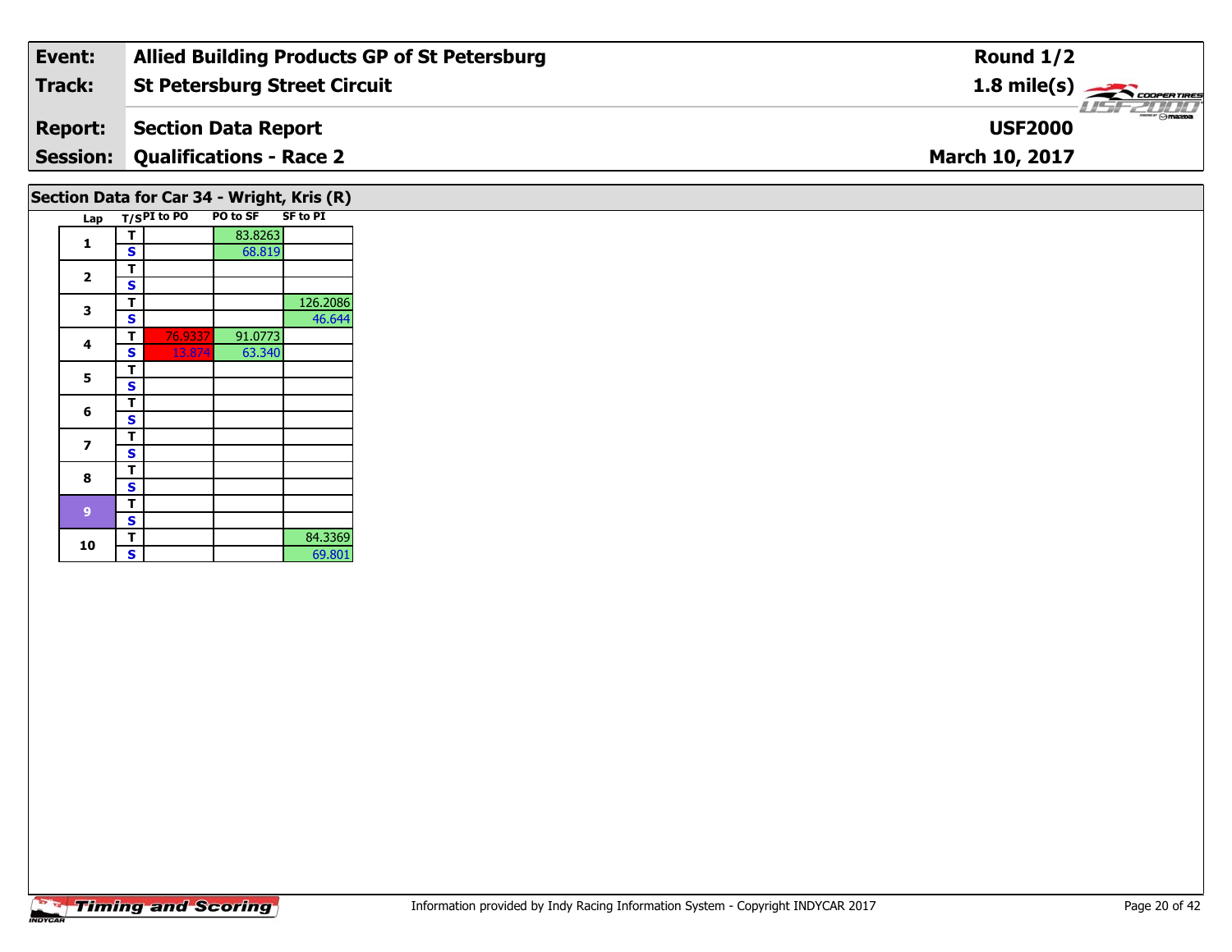| Event: | Allied Building Products GP of St Petersburg | Round 1/2 |
|---|---|---|
| Track: | St Petersburg Street Circuit | 1.8 mile(s) |
| Report: | Section Data Report | USF2000 |
| Session: | Qualifications - Race 2 | March 10, 2017 |

## Section Data for Car 34 - Wright, Kris (R)

| Lap | T/S | PI to PO | PO to SF | SF to PI |
|---|---|---|---|---|
| 1 | T | | 83.8263 | |
| | S | | 68.819 | |
| 2 | T | | | |
| | S | | | |
| 3 | T | | | 126.2086 |
| | S | | | 46.644 |
| 4 | T | 76.9337 | 91.0773 | |
| | S | 13.874 | 63.340 | |
| 5 | T | | | |
| | S | | | |
| 6 | T | | | |
| | S | | | |
| 7 | T | | | |
| | S | | | |
| 8 | T | | | |
| | S | | | |
| 9 | T | | | |
| | S | | | |
| 10 | T | | | 84.3369 |
| | S | | | 69.801 |

Information provided by Indy Racing Information System - Copyright INDYCAR 2017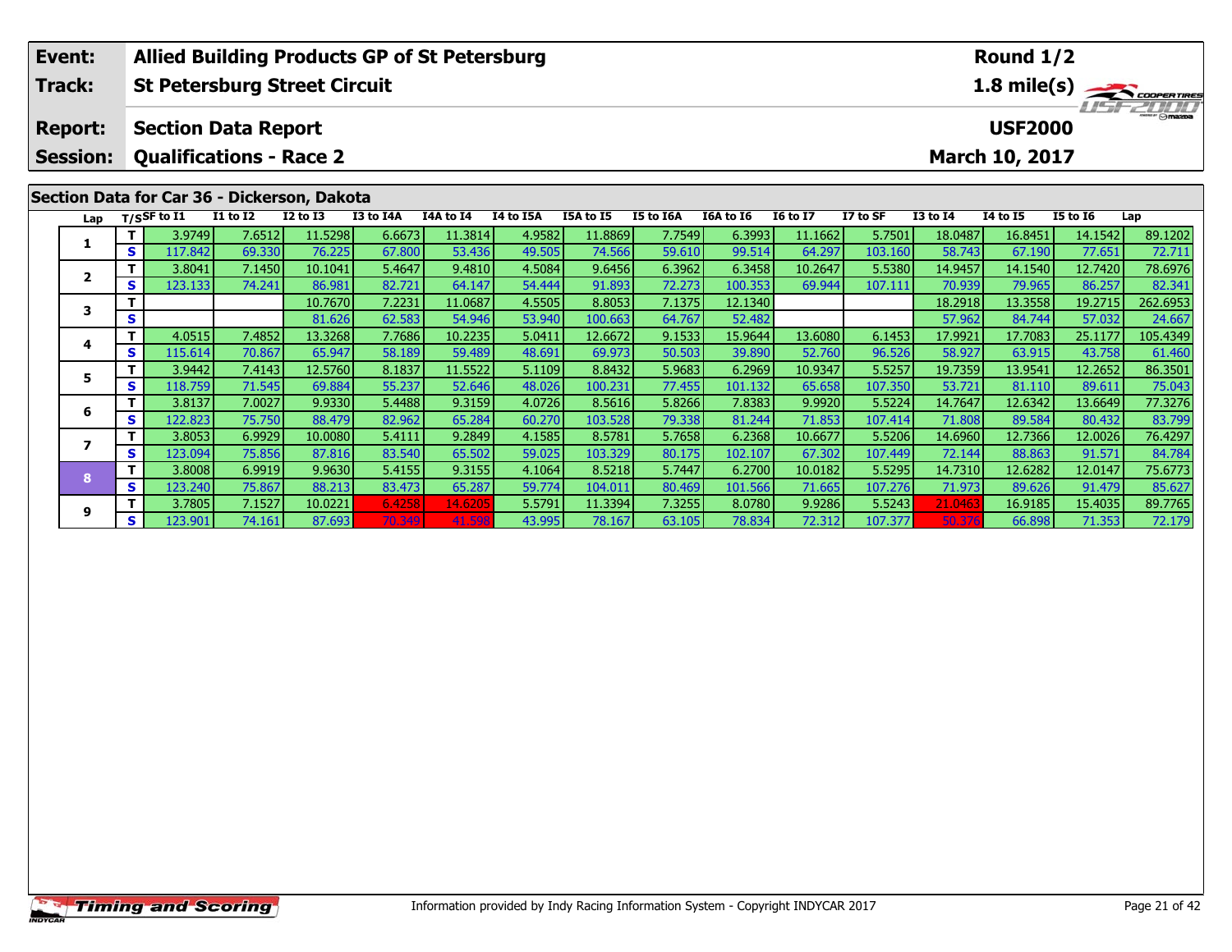| **Event:** | **Allied Building Products GP of St Petersburg** | **Round 1/2** |
|---|---|---|
| **Track:** | **St Petersburg Street Circuit** | **1.8 mile(s)** |
| **Report:** | **Section Data Report** | **USF2000** |
| **Session:** | **Qualifications - Race 2** | **March 10, 2017** |

## Section Data for Car 36 - Dickerson, Dakota

| Lap | T/S | SF to I1 | I1 to I2 | I2 to I3 | I3 to I4A | I4A to I4 | I4 to I5A | I5A to I5 | I5 to I6A | I6A to I6 | I6 to I7 | I7 to SF | I3 to I4 | I4 to I5 | I5 to I6 | Lap |
|---|---|---|---|---|---|---|---|---|---|---|---|---|---|---|---|---|
| 1 | T | 3.9749 | 7.6512 | 11.5298 | 6.6673 | 11.3814 | 4.9582 | 11.8869 | 7.7549 | 6.3993 | 11.1662 | 5.7501 | 18.0487 | 16.8451 | 14.1542 | 89.1202 |
| | S | 117.842 | 69.330 | 76.225 | 67.800 | 53.436 | 49.505 | 74.566 | 59.610 | 99.514 | 64.297 | 103.160 | 58.743 | 67.190 | 77.651 | 72.711 |
| 2 | T | 3.8041 | 7.1450 | 10.1041 | 5.4647 | 9.4810 | 4.5084 | 9.6456 | 6.3962 | 6.3458 | 10.2647 | 5.5380 | 14.9457 | 14.1540 | 12.7420 | 78.6976 |
| | S | 123.133 | 74.241 | 86.981 | 82.721 | 64.147 | 54.444 | 91.893 | 72.273 | 100.353 | 69.944 | 107.111 | 70.939 | 79.965 | 86.257 | 82.341 |
| 3 | T | | | 10.7670 | 7.2231 | 11.0687 | 4.5505 | 8.8053 | 7.1375 | 12.1340 | | | 18.2918 | 13.3558 | 19.2715 | 262.6953 |
| | S | | | 81.626 | 62.583 | 54.946 | 53.940 | 100.663 | 64.767 | 52.482 | | | 57.962 | 84.744 | 57.032 | 24.667 |
| 4 | T | 4.0515 | 7.4852 | 13.3268 | 7.7686 | 10.2235 | 5.0411 | 12.6672 | 9.1533 | 15.9644 | 13.6080 | 6.1453 | 17.9921 | 17.7083 | 25.1177 | 105.4349 |
| | S | 115.614 | 70.867 | 65.947 | 58.189 | 59.489 | 48.691 | 69.973 | 50.503 | 39.890 | 52.760 | 96.526 | 58.927 | 63.915 | 43.758 | 61.460 |
| 5 | T | 3.9442 | 7.4143 | 12.5760 | 8.1837 | 11.5522 | 5.1109 | 8.8432 | 5.9683 | 6.2969 | 10.9347 | 5.5257 | 19.7359 | 13.9541 | 12.2652 | 86.3501 |
| | S | 118.759 | 71.545 | 69.884 | 55.237 | 52.646 | 48.026 | 100.231 | 77.455 | 101.132 | 65.658 | 107.350 | 53.721 | 81.110 | 89.611 | 75.043 |
| 6 | T | 3.8137 | 7.0027 | 9.9330 | 5.4488 | 9.3159 | 4.0726 | 8.5616 | 5.8266 | 7.8383 | 9.9920 | 5.5224 | 14.7647 | 12.6342 | 13.6649 | 77.3276 |
| | S | 122.823 | 75.750 | 88.479 | 82.962 | 65.284 | 60.270 | 103.528 | 79.338 | 81.244 | 71.853 | 107.414 | 71.808 | 89.584 | 80.432 | 83.799 |
| 7 | T | 3.8053 | 6.9929 | 10.0080 | 5.4111 | 9.2849 | 4.1585 | 8.5781 | 5.7658 | 6.2368 | 10.6677 | 5.5206 | 14.6960 | 12.7366 | 12.0026 | 76.4297 |
| | S | 123.094 | 75.856 | 87.816 | 83.540 | 65.502 | 59.025 | 103.329 | 80.175 | 102.107 | 67.302 | 107.449 | 72.144 | 88.863 | 91.571 | 84.784 |
| 8 | T | 3.8008 | 6.9919 | 9.9630 | 5.4155 | 9.3155 | 4.1064 | 8.5218 | 5.7447 | 6.2700 | 10.0182 | 5.5295 | 14.7310 | 12.6282 | 12.0147 | 75.6773 |
| | S | 123.240 | 75.867 | 88.213 | 83.473 | 65.287 | 59.774 | 104.011 | 80.469 | 101.566 | 71.665 | 107.276 | 71.973 | 89.626 | 91.479 | 85.627 |
| 9 | T | 3.7805 | 7.1527 | 10.0221 | 6.4258 | 14.6205 | 5.5791 | 11.3394 | 7.3255 | 8.0780 | 9.9286 | 5.5243 | 21.0463 | 16.9185 | 15.4035 | 89.7765 |
| | S | 123.901 | 74.161 | 87.693 | 70.349 | 41.598 | 43.995 | 78.167 | 63.105 | 78.834 | 72.312 | 107.377 | 50.376 | 66.898 | 71.353 | 72.179 |

Information provided by Indy Racing Information System - Copyright INDYCAR 2017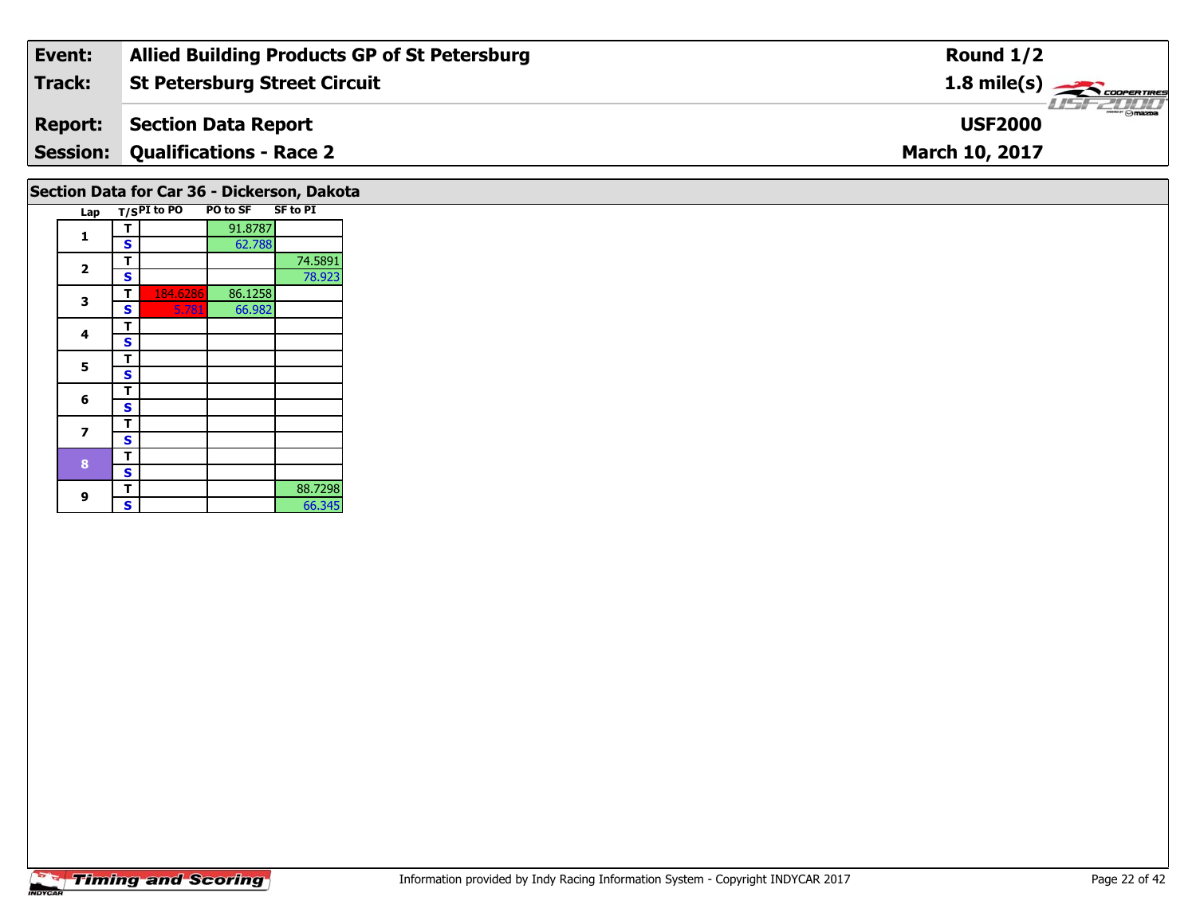| Event: | Allied Building Products GP of St Petersburg | Round 1/2 |
|---|---|---|
| Track: | St Petersburg Street Circuit | 1.8 mile(s) |
| Report: | Section Data Report | USF2000 |
| Session: | Qualifications - Race 2 | March 10, 2017 |

## Section Data for Car 36 - Dickerson, Dakota

| Lap | T/S | PI to PO | PO to SF | SF to PI |
|---|---|---|---|---|
| 1 | T | | 91.8787 | |
| | S | | 62.788 | |
| 2 | T | | | 74.5891 |
| | S | | | 78.923 |
| 3 | T | 184.6286 | 86.1258 | |
| | S | 5.781 | 66.982 | |
| 4 | T | | | |
| | S | | | |
| 5 | T | | | |
| | S | | | |
| 6 | T | | | |
| | S | | | |
| 7 | T | | | |
| | S | | | |
| 8 | T | | | |
| | S | | | |
| 9 | T | | | 88.7298 |
| | S | | | 66.345 |

Information provided by Indy Racing Information System - Copyright INDYCAR 2017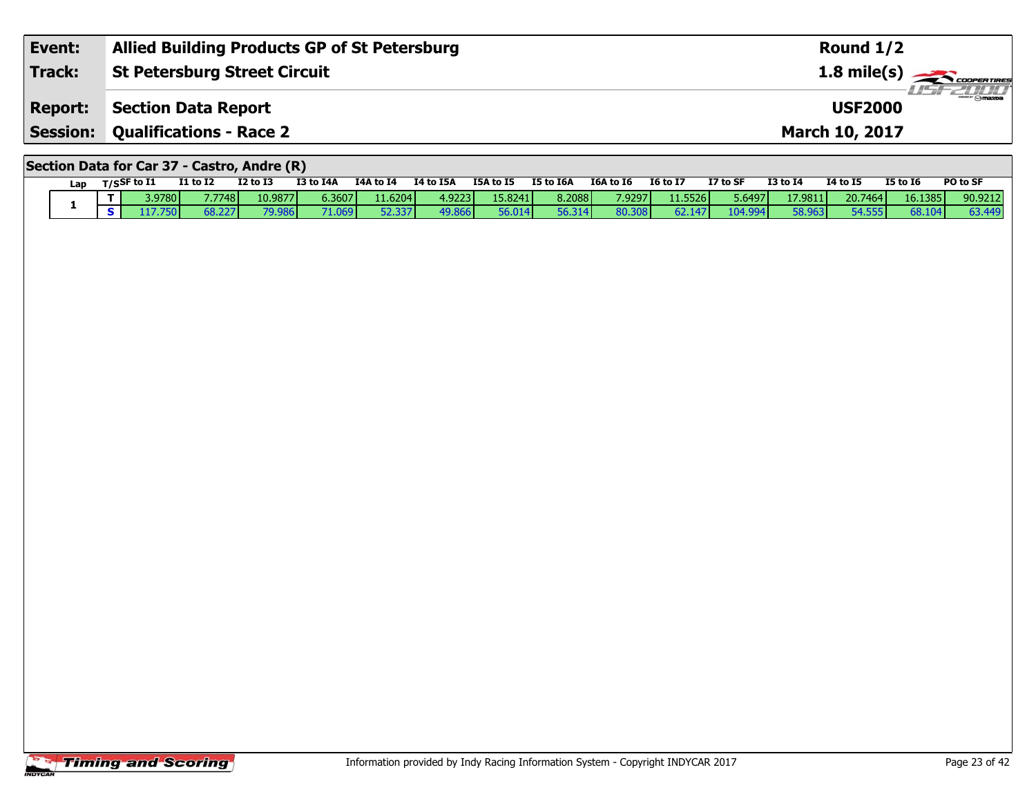| **Event:** | **Allied Building Products GP of St Petersburg** | **Round 1/2** |
|---|---|---|
| **Track:** | **St Petersburg Street Circuit** | **1.8 mile(s)** |
| **Report:** | **Section Data Report** | **USF2000** |
| **Session:** | **Qualifications - Race 2** | **March 10, 2017** |

## Section Data for Car 37 - Castro, Andre (R)

| Lap | T/S | SF to I1 | I1 to I2 | I2 to I3 | I3 to I4A | I4A to I4 | I4 to I5A | I5A to I5 | I5 to I6A | I6A to I6 | I6 to I7 | I7 to SF | I3 to I4 | I4 to I5 | I5 to I6 | PO to SF |
|---|---|---|---|---|---|---|---|---|---|---|---|---|---|---|---|---|
| 1 | T | 3.9780 | 7.7748 | 10.9877 | 6.3607 | 11.6204 | 4.9223 | 15.8241 | 8.2088 | 7.9297 | 11.5526 | 5.6497 | 17.9811 | 20.7464 | 16.1385 | 90.9212 |
| | S | 117.750 | 68.227 | 79.986 | 71.069 | 52.337 | 49.866 | 56.014 | 56.314 | 80.308 | 62.147 | 104.994 | 58.963 | 54.555 | 68.104 | 63.449 |

Information provided by Indy Racing Information System - Copyright INDYCAR 2017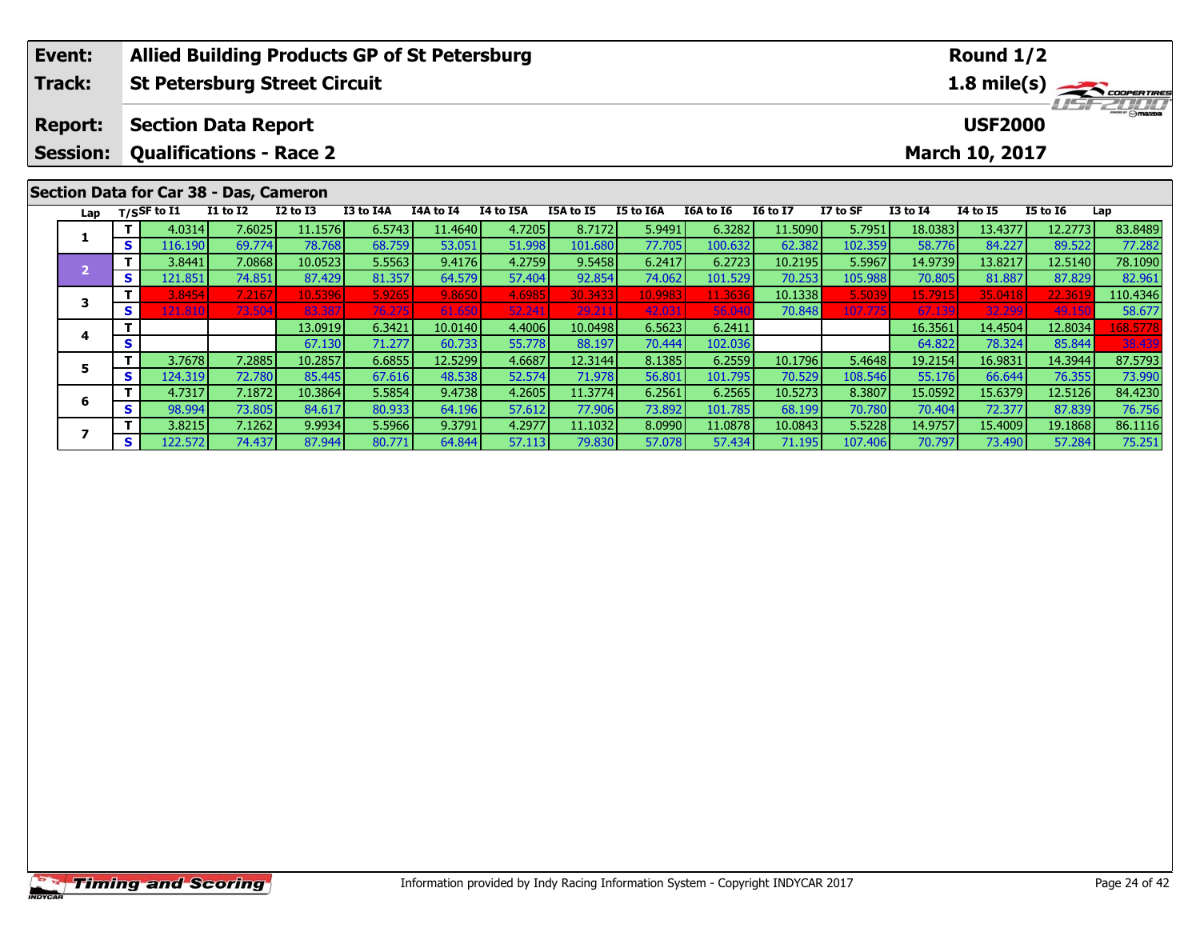| Event: | Allied Building Products GP of St Petersburg | Round 1/2 |
|---|---|---|
| Track: | St Petersburg Street Circuit | 1.8 mile(s) |
| Report: | Section Data Report | USF2000 |
| Session: | Qualifications - Race 2 | March 10, 2017 |

## Section Data for Car 38 - Das, Cameron

| Lap | T/S | SF to I1 | I1 to I2 | I2 to I3 | I3 to I4A | I4A to I4 | I4 to I5A | I5A to I5 | I5 to I6A | I6A to I6 | I6 to I7 | I7 to SF | I3 to I4 | I4 to I5 | I5 to I6 | Lap |
|---|---|---|---|---|---|---|---|---|---|---|---|---|---|---|---|---|
| 1 | T | 4.0314 | 7.6025 | 11.1576 | 6.5743 | 11.4640 | 4.7205 | 8.7172 | 5.9491 | 6.3282 | 11.5090 | 5.7951 | 18.0383 | 13.4377 | 12.2773 | 83.8489 |
|  | S | 116.190 | 69.774 | 78.768 | 68.759 | 53.051 | 51.998 | 101.680 | 77.705 | 100.632 | 62.382 | 102.359 | 58.776 | 84.227 | 89.522 | 77.282 |
| 2 | T | 3.8441 | 7.0868 | 10.0523 | 5.5563 | 9.4176 | 4.2759 | 9.5458 | 6.2417 | 6.2723 | 10.2195 | 5.5967 | 14.9739 | 13.8217 | 12.5140 | 78.1090 |
|  | S | 121.851 | 74.851 | 87.429 | 81.357 | 64.579 | 57.404 | 92.854 | 74.062 | 101.529 | 70.253 | 105.988 | 70.805 | 81.887 | 87.829 | 82.961 |
| 3 | T | 3.8454 | 7.2167 | 10.5396 | 5.9265 | 9.8650 | 4.6985 | 30.3433 | 10.9983 | 11.3636 | 10.1338 | 5.5039 | 15.7915 | 35.0418 | 22.3619 | 110.4346 |
|  | S | 121.810 | 73.504 | 83.387 | 76.275 | 61.650 | 52.241 | 29.211 | 42.031 | 56.040 | 70.848 | 107.775 | 67.139 | 32.299 | 49.150 | 58.677 |
| 4 | T |  |  | 13.0919 | 6.3421 | 10.0140 | 4.4006 | 10.0498 | 6.5623 | 6.2411 |  |  | 16.3561 | 14.4504 | 12.8034 | 168.5778 |
|  | S |  |  | 67.130 | 71.277 | 60.733 | 55.778 | 88.197 | 70.444 | 102.036 |  |  | 64.822 | 78.324 | 85.844 | 38.439 |
| 5 | T | 3.7678 | 7.2885 | 10.2857 | 6.6855 | 12.5299 | 4.6687 | 12.3144 | 8.1385 | 6.2559 | 10.1796 | 5.4648 | 19.2154 | 16.9831 | 14.3944 | 87.5793 |
|  | S | 124.319 | 72.780 | 85.445 | 67.616 | 48.538 | 52.574 | 71.978 | 56.801 | 101.795 | 70.529 | 108.546 | 55.176 | 66.644 | 76.355 | 73.990 |
| 6 | T | 4.7317 | 7.1872 | 10.3864 | 5.5854 | 9.4738 | 4.2605 | 11.3774 | 6.2561 | 6.2565 | 10.5273 | 8.3807 | 15.0592 | 15.6379 | 12.5126 | 84.4230 |
|  | S | 98.994 | 73.805 | 84.617 | 80.933 | 64.196 | 57.612 | 77.906 | 73.892 | 101.785 | 68.199 | 70.780 | 70.404 | 72.377 | 87.839 | 76.756 |
| 7 | T | 3.8215 | 7.1262 | 9.9934 | 5.5966 | 9.3791 | 4.2977 | 11.1032 | 8.0990 | 11.0878 | 10.0843 | 5.5228 | 14.9757 | 15.4009 | 19.1868 | 86.1116 |
|  | S | 122.572 | 74.437 | 87.944 | 80.771 | 64.844 | 57.113 | 79.830 | 57.078 | 57.434 | 71.195 | 107.406 | 70.797 | 73.490 | 57.284 | 75.251 |

Information provided by Indy Racing Information System - Copyright INDYCAR 2017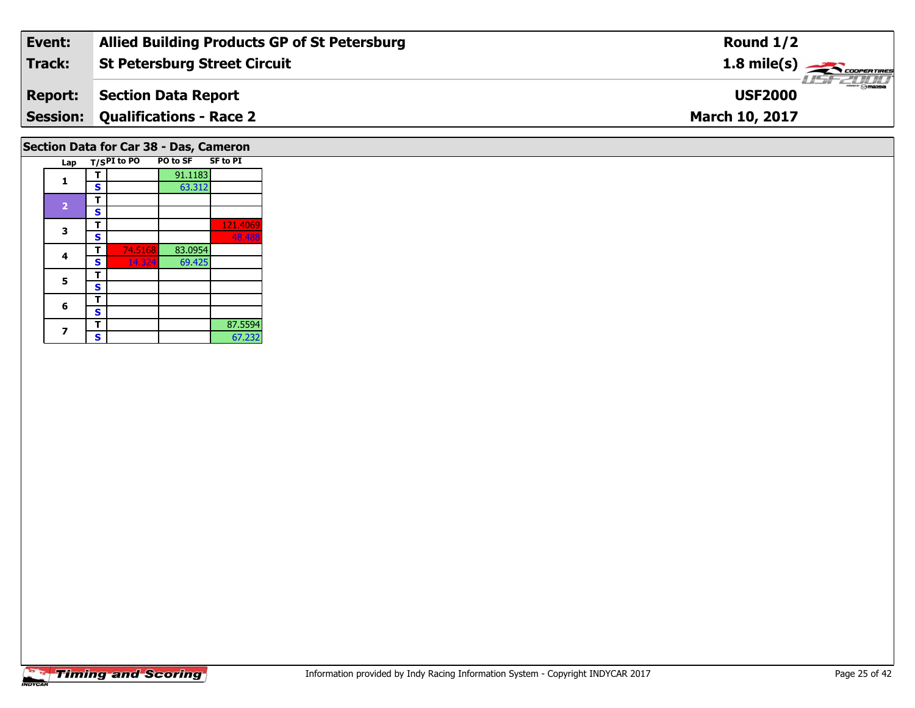| Event: | Allied Building Products GP of St Petersburg | Round 1/2 |
|---|---|---|
| Track: | St Petersburg Street Circuit | 1.8 mile(s) |
| Report: | Section Data Report | USF2000 |
| Session: | Qualifications - Race 2 | March 10, 2017 |

## Section Data for Car 38 - Das, Cameron

| Lap | T/S | PI to PO | PO to SF | SF to PI |
|---|---|---|---|---|
| 1 | T | | 91.1183 | |
| | S | | 63.312 | |
| 2 | T | | | |
| | S | | | |
| 3 | T | | | 121.4069 |
| | S | | | 48.488 |
| 4 | T | 74.5168 | 83.0954 | |
| | S | 14.324 | 69.425 | |
| 5 | T | | | |
| | S | | | |
| 6 | T | | | |
| | S | | | |
| 7 | T | | | 87.5594 |
| | S | | | 67.232 |

Information provided by Indy Racing Information System - Copyright INDYCAR 2017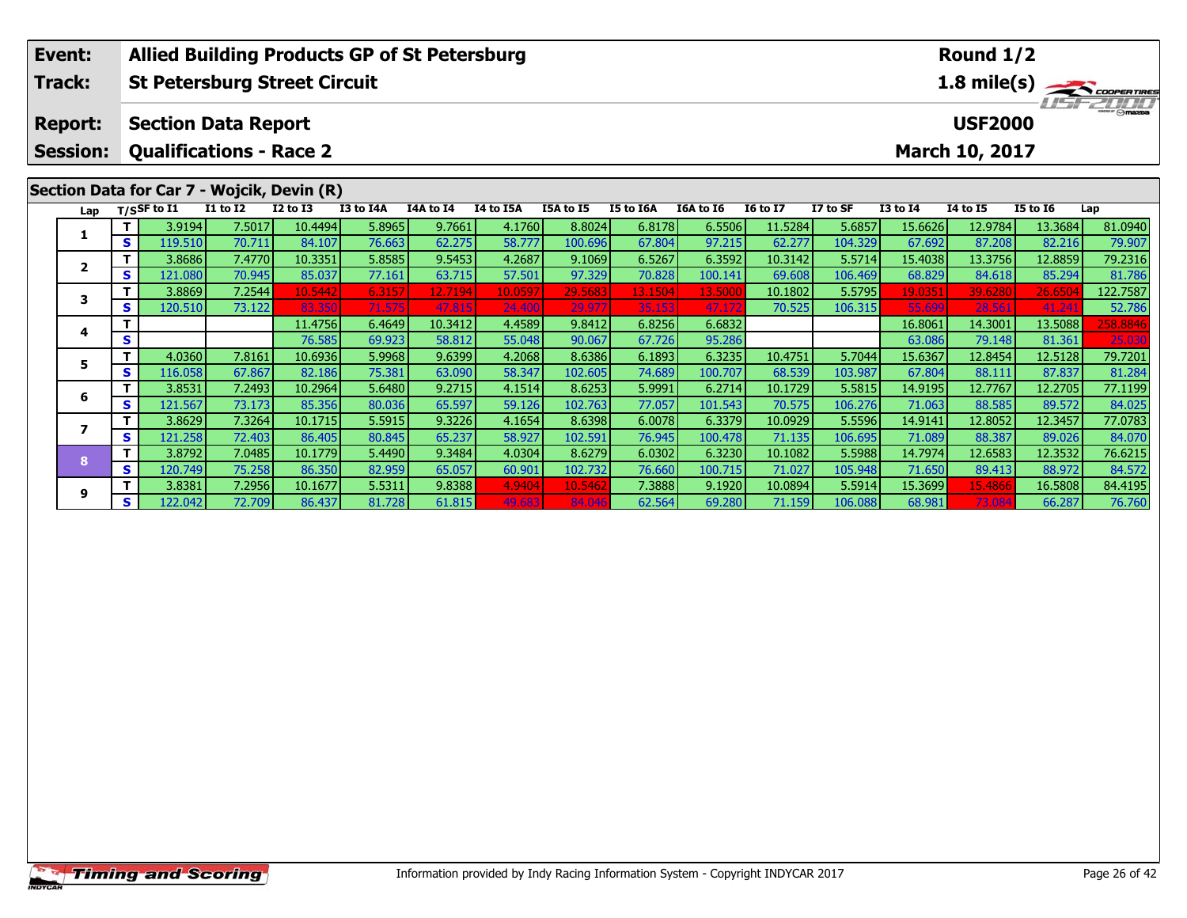| Event: | Allied Building Products GP of St Petersburg | Round 1/2 |
|---|---|---|
| Track: | St Petersburg Street Circuit | 1.8 mile(s) |
| Report: | Section Data Report | USF2000 |
| Session: | Qualifications - Race 2 | March 10, 2017 |

## Section Data for Car 7 - Wojcik, Devin (R)

| Lap | T/S | SF to I1 | I1 to I2 | I2 to I3 | I3 to I4A | I4A to I4 | I4 to I5A | I5A to I5 | I5 to I6A | I6A to I6 | I6 to I7 | I7 to SF | I3 to I4 | I4 to I5 | I5 to I6 | Lap |
|---|---|---|---|---|---|---|---|---|---|---|---|---|---|---|---|---|
| 1 | T | 3.9194 | 7.5017 | 10.4494 | 5.8965 | 9.7661 | 4.1760 | 8.8024 | 6.8178 | 6.5506 | 11.5284 | 5.6857 | 15.6626 | 12.9784 | 13.3684 | 81.0940 |
| | S | 119.510 | 70.711 | 84.107 | 76.663 | 62.275 | 58.777 | 100.696 | 67.804 | 97.215 | 62.277 | 104.329 | 67.692 | 87.208 | 82.216 | 79.907 |
| 2 | T | 3.8686 | 7.4770 | 10.3351 | 5.8585 | 9.5453 | 4.2687 | 9.1069 | 6.5267 | 6.3592 | 10.3142 | 5.5714 | 15.4038 | 13.3756 | 12.8859 | 79.2316 |
| | S | 121.080 | 70.945 | 85.037 | 77.161 | 63.715 | 57.501 | 97.329 | 70.828 | 100.141 | 69.608 | 106.469 | 68.829 | 84.618 | 85.294 | 81.786 |
| 3 | T | 3.8869 | 7.2544 | 10.5442 | 6.3157 | 12.7194 | 10.0597 | 29.5683 | 13.1504 | 13.5000 | 10.1802 | 5.5795 | 19.0351 | 39.6280 | 26.6504 | 122.7587 |
| | S | 120.510 | 73.122 | 83.350 | 71.575 | 47.815 | 24.400 | 29.977 | 35.153 | 47.172 | 70.525 | 106.315 | 55.699 | 28.561 | 41.241 | 52.786 |
| 4 | T | | | 11.4756 | 6.4649 | 10.3412 | 4.4589 | 9.8412 | 6.8256 | 6.6832 | | | 16.8061 | 14.3001 | 13.5088 | 258.8846 |
| | S | | | 76.585 | 69.923 | 58.812 | 55.048 | 90.067 | 67.726 | 95.286 | | | 63.086 | 79.148 | 81.361 | 25.030 |
| 5 | T | 4.0360 | 7.8161 | 10.6936 | 5.9968 | 9.6399 | 4.2068 | 8.6386 | 6.1893 | 6.3235 | 10.4751 | 5.7044 | 15.6367 | 12.8454 | 12.5128 | 79.7201 |
| | S | 116.058 | 67.867 | 82.186 | 75.381 | 63.090 | 58.347 | 102.605 | 74.689 | 100.707 | 68.539 | 103.987 | 67.804 | 88.111 | 87.837 | 81.284 |
| 6 | T | 3.8531 | 7.2493 | 10.2964 | 5.6480 | 9.2715 | 4.1514 | 8.6253 | 5.9991 | 6.2714 | 10.1729 | 5.5815 | 14.9195 | 12.7767 | 12.2705 | 77.1199 |
| | S | 121.567 | 73.173 | 85.356 | 80.036 | 65.597 | 59.126 | 102.763 | 77.057 | 101.543 | 70.575 | 106.276 | 71.063 | 88.585 | 89.572 | 84.025 |
| 7 | T | 3.8629 | 7.3264 | 10.1715 | 5.5915 | 9.3226 | 4.1654 | 8.6398 | 6.0078 | 6.3379 | 10.0929 | 5.5596 | 14.9141 | 12.8052 | 12.3457 | 77.0783 |
| | S | 121.258 | 72.403 | 86.405 | 80.845 | 65.237 | 58.927 | 102.591 | 76.945 | 100.478 | 71.135 | 106.695 | 71.089 | 88.387 | 89.026 | 84.070 |
| 8 | T | 3.8792 | 7.0485 | 10.1779 | 5.4490 | 9.3484 | 4.0304 | 8.6279 | 6.0302 | 6.3230 | 10.1082 | 5.5988 | 14.7974 | 12.6583 | 12.3532 | 76.6215 |
| | S | 120.749 | 75.258 | 86.350 | 82.959 | 65.057 | 60.901 | 102.732 | 76.660 | 100.715 | 71.027 | 105.948 | 71.650 | 89.413 | 88.972 | 84.572 |
| 9 | T | 3.8381 | 7.2956 | 10.1677 | 5.5311 | 9.8388 | 4.9404 | 10.5462 | 7.3888 | 9.1920 | 10.0894 | 5.5914 | 15.3699 | 15.4866 | 16.5808 | 84.4195 |
| | S | 122.042 | 72.709 | 86.437 | 81.728 | 61.815 | 49.683 | 84.046 | 62.564 | 69.280 | 71.159 | 106.088 | 68.981 | 73.084 | 66.287 | 76.760 |

Information provided by Indy Racing Information System - Copyright INDYCAR 2017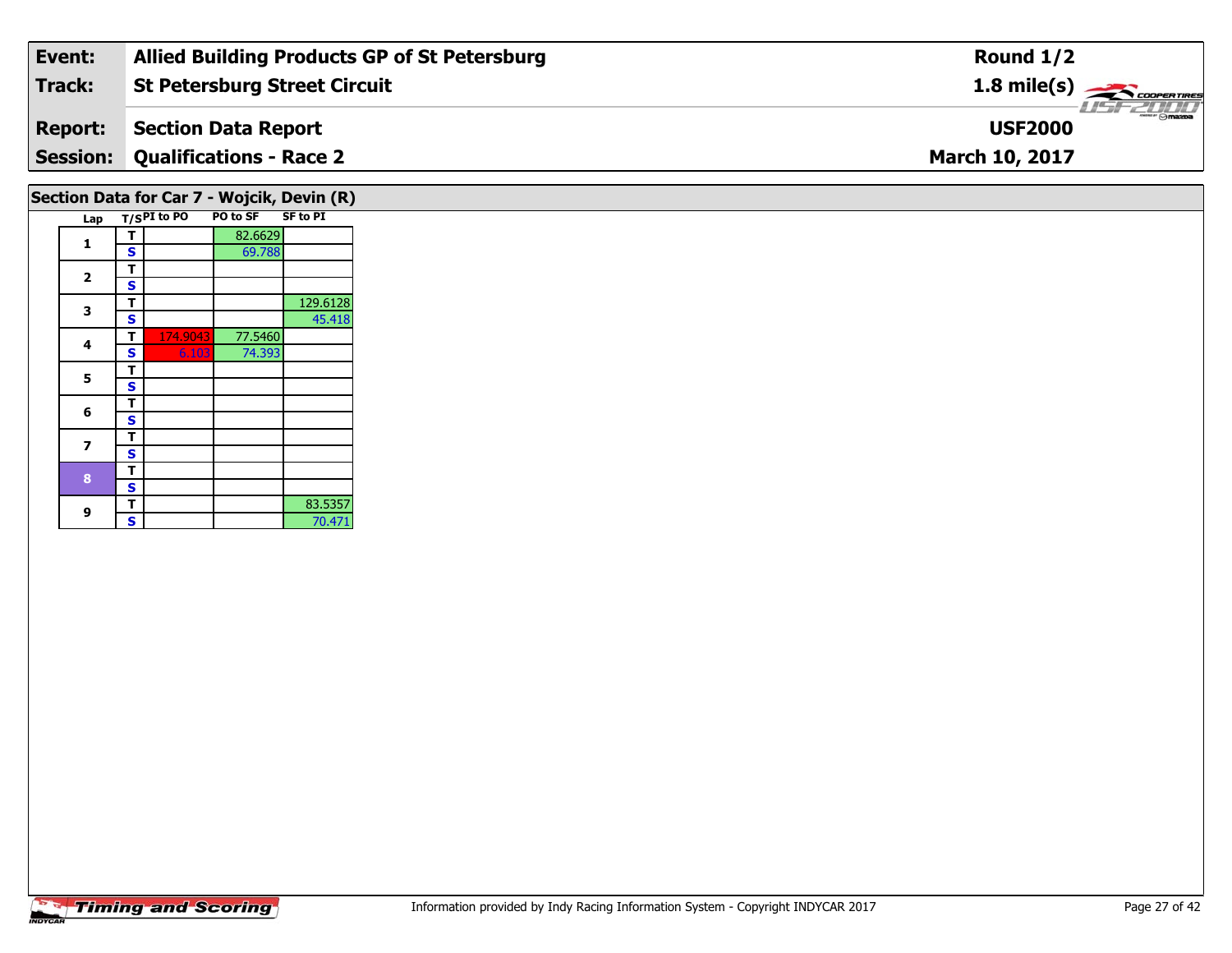| Event: | Allied Building Products GP of St Petersburg | Round 1/2 |
|---|---|---|
| Track: | St Petersburg Street Circuit | 1.8 mile(s) |
| Report: | Section Data Report | USF2000 |
| Session: | Qualifications - Race 2 | March 10, 2017 |

## Section Data for Car 7 - Wojcik, Devin (R)

| Lap | T/S | PI to PO | PO to SF | SF to PI |
|---|---|---|---|---|
| 1 | T | | 82.6629 | |
| | S | | 69.788 | |
| 2 | T | | | |
| | S | | | |
| 3 | T | | | 129.6128 |
| | S | | | 45.418 |
| 4 | T | 174.9043 | 77.5460 | |
| | S | 6.103 | 74.393 | |
| 5 | T | | | |
| | S | | | |
| 6 | T | | | |
| | S | | | |
| 7 | T | | | |
| | S | | | |
| 8 | T | | | |
| | S | | | |
| 9 | T | | | 83.5357 |
| | S | | | 70.471 |

Information provided by Indy Racing Information System - Copyright INDYCAR 2017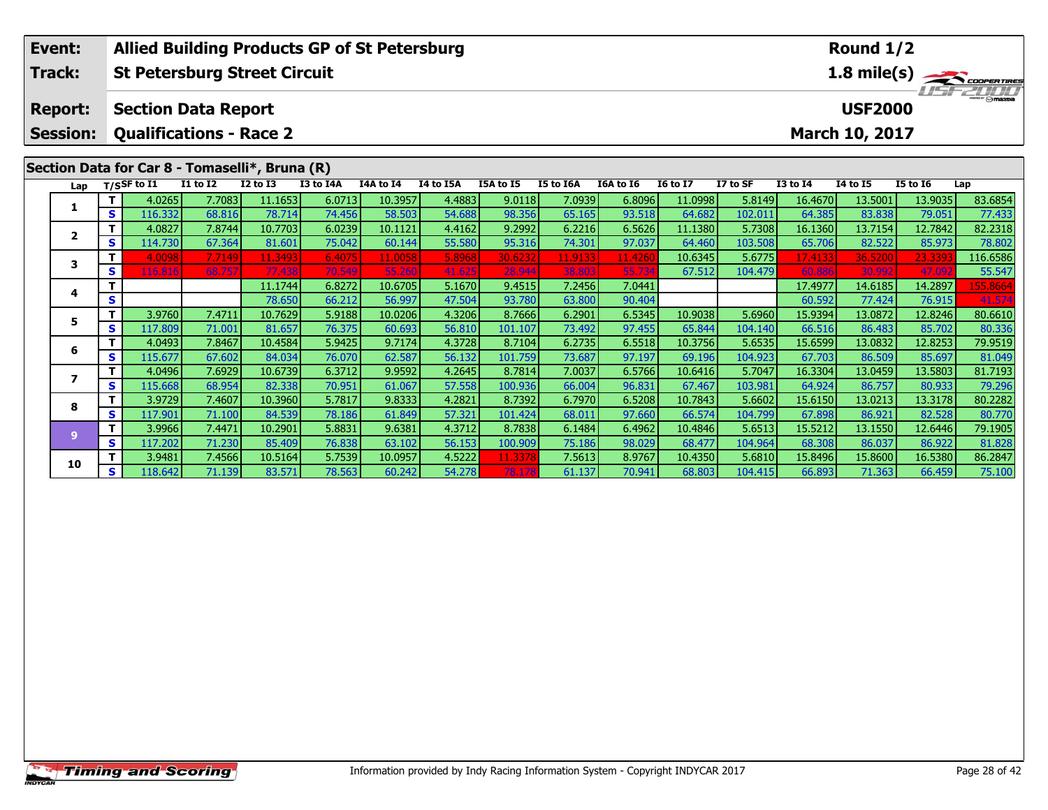| Event: | Allied Building Products GP of St Petersburg | Round 1/2 |
|---|---|---|
| Track: | St Petersburg Street Circuit | 1.8 mile(s) |
| Report: | Section Data Report | USF2000 |
| Session: | Qualifications - Race 2 | March 10, 2017 |

## Section Data for Car 8 - Tomaselli*, Bruna (R)

| Lap | T/S | SF to I1 | I1 to I2 | I2 to I3 | I3 to I4A | I4A to I4 | I4 to I5A | I5A to I5 | I5 to I6A | I6A to I6 | I6 to I7 | I7 to SF | I3 to I4 | I4 to I5 | I5 to I6 | Lap |
|---|---|---|---|---|---|---|---|---|---|---|---|---|---|---|---|---|
| 1 | T | 4.0265 | 7.7083 | 11.1653 | 6.0713 | 10.3957 | 4.4883 | 9.0118 | 7.0939 | 6.8096 | 11.0998 | 5.8149 | 16.4670 | 13.5001 | 13.9035 | 83.6854 |
| | S | 116.332 | 68.816 | 78.714 | 74.456 | 58.503 | 54.688 | 98.356 | 65.165 | 93.518 | 64.682 | 102.011 | 64.385 | 83.838 | 79.051 | 77.433 |
| 2 | T | 4.0827 | 7.8744 | 10.7703 | 6.0239 | 10.1121 | 4.4162 | 9.2992 | 6.2216 | 6.5626 | 11.1380 | 5.7308 | 16.1360 | 13.7154 | 12.7842 | 82.2318 |
| | S | 114.730 | 67.364 | 81.601 | 75.042 | 60.144 | 55.580 | 95.316 | 74.301 | 97.037 | 64.460 | 103.508 | 65.706 | 82.522 | 85.973 | 78.802 |
| 3 | T | 4.0098 | 7.7149 | 11.3493 | 6.4075 | 11.0058 | 5.8968 | 30.6232 | 11.9133 | 11.4260 | 10.6345 | 5.6775 | 17.4133 | 36.5200 | 23.3393 | 116.6586 |
| | S | 116.816 | 68.757 | 77.438 | 70.549 | 55.260 | 41.625 | 28.944 | 38.803 | 55.734 | 67.512 | 104.479 | 60.886 | 30.992 | 47.092 | 55.547 |
| 4 | T | | | 11.1744 | 6.8272 | 10.6705 | 5.1670 | 9.4515 | 7.2456 | 7.0441 | | | 17.4977 | 14.6185 | 14.2897 | 155.8664 |
| | S | | | 78.650 | 66.212 | 56.997 | 47.504 | 93.780 | 63.800 | 90.404 | | | 60.592 | 77.424 | 76.915 | 41.574 |
| 5 | T | 3.9760 | 7.4711 | 10.7629 | 5.9188 | 10.0206 | 4.3206 | 8.7666 | 6.2901 | 6.5345 | 10.9038 | 5.6960 | 15.9394 | 13.0872 | 12.8246 | 80.6610 |
| | S | 117.809 | 71.001 | 81.657 | 76.375 | 60.693 | 56.810 | 101.107 | 73.492 | 97.455 | 65.844 | 104.140 | 66.516 | 86.483 | 85.702 | 80.336 |
| 6 | T | 4.0493 | 7.8467 | 10.4584 | 5.9425 | 9.7174 | 4.3728 | 8.7104 | 6.2735 | 6.5518 | 10.3756 | 5.6535 | 15.6599 | 13.0832 | 12.8253 | 79.9519 |
| | S | 115.677 | 67.602 | 84.034 | 76.070 | 62.587 | 56.132 | 101.759 | 73.687 | 97.197 | 69.196 | 104.923 | 67.703 | 86.509 | 85.697 | 81.049 |
| 7 | T | 4.0496 | 7.6929 | 10.6739 | 6.3712 | 9.9592 | 4.2645 | 8.7814 | 7.0037 | 6.5766 | 10.6416 | 5.7047 | 16.3304 | 13.0459 | 13.5803 | 81.7193 |
| | S | 115.668 | 68.954 | 82.338 | 70.951 | 61.067 | 57.558 | 100.936 | 66.004 | 96.831 | 67.467 | 103.981 | 64.924 | 86.757 | 80.933 | 79.296 |
| 8 | T | 3.9729 | 7.4607 | 10.3960 | 5.7817 | 9.8333 | 4.2821 | 8.7392 | 6.7970 | 6.5208 | 10.7843 | 5.6602 | 15.6150 | 13.0213 | 13.3178 | 80.2282 |
| | S | 117.901 | 71.100 | 84.539 | 78.186 | 61.849 | 57.321 | 101.424 | 68.011 | 97.660 | 66.574 | 104.799 | 67.898 | 86.921 | 82.528 | 80.770 |
| 9 | T | 3.9966 | 7.4471 | 10.2901 | 5.8831 | 9.6381 | 4.3712 | 8.7838 | 6.1484 | 6.4962 | 10.4846 | 5.6513 | 15.5212 | 13.1550 | 12.6446 | 79.1905 |
| | S | 117.202 | 71.230 | 85.409 | 76.838 | 63.102 | 56.153 | 100.909 | 75.186 | 98.029 | 68.477 | 104.964 | 68.308 | 86.037 | 86.922 | 81.828 |
| 10 | T | 3.9481 | 7.4566 | 10.5164 | 5.7539 | 10.0957 | 4.5222 | 11.3378 | 7.5613 | 8.9767 | 10.4350 | 5.6810 | 15.8496 | 15.8600 | 16.5380 | 86.2847 |
| | S | 118.642 | 71.139 | 83.571 | 78.563 | 60.242 | 54.278 | 78.178 | 61.137 | 70.941 | 68.803 | 104.415 | 66.893 | 71.363 | 66.459 | 75.100 |

Information provided by Indy Racing Information System - Copyright INDYCAR 2017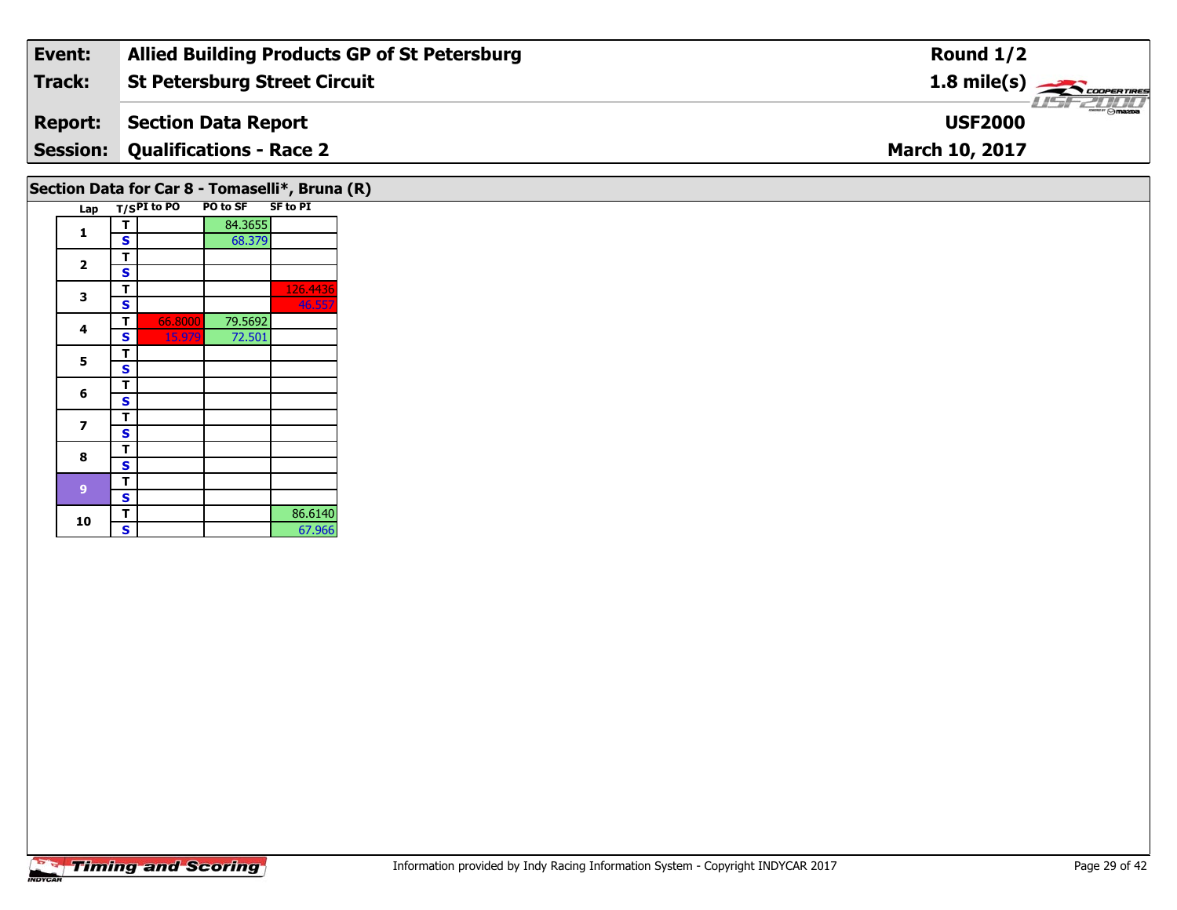| Event: | Allied Building Products GP of St Petersburg | Round 1/2 |
|---|---|---|
| Track: | St Petersburg Street Circuit | 1.8 mile(s) |
| Report: | Section Data Report | USF2000 |
| Session: | Qualifications - Race 2 | March 10, 2017 |

## Section Data for Car 8 - Tomaselli*, Bruna (R)

| Lap | T/S | PI to PO | PO to SF | SF to PI |
|---|---|---|---|---|
| 1 | T | | 84.3655 | |
| | S | | 68.379 | |
| 2 | T | | | |
| | S | | | |
| 3 | T | | | 126.4436 |
| | S | | | 46.557 |
| 4 | T | 66.8000 | 79.5692 | |
| | S | 15.979 | 72.501 | |
| 5 | T | | | |
| | S | | | |
| 6 | T | | | |
| | S | | | |
| 7 | T | | | |
| | S | | | |
| 8 | T | | | |
| | S | | | |
| 9 | T | | | |
| | S | | | |
| 10 | T | | | 86.6140 |
| | S | | | 67.966 |

Information provided by Indy Racing Information System - Copyright INDYCAR 2017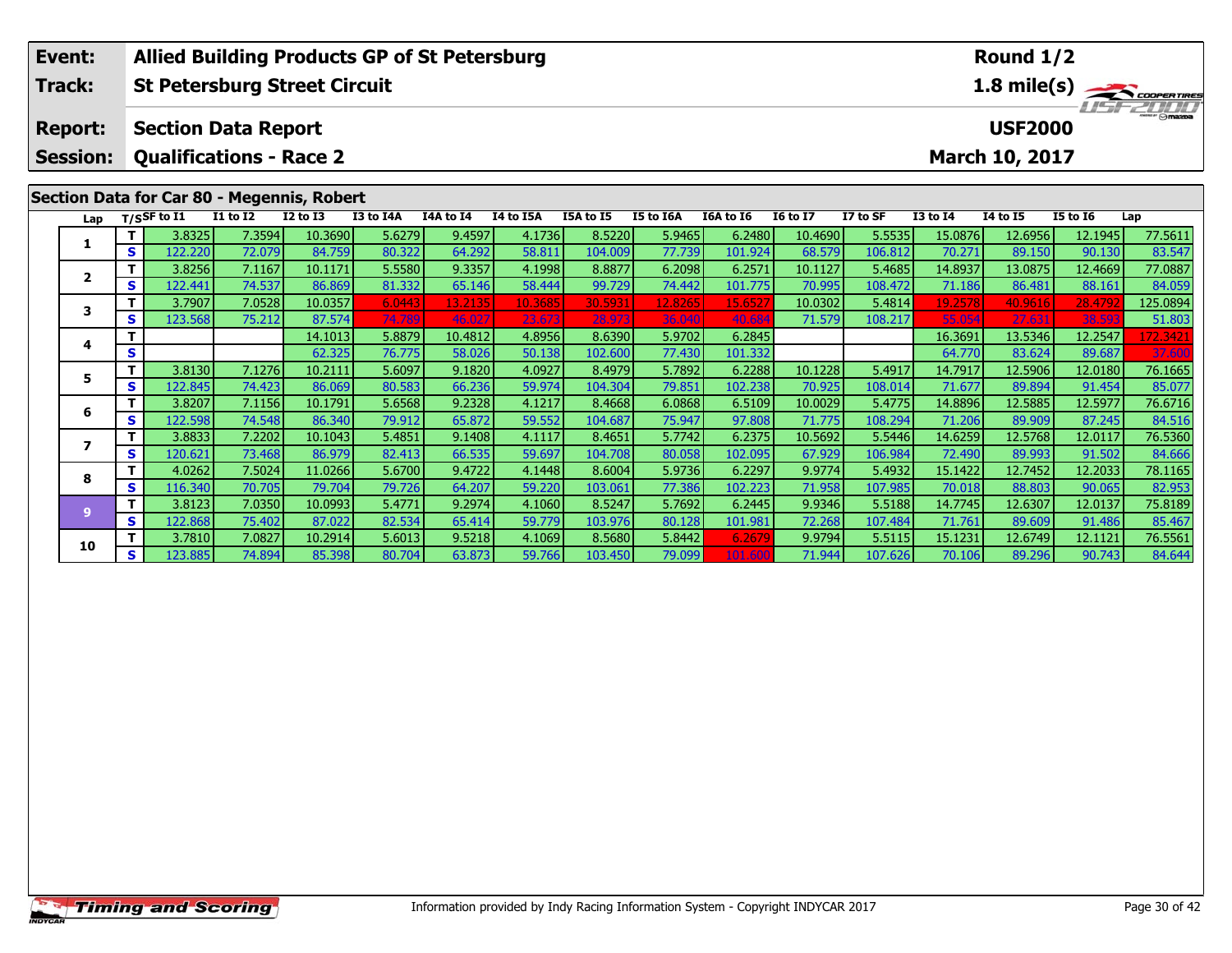| Event: | Allied Building Products GP of St Petersburg | Round 1/2 |
|---|---|---|
| Track: | St Petersburg Street Circuit | 1.8 mile(s) |
| Report: | Section Data Report | USF2000 |
| Session: | Qualifications - Race 2 | March 10, 2017 |

## Section Data for Car 80 - Megennis, Robert

| Lap | T/S | SF to I1 | I1 to I2 | I2 to I3 | I3 to I4A | I4A to I4 | I4 to I5A | I5A to I5 | I5 to I6A | I6A to I6 | I6 to I7 | I7 to SF | I3 to I4 | I4 to I5 | I5 to I6 | Lap |
|---|---|---|---|---|---|---|---|---|---|---|---|---|---|---|---|---|
| 1 | T | 3.8325 | 7.3594 | 10.3690 | 5.6279 | 9.4597 | 4.1736 | 8.5220 | 5.9465 | 6.2480 | 10.4690 | 5.5535 | 15.0876 | 12.6956 | 12.1945 | 77.5611 |
| | S | 122.220 | 72.079 | 84.759 | 80.322 | 64.292 | 58.811 | 104.009 | 77.739 | 101.924 | 68.579 | 106.812 | 70.271 | 89.150 | 90.130 | 83.547 |
| 2 | T | 3.8256 | 7.1167 | 10.1171 | 5.5580 | 9.3357 | 4.1998 | 8.8877 | 6.2098 | 6.2571 | 10.1127 | 5.4685 | 14.8937 | 13.0875 | 12.4669 | 77.0887 |
| | S | 122.441 | 74.537 | 86.869 | 81.332 | 65.146 | 58.444 | 99.729 | 74.442 | 101.775 | 70.995 | 108.472 | 71.186 | 86.481 | 88.161 | 84.059 |
| 3 | T | 3.7907 | 7.0528 | 10.0357 | 6.0443 | 13.2135 | 10.3685 | 30.5931 | 12.8265 | 15.6527 | 10.0302 | 5.4814 | 19.2578 | 40.9616 | 28.4792 | 125.0894 |
| | S | 123.568 | 75.212 | 87.574 | 74.789 | 46.027 | 23.673 | 28.973 | 36.040 | 40.684 | 71.579 | 108.217 | 55.054 | 27.631 | 38.593 | 51.803 |
| 4 | T | | | 14.1013 | 5.8879 | 10.4812 | 4.8956 | 8.6390 | 5.9702 | 6.2845 | | | 16.3691 | 13.5346 | 12.2547 | 172.3421 |
| | S | | | 62.325 | 76.775 | 58.026 | 50.138 | 102.600 | 77.430 | 101.332 | | | 64.770 | 83.624 | 89.687 | 37.600 |
| 5 | T | 3.8130 | 7.1276 | 10.2111 | 5.6097 | 9.1820 | 4.0927 | 8.4979 | 5.7892 | 6.2288 | 10.1228 | 5.4917 | 14.7917 | 12.5906 | 12.0180 | 76.1665 |
| | S | 122.845 | 74.423 | 86.069 | 80.583 | 66.236 | 59.974 | 104.304 | 79.851 | 102.238 | 70.925 | 108.014 | 71.677 | 89.894 | 91.454 | 85.077 |
| 6 | T | 3.8207 | 7.1156 | 10.1791 | 5.6568 | 9.2328 | 4.1217 | 8.4668 | 6.0868 | 6.5109 | 10.0029 | 5.4775 | 14.8896 | 12.5885 | 12.5977 | 76.6716 |
| | S | 122.598 | 74.548 | 86.340 | 79.912 | 65.872 | 59.552 | 104.687 | 75.947 | 97.808 | 71.775 | 108.294 | 71.206 | 89.909 | 87.245 | 84.516 |
| 7 | T | 3.8833 | 7.2202 | 10.1043 | 5.4851 | 9.1408 | 4.1117 | 8.4651 | 5.7742 | 6.2375 | 10.5692 | 5.5446 | 14.6259 | 12.5768 | 12.0117 | 76.5360 |
| | S | 120.621 | 73.468 | 86.979 | 82.413 | 66.535 | 59.697 | 104.708 | 80.058 | 102.095 | 67.929 | 106.984 | 72.490 | 89.993 | 91.502 | 84.666 |
| 8 | T | 4.0262 | 7.5024 | 11.0266 | 5.6700 | 9.4722 | 4.1448 | 8.6004 | 5.9736 | 6.2297 | 9.9774 | 5.4932 | 15.1422 | 12.7452 | 12.2033 | 78.1165 |
| | S | 116.340 | 70.705 | 79.704 | 79.726 | 64.207 | 59.220 | 103.061 | 77.386 | 102.223 | 71.958 | 107.985 | 70.018 | 88.803 | 90.065 | 82.953 |
| 9 | T | 3.8123 | 7.0350 | 10.0993 | 5.4771 | 9.2974 | 4.1060 | 8.5247 | 5.7692 | 6.2445 | 9.9346 | 5.5188 | 14.7745 | 12.6307 | 12.0137 | 75.8189 |
| | S | 122.868 | 75.402 | 87.022 | 82.534 | 65.414 | 59.779 | 103.976 | 80.128 | 101.981 | 72.268 | 107.484 | 71.761 | 89.609 | 91.486 | 85.467 |
| 10 | T | 3.7810 | 7.0827 | 10.2914 | 5.6013 | 9.5218 | 4.1069 | 8.5680 | 5.8442 | 6.2679 | 9.9794 | 5.5115 | 15.1231 | 12.6749 | 12.1121 | 76.5561 |
| | S | 123.885 | 74.894 | 85.398 | 80.704 | 63.873 | 59.766 | 103.450 | 79.099 | 101.600 | 71.944 | 107.626 | 70.106 | 89.296 | 90.743 | 84.644 |

Information provided by Indy Racing Information System - Copyright INDYCAR 2017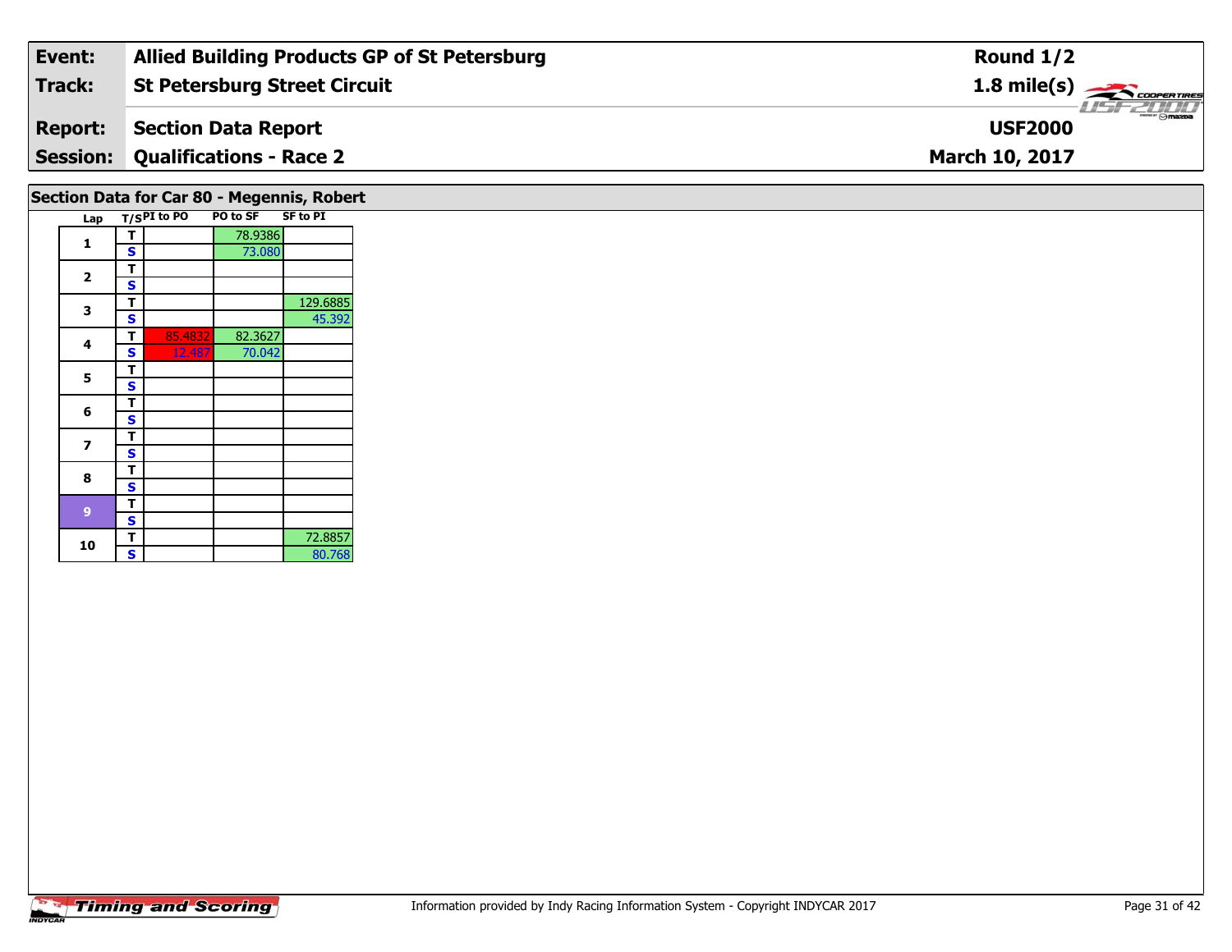| Event: | Allied Building Products GP of St Petersburg | Round 1/2 |
|---|---|---|
| Track: | St Petersburg Street Circuit | 1.8 mile(s) |
| Report: | Section Data Report | USF2000 |
| Session: | Qualifications - Race 2 | March 10, 2017 |

## Section Data for Car 80 - Megennis, Robert

| Lap | T/S | PI to PO | PO to SF | SF to PI |
|---|---|---|---|---|
| 1 | T | | 78.9386 | |
| | S | | 73.080 | |
| 2 | T | | | |
| | S | | | |
| 3 | T | | | 129.6885 |
| | S | | | 45.392 |
| 4 | T | 85.4832 | 82.3627 | |
| | S | 12.487 | 70.042 | |
| 5 | T | | | |
| | S | | | |
| 6 | T | | | |
| | S | | | |
| 7 | T | | | |
| | S | | | |
| 8 | T | | | |
| | S | | | |
| 9 | T | | | |
| | S | | | |
| 10 | T | | | 72.8857 |
| | S | | | 80.768 |

Information provided by Indy Racing Information System - Copyright INDYCAR 2017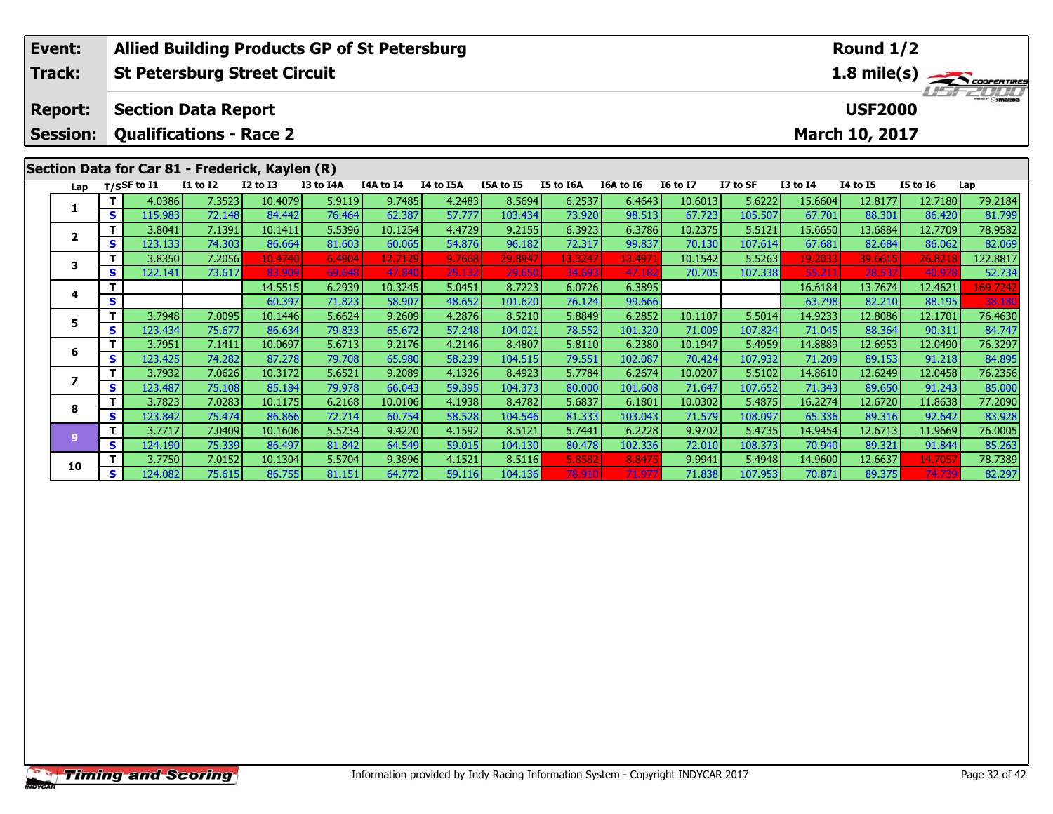| Event: | Allied Building Products GP of St Petersburg | Round 1/2 |
|---|---|---|
| Track: | St Petersburg Street Circuit | 1.8 mile(s) |
| Report: | Section Data Report | USF2000 |
| Session: | Qualifications - Race 2 | March 10, 2017 |

## Section Data for Car 81 - Frederick, Kaylen (R)

| Lap | T/S | SF to I1 | I1 to I2 | I2 to I3 | I3 to I4A | I4A to I4 | I4 to I5A | I5A to I5 | I5 to I6A | I6A to I6 | I6 to I7 | I7 to SF | I3 to I4 | I4 to I5 | I5 to I6 | Lap |
|---|---|---|---|---|---|---|---|---|---|---|---|---|---|---|---|---|
| 1 | T | 4.0386 | 7.3523 | 10.4079 | 5.9119 | 9.7485 | 4.2483 | 8.5694 | 6.2537 | 6.4643 | 10.6013 | 5.6222 | 15.6604 | 12.8177 | 12.7180 | 79.2184 |
|  | S | 115.983 | 72.148 | 84.442 | 76.464 | 62.387 | 57.777 | 103.434 | 73.920 | 98.513 | 67.723 | 105.507 | 67.701 | 88.301 | 86.420 | 81.799 |
| 2 | T | 3.8041 | 7.1391 | 10.1411 | 5.5396 | 10.1254 | 4.4729 | 9.2155 | 6.3923 | 6.3786 | 10.2375 | 5.5121 | 15.6650 | 13.6884 | 12.7709 | 78.9582 |
|  | S | 123.133 | 74.303 | 86.664 | 81.603 | 60.065 | 54.876 | 96.182 | 72.317 | 99.837 | 70.130 | 107.614 | 67.681 | 82.684 | 86.062 | 82.069 |
| 3 | T | 3.8350 | 7.2056 | 10.4740 | 6.4904 | 12.7129 | 9.7668 | 29.8947 | 13.3247 | 13.4971 | 10.1542 | 5.5263 | 19.2033 | 39.6615 | 26.8218 | 122.8817 |
|  | S | 122.141 | 73.617 | 83.909 | 69.648 | 47.840 | 25.132 | 29.650 | 34.693 | 47.182 | 70.705 | 107.338 | 55.211 | 28.537 | 40.978 | 52.734 |
| 4 | T |  |  | 14.5515 | 6.2939 | 10.3245 | 5.0451 | 8.7223 | 6.0726 | 6.3895 |  |  | 16.6184 | 13.7674 | 12.4621 | 169.7242 |
|  | S |  |  | 60.397 | 71.823 | 58.907 | 48.652 | 101.620 | 76.124 | 99.666 |  |  | 63.798 | 82.210 | 88.195 | 38.180 |
| 5 | T | 3.7948 | 7.0095 | 10.1446 | 5.6624 | 9.2609 | 4.2876 | 8.5210 | 5.8849 | 6.2852 | 10.1107 | 5.5014 | 14.9233 | 12.8086 | 12.1701 | 76.4630 |
|  | S | 123.434 | 75.677 | 86.634 | 79.833 | 65.672 | 57.248 | 104.021 | 78.552 | 101.320 | 71.009 | 107.824 | 71.045 | 88.364 | 90.311 | 84.747 |
| 6 | T | 3.7951 | 7.1411 | 10.0697 | 5.6713 | 9.2176 | 4.2146 | 8.4807 | 5.8110 | 6.2380 | 10.1947 | 5.4959 | 14.8889 | 12.6953 | 12.0490 | 76.3297 |
|  | S | 123.425 | 74.282 | 87.278 | 79.708 | 65.980 | 58.239 | 104.515 | 79.551 | 102.087 | 70.424 | 107.932 | 71.209 | 89.153 | 91.218 | 84.895 |
| 7 | T | 3.7932 | 7.0626 | 10.3172 | 5.6521 | 9.2089 | 4.1326 | 8.4923 | 5.7784 | 6.2674 | 10.0207 | 5.5102 | 14.8610 | 12.6249 | 12.0458 | 76.2356 |
|  | S | 123.487 | 75.108 | 85.184 | 79.978 | 66.043 | 59.395 | 104.373 | 80.000 | 101.608 | 71.647 | 107.652 | 71.343 | 89.650 | 91.243 | 85.000 |
| 8 | T | 3.7823 | 7.0283 | 10.1175 | 6.2168 | 10.0106 | 4.1938 | 8.4782 | 5.6837 | 6.1801 | 10.0302 | 5.4875 | 16.2274 | 12.6720 | 11.8638 | 77.2090 |
|  | S | 123.842 | 75.474 | 86.866 | 72.714 | 60.754 | 58.528 | 104.546 | 81.333 | 103.043 | 71.579 | 108.097 | 65.336 | 89.316 | 92.642 | 83.928 |
| 9 | T | 3.7717 | 7.0409 | 10.1606 | 5.5234 | 9.4220 | 4.1592 | 8.5121 | 5.7441 | 6.2228 | 9.9702 | 5.4735 | 14.9454 | 12.6713 | 11.9669 | 76.0005 |
|  | S | 124.190 | 75.339 | 86.497 | 81.842 | 64.549 | 59.015 | 104.130 | 80.478 | 102.336 | 72.010 | 108.373 | 70.940 | 89.321 | 91.844 | 85.263 |
| 10 | T | 3.7750 | 7.0152 | 10.1304 | 5.5704 | 9.3896 | 4.1521 | 8.5116 | 5.8582 | 8.8475 | 9.9941 | 5.4948 | 14.9600 | 12.6637 | 14.7057 | 78.7389 |
|  | S | 124.082 | 75.615 | 86.755 | 81.151 | 64.772 | 59.116 | 104.136 | 78.910 | 71.977 | 71.838 | 107.953 | 70.871 | 89.375 | 74.739 | 82.297 |

Information provided by Indy Racing Information System - Copyright INDYCAR 2017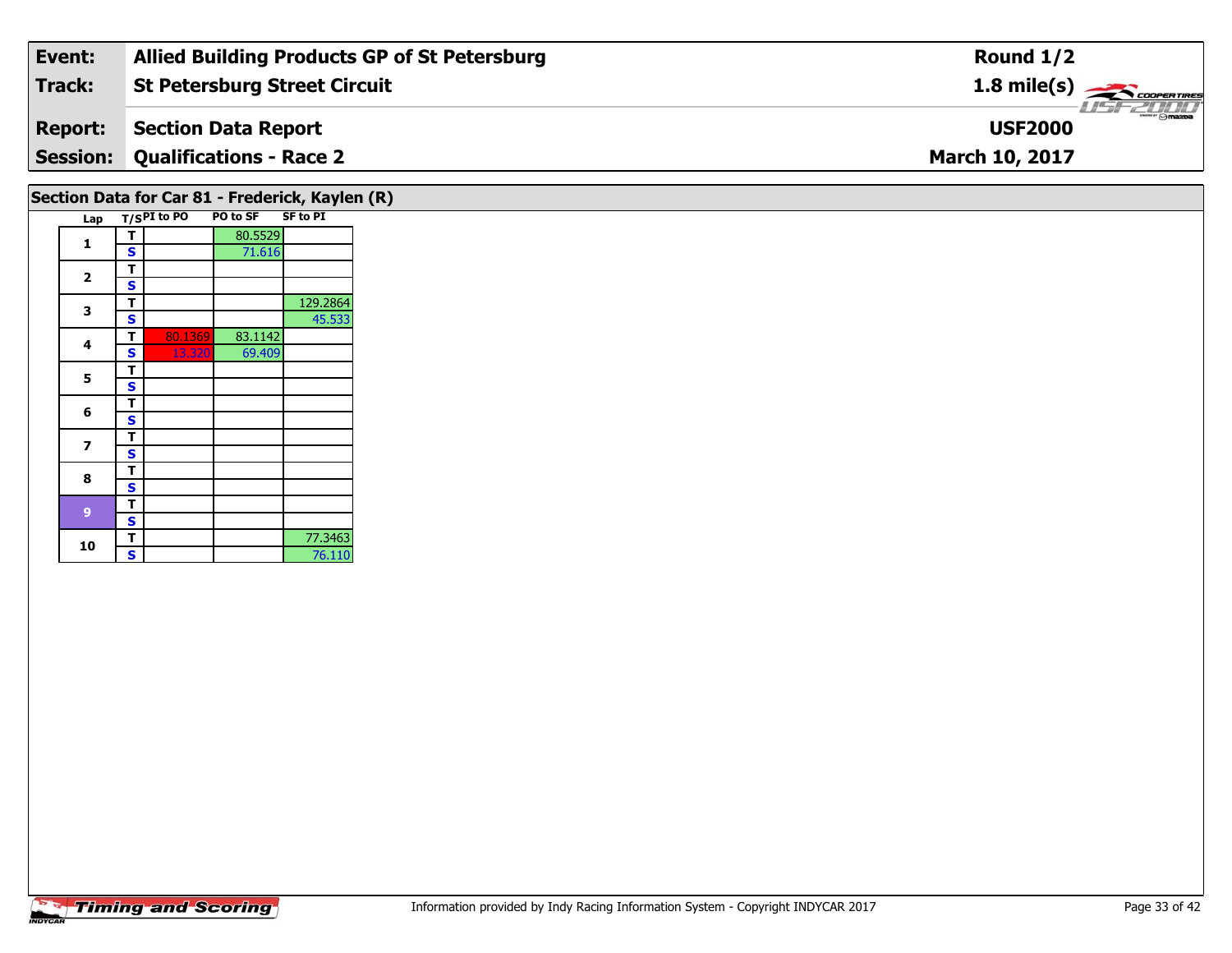| Event: | Allied Building Products GP of St Petersburg | Round 1/2 |
|---|---|---|
| Track: | St Petersburg Street Circuit | 1.8 mile(s) |
| Report: | Section Data Report | USF2000 |
| Session: | Qualifications - Race 2 | March 10, 2017 |

## Section Data for Car 81 - Frederick, Kaylen (R)

| Lap | T/S | PI to PO | PO to SF | SF to PI |
|---|---|---|---|---|
| 1 | T | | 80.5529 | |
| | S | | 71.616 | |
| 2 | T | | | |
| | S | | | |
| 3 | T | | | 129.2864 |
| | S | | | 45.533 |
| 4 | T | 80.1369 | 83.1142 | |
| | S | 13.320 | 69.409 | |
| 5 | T | | | |
| | S | | | |
| 6 | T | | | |
| | S | | | |
| 7 | T | | | |
| | S | | | |
| 8 | T | | | |
| | S | | | |
| 9 | T | | | |
| | S | | | |
| 10 | T | | | 77.3463 |
| | S | | | 76.110 |

Information provided by Indy Racing Information System - Copyright INDYCAR 2017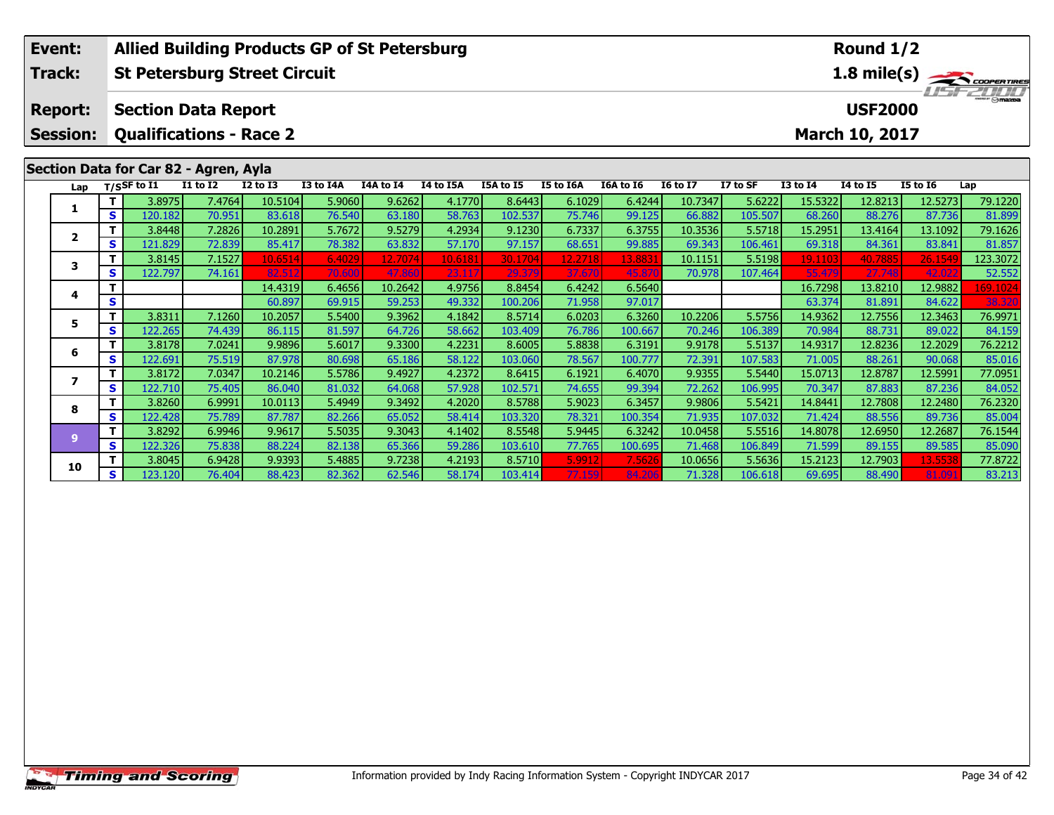| Event: | Allied Building Products GP of St Petersburg | Round 1/2 |
|---|---|---|
| Track: | St Petersburg Street Circuit | 1.8 mile(s) |
| Report: | Section Data Report | USF2000 |
| Session: | Qualifications - Race 2 | March 10, 2017 |

## Section Data for Car 82 - Agren, Ayla

| Lap | T/S | SF to I1 | I1 to I2 | I2 to I3 | I3 to I4A | I4A to I4 | I4 to I5A | I5A to I5 | I5 to I6A | I6A to I6 | I6 to I7 | I7 to SF | I3 to I4 | I4 to I5 | I5 to I6 | Lap |
|---|---|---|---|---|---|---|---|---|---|---|---|---|---|---|---|---|
| 1 | T | 3.8975 | 7.4764 | 10.5104 | 5.9060 | 9.6262 | 4.1770 | 8.6443 | 6.1029 | 6.4244 | 10.7347 | 5.6222 | 15.5322 | 12.8213 | 12.5273 | 79.1220 |
|  | S | 120.182 | 70.951 | 83.618 | 76.540 | 63.180 | 58.763 | 102.537 | 75.746 | 99.125 | 66.882 | 105.507 | 68.260 | 88.276 | 87.736 | 81.899 |
| 2 | T | 3.8448 | 7.2826 | 10.2891 | 5.7672 | 9.5279 | 4.2934 | 9.1230 | 6.7337 | 6.3755 | 10.3536 | 5.5718 | 15.2951 | 13.4164 | 13.1092 | 79.1626 |
|  | S | 121.829 | 72.839 | 85.417 | 78.382 | 63.832 | 57.170 | 97.157 | 68.651 | 99.885 | 69.343 | 106.461 | 69.318 | 84.361 | 83.841 | 81.857 |
| 3 | T | 3.8145 | 7.1527 | 10.6514 | 6.4029 | 12.7074 | 10.6181 | 30.1704 | 12.2718 | 13.8831 | 10.1151 | 5.5198 | 19.1103 | 40.7885 | 26.1549 | 123.3072 |
|  | S | 122.797 | 74.161 | 82.512 | 70.600 | 47.860 | 23.117 | 29.379 | 37.670 | 45.870 | 70.978 | 107.464 | 55.479 | 27.748 | 42.022 | 52.552 |
| 4 | T |  |  | 14.4319 | 6.4656 | 10.2642 | 4.9756 | 8.8454 | 6.4242 | 6.5640 |  |  | 16.7298 | 13.8210 | 12.9882 | 169.1024 |
|  | S |  |  | 60.897 | 69.915 | 59.253 | 49.332 | 100.206 | 71.958 | 97.017 |  |  | 63.374 | 81.891 | 84.622 | 38.320 |
| 5 | T | 3.8311 | 7.1260 | 10.2057 | 5.5400 | 9.3962 | 4.1842 | 8.5714 | 6.0203 | 6.3260 | 10.2206 | 5.5756 | 14.9362 | 12.7556 | 12.3463 | 76.9971 |
|  | S | 122.265 | 74.439 | 86.115 | 81.597 | 64.726 | 58.662 | 103.409 | 76.786 | 100.667 | 70.246 | 106.389 | 70.984 | 88.731 | 89.022 | 84.159 |
| 6 | T | 3.8178 | 7.0241 | 9.9896 | 5.6017 | 9.3300 | 4.2231 | 8.6005 | 5.8838 | 6.3191 | 9.9178 | 5.5137 | 14.9317 | 12.8236 | 12.2029 | 76.2212 |
|  | S | 122.691 | 75.519 | 87.978 | 80.698 | 65.186 | 58.122 | 103.060 | 78.567 | 100.777 | 72.391 | 107.583 | 71.005 | 88.261 | 90.068 | 85.016 |
| 7 | T | 3.8172 | 7.0347 | 10.2146 | 5.5786 | 9.4927 | 4.2372 | 8.6415 | 6.1921 | 6.4070 | 9.9355 | 5.5440 | 15.0713 | 12.8787 | 12.5991 | 77.0951 |
|  | S | 122.710 | 75.405 | 86.040 | 81.032 | 64.068 | 57.928 | 102.571 | 74.655 | 99.394 | 72.262 | 106.995 | 70.347 | 87.883 | 87.236 | 84.052 |
| 8 | T | 3.8260 | 6.9991 | 10.0113 | 5.4949 | 9.3492 | 4.2020 | 8.5788 | 5.9023 | 6.3457 | 9.9806 | 5.5421 | 14.8441 | 12.7808 | 12.2480 | 76.2320 |
|  | S | 122.428 | 75.789 | 87.787 | 82.266 | 65.052 | 58.414 | 103.320 | 78.321 | 100.354 | 71.935 | 107.032 | 71.424 | 88.556 | 89.736 | 85.004 |
| 9 | T | 3.8292 | 6.9946 | 9.9617 | 5.5035 | 9.3043 | 4.1402 | 8.5548 | 5.9445 | 6.3242 | 10.0458 | 5.5516 | 14.8078 | 12.6950 | 12.2687 | 76.1544 |
|  | S | 122.326 | 75.838 | 88.224 | 82.138 | 65.366 | 59.286 | 103.610 | 77.765 | 100.695 | 71.468 | 106.849 | 71.599 | 89.155 | 89.585 | 85.090 |
| 10 | T | 3.8045 | 6.9428 | 9.9393 | 5.4885 | 9.7238 | 4.2193 | 8.5710 | 5.9912 | 7.5626 | 10.0656 | 5.5636 | 15.2123 | 12.7903 | 13.5538 | 77.8722 |
|  | S | 123.120 | 76.404 | 88.423 | 82.362 | 62.546 | 58.174 | 103.414 | 77.159 | 84.206 | 71.328 | 106.618 | 69.695 | 88.490 | 81.091 | 83.213 |

Information provided by Indy Racing Information System - Copyright INDYCAR 2017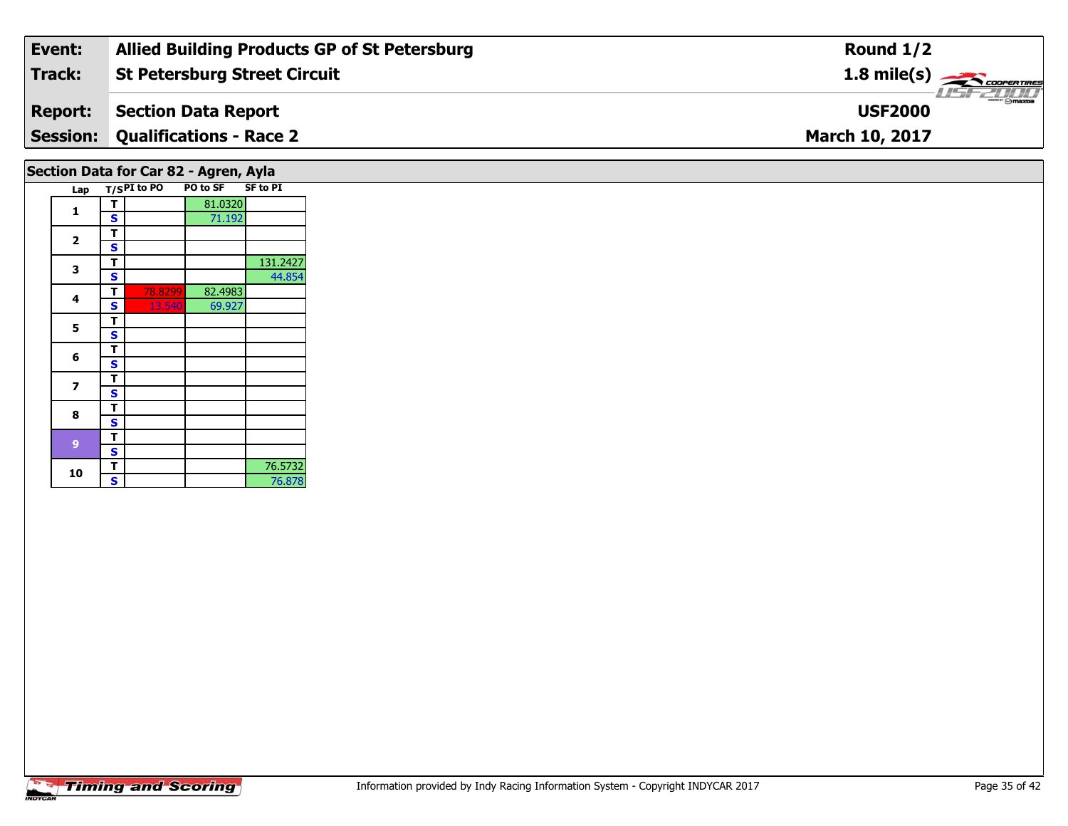| Event: | Allied Building Products GP of St Petersburg | Round 1/2 |
|---|---|---|
| Track: | St Petersburg Street Circuit | 1.8 mile(s) |
| Report: | Section Data Report | USF2000 |
| Session: | Qualifications - Race 2 | March 10, 2017 |

## Section Data for Car 82 - Agren, Ayla

| Lap | T/S | PI to PO | PO to SF | SF to PI |
|---|---|---|---|---|
| 1 | T | | 81.0320 | |
| | S | | 71.192 | |
| 2 | T | | | |
| | S | | | |
| 3 | T | | | 131.2427 |
| | S | | | 44.854 |
| 4 | T | 78.8299 | 82.4983 | |
| | S | 13.540 | 69.927 | |
| 5 | T | | | |
| | S | | | |
| 6 | T | | | |
| | S | | | |
| 7 | T | | | |
| | S | | | |
| 8 | T | | | |
| | S | | | |
| 9 | T | | | |
| | S | | | |
| 10 | T | | | 76.5732 |
| | S | | | 76.878 |

Information provided by Indy Racing Information System - Copyright INDYCAR 2017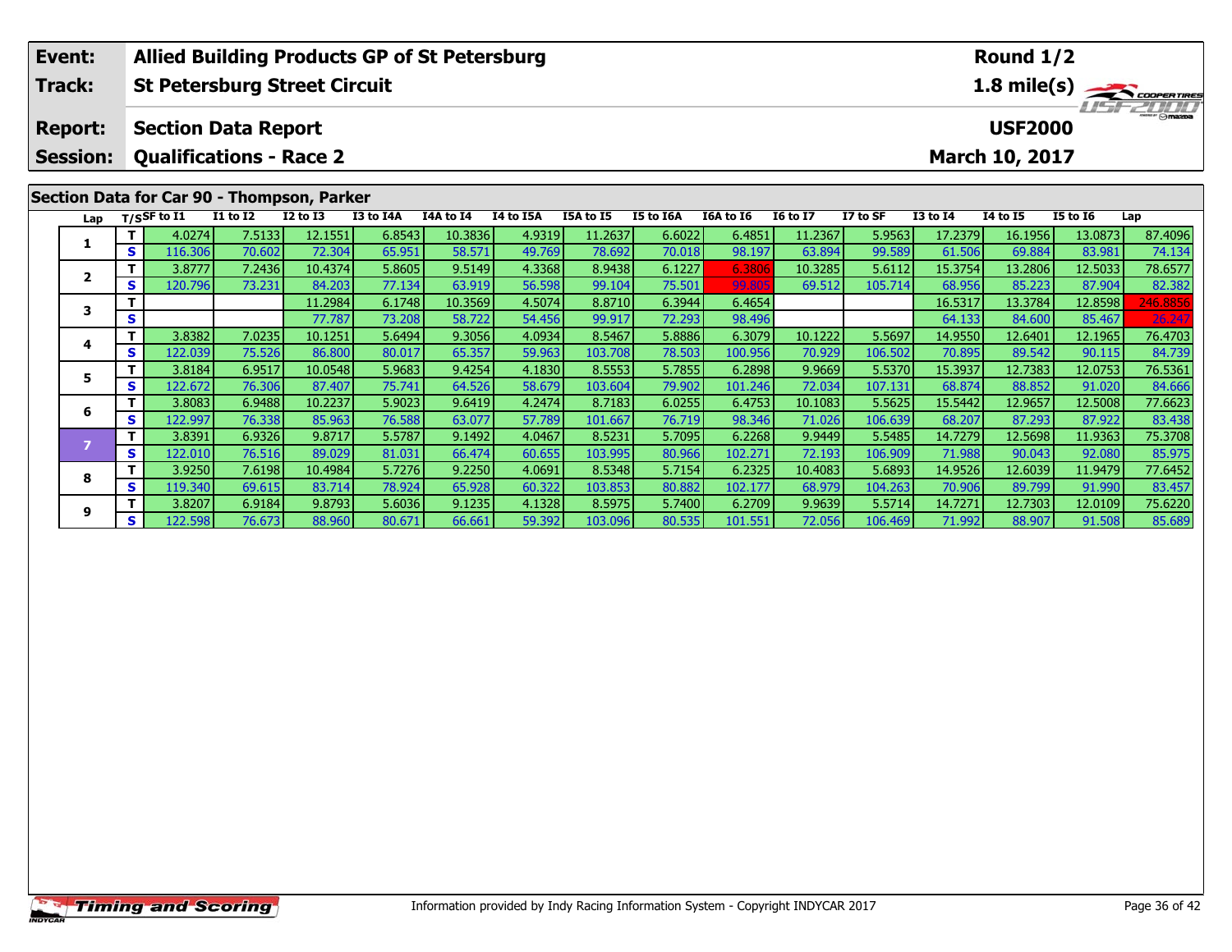| Event: | Allied Building Products GP of St Petersburg | Round 1/2 |
|---|---|---|
| Track: | St Petersburg Street Circuit | 1.8 mile(s) |
| Report: | Section Data Report | USF2000 |
| Session: | Qualifications - Race 2 | March 10, 2017 |

## Section Data for Car 90 - Thompson, Parker

| Lap | T/S | SF to I1 | I1 to I2 | I2 to I3 | I3 to I4A | I4A to I4 | I4 to I5A | I5A to I5 | I5 to I6A | I6A to I6 | I6 to I7 | I7 to SF | I3 to I4 | I4 to I5 | I5 to I6 | Lap |
|---|---|---|---|---|---|---|---|---|---|---|---|---|---|---|---|---|
| 1 | T | 4.0274 | 7.5133 | 12.1551 | 6.8543 | 10.3836 | 4.9319 | 11.2637 | 6.6022 | 6.4851 | 11.2367 | 5.9563 | 17.2379 | 16.1956 | 13.0873 | 87.4096 |
| | S | 116.306 | 70.602 | 72.304 | 65.951 | 58.571 | 49.769 | 78.692 | 70.018 | 98.197 | 63.894 | 99.589 | 61.506 | 69.884 | 83.981 | 74.134 |
| 2 | T | 3.8777 | 7.2436 | 10.4374 | 5.8605 | 9.5149 | 4.3368 | 8.9438 | 6.1227 | 6.3806 | 10.3285 | 5.6112 | 15.3754 | 13.2806 | 12.5033 | 78.6577 |
| | S | 120.796 | 73.231 | 84.203 | 77.134 | 63.919 | 56.598 | 99.104 | 75.501 | 99.805 | 69.512 | 105.714 | 68.956 | 85.223 | 87.904 | 82.382 |
| 3 | T | | | 11.2984 | 6.1748 | 10.3569 | 4.5074 | 8.8710 | 6.3944 | 6.4654 | | | 16.5317 | 13.3784 | 12.8598 | 246.8856 |
| | S | | | 77.787 | 73.208 | 58.722 | 54.456 | 99.917 | 72.293 | 98.496 | | | 64.133 | 84.600 | 85.467 | 26.247 |
| 4 | T | 3.8382 | 7.0235 | 10.1251 | 5.6494 | 9.3056 | 4.0934 | 8.5467 | 5.8886 | 6.3079 | 10.1222 | 5.5697 | 14.9550 | 12.6401 | 12.1965 | 76.4703 |
| | S | 122.039 | 75.526 | 86.800 | 80.017 | 65.357 | 59.963 | 103.708 | 78.503 | 100.956 | 70.929 | 106.502 | 70.895 | 89.542 | 90.115 | 84.739 |
| 5 | T | 3.8184 | 6.9517 | 10.0548 | 5.9683 | 9.4254 | 4.1830 | 8.5553 | 5.7855 | 6.2898 | 9.9669 | 5.5370 | 15.3937 | 12.7383 | 12.0753 | 76.5361 |
| | S | 122.672 | 76.306 | 87.407 | 75.741 | 64.526 | 58.679 | 103.604 | 79.902 | 101.246 | 72.034 | 107.131 | 68.874 | 88.852 | 91.020 | 84.666 |
| 6 | T | 3.8083 | 6.9488 | 10.2237 | 5.9023 | 9.6419 | 4.2474 | 8.7183 | 6.0255 | 6.4753 | 10.1083 | 5.5625 | 15.5442 | 12.9657 | 12.5008 | 77.6623 |
| | S | 122.997 | 76.338 | 85.963 | 76.588 | 63.077 | 57.789 | 101.667 | 76.719 | 98.346 | 71.026 | 106.639 | 68.207 | 87.293 | 87.922 | 83.438 |
| 7 | T | 3.8391 | 6.9326 | 9.8717 | 5.5787 | 9.1492 | 4.0467 | 8.5231 | 5.7095 | 6.2268 | 9.9449 | 5.5485 | 14.7279 | 12.5698 | 11.9363 | 75.3708 |
| | S | 122.010 | 76.516 | 89.029 | 81.031 | 66.474 | 60.655 | 103.995 | 80.966 | 102.271 | 72.193 | 106.909 | 71.988 | 90.043 | 92.080 | 85.975 |
| 8 | T | 3.9250 | 7.6198 | 10.4984 | 5.7276 | 9.2250 | 4.0691 | 8.5348 | 5.7154 | 6.2325 | 10.4083 | 5.6893 | 14.9526 | 12.6039 | 11.9479 | 77.6452 |
| | S | 119.340 | 69.615 | 83.714 | 78.924 | 65.928 | 60.322 | 103.853 | 80.882 | 102.177 | 68.979 | 104.263 | 70.906 | 89.799 | 91.990 | 83.457 |
| 9 | T | 3.8207 | 6.9184 | 9.8793 | 5.6036 | 9.1235 | 4.1328 | 8.5975 | 5.7400 | 6.2709 | 9.9639 | 5.5714 | 14.7271 | 12.7303 | 12.0109 | 75.6220 |
| | S | 122.598 | 76.673 | 88.960 | 80.671 | 66.661 | 59.392 | 103.096 | 80.535 | 101.551 | 72.056 | 106.469 | 71.992 | 88.907 | 91.508 | 85.689 |

Information provided by Indy Racing Information System - Copyright INDYCAR 2017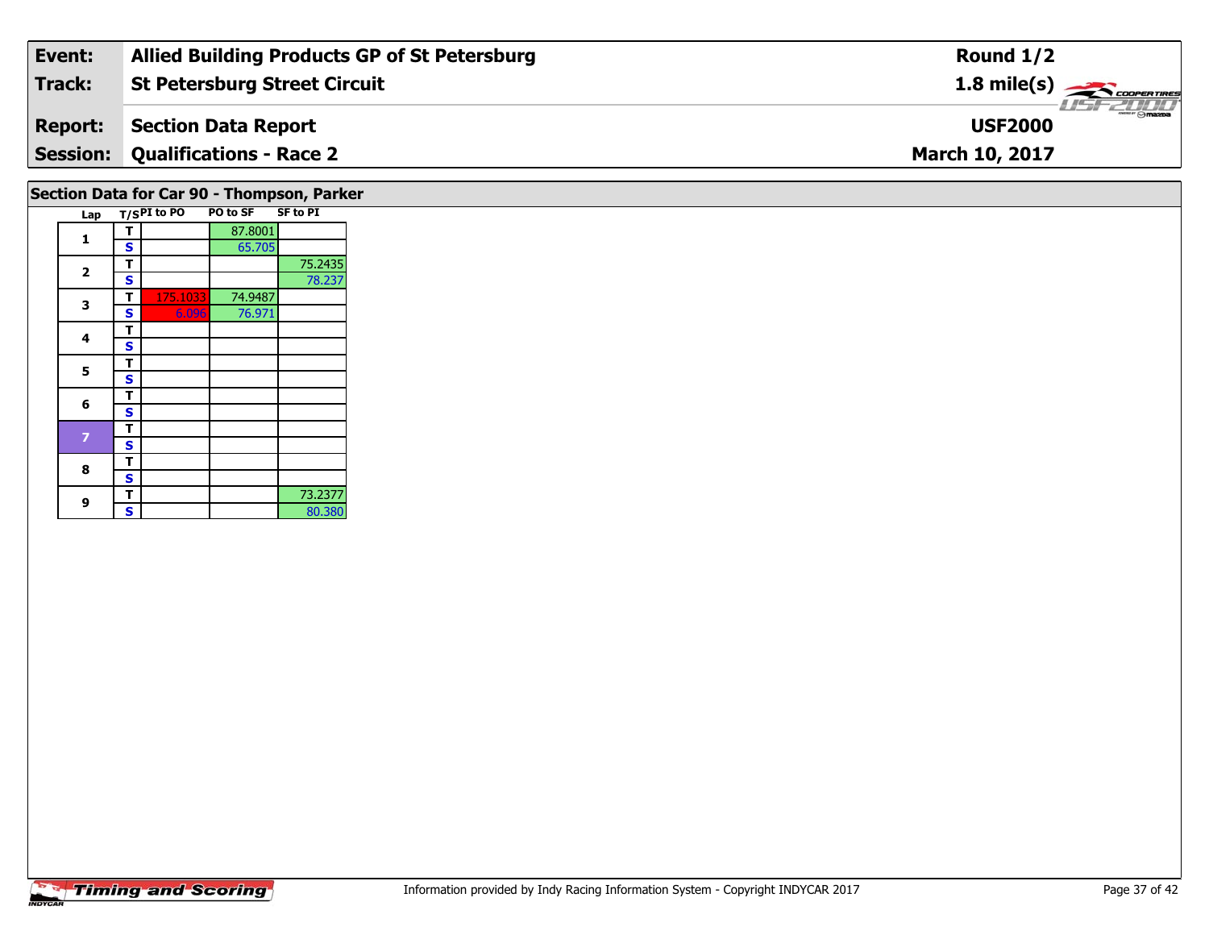| **Event:** | **Allied Building Products GP of St Petersburg** | **Round 1/2** |
|---|---|---|
| **Track:** | **St Petersburg Street Circuit** | **1.8 mile(s)** |
| **Report:** | **Section Data Report** | **USF2000** |
| **Session:** | **Qualifications - Race 2** | **March 10, 2017** |

## Section Data for Car 90 - Thompson, Parker

| Lap | T/S | PI to PO | PO to SF | SF to PI |
|---|---|---|---|---|
| 1 | T | | 87.8001 | |
| | S | | 65.705 | |
| 2 | T | | | 75.2435 |
| | S | | | 78.237 |
| 3 | T | 175.1033 | 74.9487 | |
| | S | 6.096 | 76.971 | |
| 4 | T | | | |
| | S | | | |
| 5 | T | | | |
| | S | | | |
| 6 | T | | | |
| | S | | | |
| 7 | T | | | |
| | S | | | |
| 8 | T | | | |
| | S | | | |
| 9 | T | | | 73.2377 |
| | S | | | 80.380 |

Information provided by Indy Racing Information System - Copyright INDYCAR 2017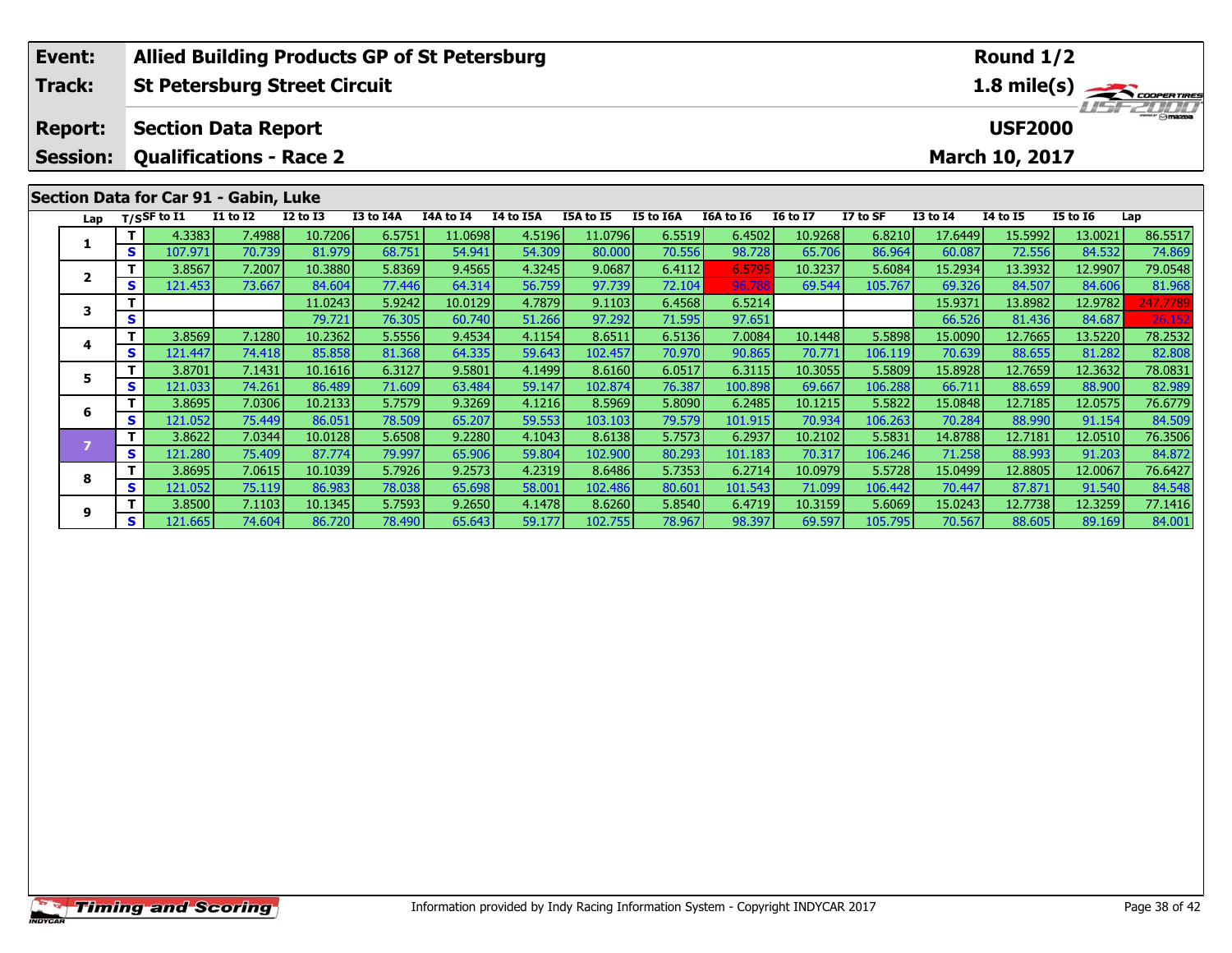| Event: | Allied Building Products GP of St Petersburg | Round 1/2 |
|---|---|---|
| Track: | St Petersburg Street Circuit | 1.8 mile(s) |
| Report: | Section Data Report | USF2000 |
| Session: | Qualifications - Race 2 | March 10, 2017 |

## Section Data for Car 91 - Gabin, Luke

| Lap | T/S | SF to I1 | I1 to I2 | I2 to I3 | I3 to I4A | I4A to I4 | I4 to I5A | I5A to I5 | I5 to I6A | I6A to I6 | I6 to I7 | I7 to SF | I3 to I4 | I4 to I5 | I5 to I6 | Lap |
|---|---|---|---|---|---|---|---|---|---|---|---|---|---|---|---|---|
| 1 | T | 4.3383 | 7.4988 | 10.7206 | 6.5751 | 11.0698 | 4.5196 | 11.0796 | 6.5519 | 6.4502 | 10.9268 | 6.8210 | 17.6449 | 15.5992 | 13.0021 | 86.5517 |
| | S | 107.971 | 70.739 | 81.979 | 68.751 | 54.941 | 54.309 | 80.000 | 70.556 | 98.728 | 65.706 | 86.964 | 60.087 | 72.556 | 84.532 | 74.869 |
| 2 | T | 3.8567 | 7.2007 | 10.3880 | 5.8369 | 9.4565 | 4.3245 | 9.0687 | 6.4112 | 6.5795 | 10.3237 | 5.6084 | 15.2934 | 13.3932 | 12.9907 | 79.0548 |
| | S | 121.453 | 73.667 | 84.604 | 77.446 | 64.314 | 56.759 | 97.739 | 72.104 | 96.788 | 69.544 | 105.767 | 69.326 | 84.507 | 84.606 | 81.968 |
| 3 | T | | | 11.0243 | 5.9242 | 10.0129 | 4.7879 | 9.1103 | 6.4568 | 6.5214 | | | 15.9371 | 13.8982 | 12.9782 | 247.7789 |
| | S | | | 79.721 | 76.305 | 60.740 | 51.266 | 97.292 | 71.595 | 97.651 | | | 66.526 | 81.436 | 84.687 | 26.152 |
| 4 | T | 3.8569 | 7.1280 | 10.2362 | 5.5556 | 9.4534 | 4.1154 | 8.6511 | 6.5136 | 7.0084 | 10.1448 | 5.5898 | 15.0090 | 12.7665 | 13.5220 | 78.2532 |
| | S | 121.447 | 74.418 | 85.858 | 81.368 | 64.335 | 59.643 | 102.457 | 70.970 | 90.865 | 70.771 | 106.119 | 70.639 | 88.655 | 81.282 | 82.808 |
| 5 | T | 3.8701 | 7.1431 | 10.1616 | 6.3127 | 9.5801 | 4.1499 | 8.6160 | 6.0517 | 6.3115 | 10.3055 | 5.5809 | 15.8928 | 12.7659 | 12.3632 | 78.0831 |
| | S | 121.033 | 74.261 | 86.489 | 71.609 | 63.484 | 59.147 | 102.874 | 76.387 | 100.898 | 69.667 | 106.288 | 66.711 | 88.659 | 88.900 | 82.989 |
| 6 | T | 3.8695 | 7.0306 | 10.2133 | 5.7579 | 9.3269 | 4.1216 | 8.5969 | 5.8090 | 6.2485 | 10.1215 | 5.5822 | 15.0848 | 12.7185 | 12.0575 | 76.6779 |
| | S | 121.052 | 75.449 | 86.051 | 78.509 | 65.207 | 59.553 | 103.103 | 79.579 | 101.915 | 70.934 | 106.263 | 70.284 | 88.990 | 91.154 | 84.509 |
| 7 | T | 3.8622 | 7.0344 | 10.0128 | 5.6508 | 9.2280 | 4.1043 | 8.6138 | 5.7573 | 6.2937 | 10.2102 | 5.5831 | 14.8788 | 12.7181 | 12.0510 | 76.3506 |
| | S | 121.280 | 75.409 | 87.774 | 79.997 | 65.906 | 59.804 | 102.900 | 80.293 | 101.183 | 70.317 | 106.246 | 71.258 | 88.993 | 91.203 | 84.872 |
| 8 | T | 3.8695 | 7.0615 | 10.1039 | 5.7926 | 9.2573 | 4.2319 | 8.6486 | 5.7353 | 6.2714 | 10.0979 | 5.5728 | 15.0499 | 12.8805 | 12.0067 | 76.6427 |
| | S | 121.052 | 75.119 | 86.983 | 78.038 | 65.698 | 58.001 | 102.486 | 80.601 | 101.543 | 71.099 | 106.442 | 70.447 | 87.871 | 91.540 | 84.548 |
| 9 | T | 3.8500 | 7.1103 | 10.1345 | 5.7593 | 9.2650 | 4.1478 | 8.6260 | 5.8540 | 6.4719 | 10.3159 | 5.6069 | 15.0243 | 12.7738 | 12.3259 | 77.1416 |
| | S | 121.665 | 74.604 | 86.720 | 78.490 | 65.643 | 59.177 | 102.755 | 78.967 | 98.397 | 69.597 | 105.795 | 70.567 | 88.605 | 89.169 | 84.001 |

Information provided by Indy Racing Information System - Copyright INDYCAR 2017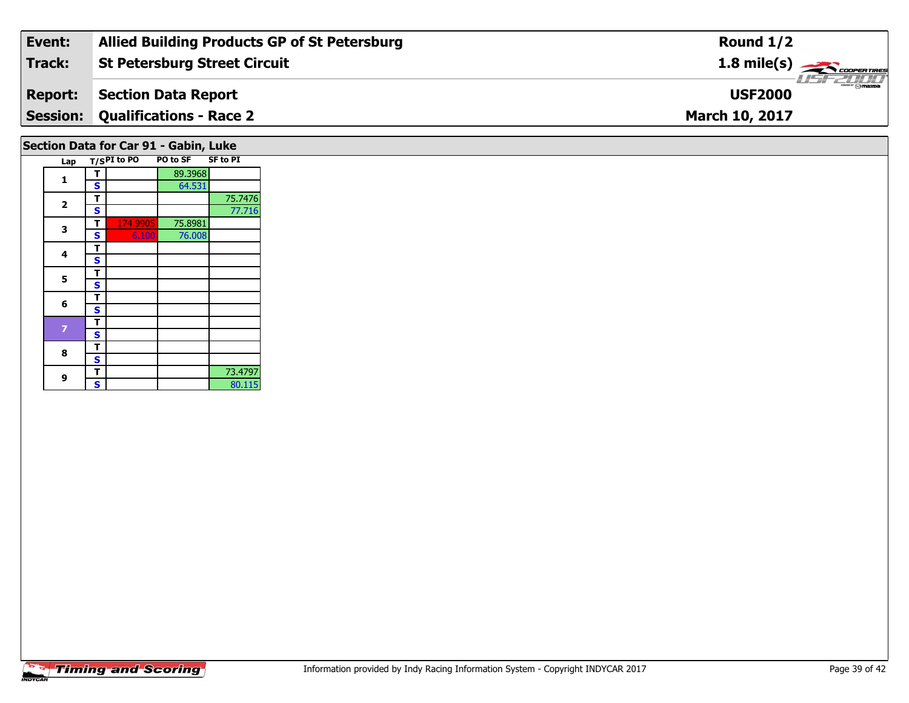| Event: | Allied Building Products GP of St Petersburg | Round 1/2 |
|---|---|---|
| Track: | St Petersburg Street Circuit | 1.8 mile(s) |
| Report: | Section Data Report | USF2000 |
| Session: | Qualifications - Race 2 | March 10, 2017 |

## Section Data for Car 91 - Gabin, Luke

| Lap | T/S | PI to PO | PO to SF | SF to PI |
|---|---|---|---|---|
| 1 | T | | 89.3968 | |
| | S | | 64.531 | |
| 2 | T | | | 75.7476 |
| | S | | | 77.716 |
| 3 | T | 174.9905 | 75.8981 | |
| | S | 6.100 | 76.008 | |
| 4 | T | | | |
| | S | | | |
| 5 | T | | | |
| | S | | | |
| 6 | T | | | |
| | S | | | |
| 7 | T | | | |
| | S | | | |
| 8 | T | | | |
| | S | | | |
| 9 | T | | | 73.4797 |
| | S | | | 80.115 |

Timing and Scoring

Information provided by Indy Racing Information System - Copyright INDYCAR 2017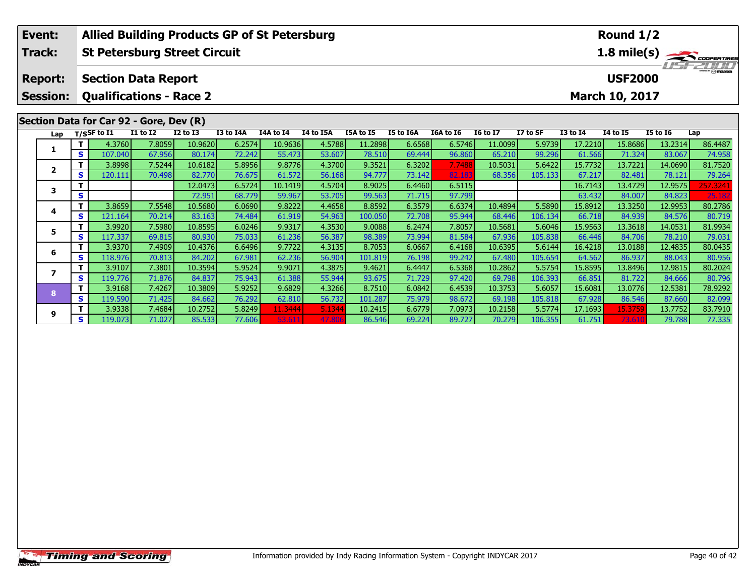| Event: | Allied Building Products GP of St Petersburg | Round 1/2 |
|---|---|---|
| Track: | St Petersburg Street Circuit | 1.8 mile(s) |
| Report: | Section Data Report | USF2000 |
| Session: | Qualifications - Race 2 | March 10, 2017 |

## Section Data for Car 92 - Gore, Dev (R)

| Lap | T/S | SF to I1 | I1 to I2 | I2 to I3 | I3 to I4A | I4A to I4 | I4 to I5A | I5A to I5 | I5 to I6A | I6A to I6 | I6 to I7 | I7 to SF | I3 to I4 | I4 to I5 | I5 to I6 | Lap |
|---|---|---|---|---|---|---|---|---|---|---|---|---|---|---|---|---|
| 1 | T | 4.3760 | 7.8059 | 10.9620 | 6.2574 | 10.9636 | 4.5788 | 11.2898 | 6.6568 | 6.5746 | 11.0099 | 5.9739 | 17.2210 | 15.8686 | 13.2314 | 86.4487 |
| | S | 107.040 | 67.956 | 80.174 | 72.242 | 55.473 | 53.607 | 78.510 | 69.444 | 96.860 | 65.210 | 99.296 | 61.566 | 71.324 | 83.067 | 74.958 |
| 2 | T | 3.8998 | 7.5244 | 10.6182 | 5.8956 | 9.8776 | 4.3700 | 9.3521 | 6.3202 | 7.7488 | 10.5031 | 5.6422 | 15.7732 | 13.7221 | 14.0690 | 81.7520 |
| | S | 120.111 | 70.498 | 82.770 | 76.675 | 61.572 | 56.168 | 94.777 | 73.142 | 82.183 | 68.356 | 105.133 | 67.217 | 82.481 | 78.121 | 79.264 |
| 3 | T | | | 12.0473 | 6.5724 | 10.1419 | 4.5704 | 8.9025 | 6.4460 | 6.5115 | | | 16.7143 | 13.4729 | 12.9575 | 257.3241 |
| | S | | | 72.951 | 68.779 | 59.967 | 53.705 | 99.563 | 71.715 | 97.799 | | | 63.432 | 84.007 | 84.823 | 25.182 |
| 4 | T | 3.8659 | 7.5548 | 10.5680 | 6.0690 | 9.8222 | 4.4658 | 8.8592 | 6.3579 | 6.6374 | 10.4894 | 5.5890 | 15.8912 | 13.3250 | 12.9953 | 80.2786 |
| | S | 121.164 | 70.214 | 83.163 | 74.484 | 61.919 | 54.963 | 100.050 | 72.708 | 95.944 | 68.446 | 106.134 | 66.718 | 84.939 | 84.576 | 80.719 |
| 5 | T | 3.9920 | 7.5980 | 10.8595 | 6.0246 | 9.9317 | 4.3530 | 9.0088 | 6.2474 | 7.8057 | 10.5681 | 5.6046 | 15.9563 | 13.3618 | 14.0531 | 81.9934 |
| | S | 117.337 | 69.815 | 80.930 | 75.033 | 61.236 | 56.387 | 98.389 | 73.994 | 81.584 | 67.936 | 105.838 | 66.446 | 84.706 | 78.210 | 79.031 |
| 6 | T | 3.9370 | 7.4909 | 10.4376 | 6.6496 | 9.7722 | 4.3135 | 8.7053 | 6.0667 | 6.4168 | 10.6395 | 5.6144 | 16.4218 | 13.0188 | 12.4835 | 80.0435 |
| | S | 118.976 | 70.813 | 84.202 | 67.981 | 62.236 | 56.904 | 101.819 | 76.198 | 99.242 | 67.480 | 105.654 | 64.562 | 86.937 | 88.043 | 80.956 |
| 7 | T | 3.9107 | 7.3801 | 10.3594 | 5.9524 | 9.9071 | 4.3875 | 9.4621 | 6.4447 | 6.5368 | 10.2862 | 5.5754 | 15.8595 | 13.8496 | 12.9815 | 80.2024 |
| | S | 119.776 | 71.876 | 84.837 | 75.943 | 61.388 | 55.944 | 93.675 | 71.729 | 97.420 | 69.798 | 106.393 | 66.851 | 81.722 | 84.666 | 80.796 |
| 8 | T | 3.9168 | 7.4267 | 10.3809 | 5.9252 | 9.6829 | 4.3266 | 8.7510 | 6.0842 | 6.4539 | 10.3753 | 5.6057 | 15.6081 | 13.0776 | 12.5381 | 78.9292 |
| | S | 119.590 | 71.425 | 84.662 | 76.292 | 62.810 | 56.732 | 101.287 | 75.979 | 98.672 | 69.198 | 105.818 | 67.928 | 86.546 | 87.660 | 82.099 |
| 9 | T | 3.9338 | 7.4684 | 10.2752 | 5.8249 | 11.3444 | 5.1344 | 10.2415 | 6.6779 | 7.0973 | 10.2158 | 5.5774 | 17.1693 | 15.3759 | 13.7752 | 83.7910 |
| | S | 119.073 | 71.027 | 85.533 | 77.606 | 53.611 | 47.806 | 86.546 | 69.224 | 89.727 | 70.279 | 106.355 | 61.751 | 73.610 | 79.788 | 77.335 |

Information provided by Indy Racing Information System - Copyright INDYCAR 2017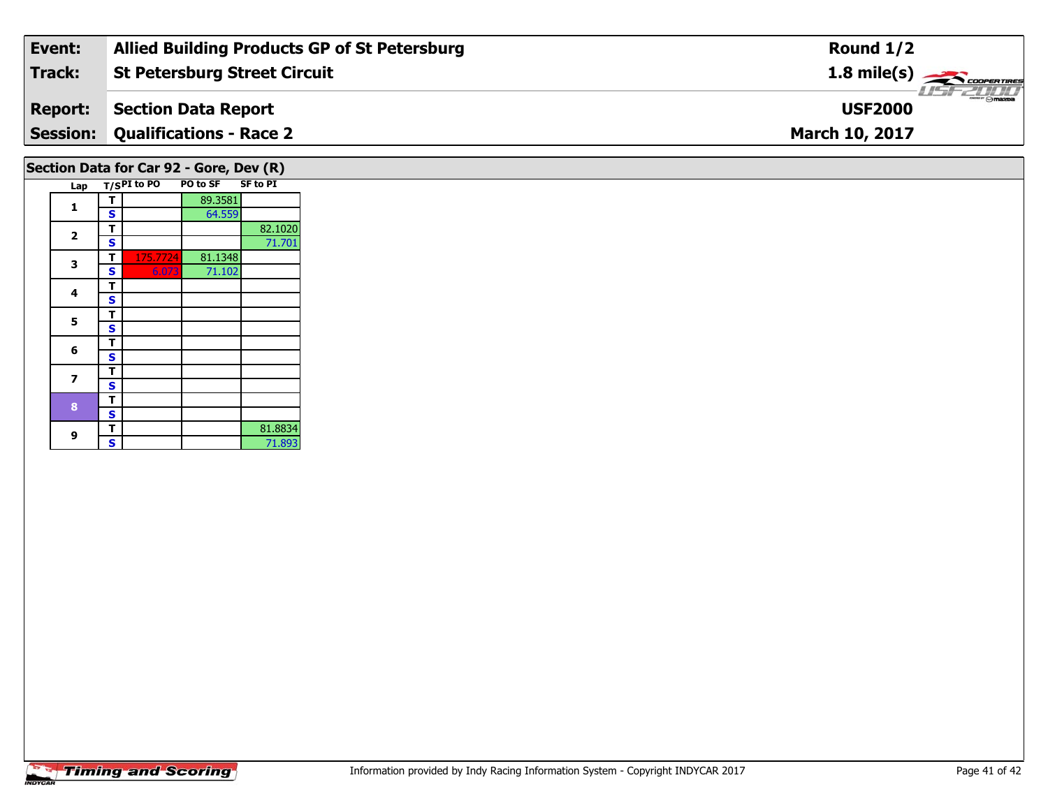| Event: | Allied Building Products GP of St Petersburg | Round 1/2 |
|---|---|---|
| Track: | St Petersburg Street Circuit | 1.8 mile(s) |
| Report: | Section Data Report | USF2000 |
| Session: | Qualifications - Race 2 | March 10, 2017 |

## Section Data for Car 92 - Gore, Dev (R)

| Lap | T/S | PI to PO | PO to SF | SF to PI |
|---|---|---|---|---|
| 1 | T | | 89.3581 | |
| | S | | 64.559 | |
| 2 | T | | | 82.1020 |
| | S | | | 71.701 |
| 3 | T | 175.7724 | 81.1348 | |
| | S | 6.073 | 71.102 | |
| 4 | T | | | |
| | S | | | |
| 5 | T | | | |
| | S | | | |
| 6 | T | | | |
| | S | | | |
| 7 | T | | | |
| | S | | | |
| 8 | T | | | |
| | S | | | |
| 9 | T | | | 81.8834 |
| | S | | | 71.893 |

Information provided by Indy Racing Information System - Copyright INDYCAR 2017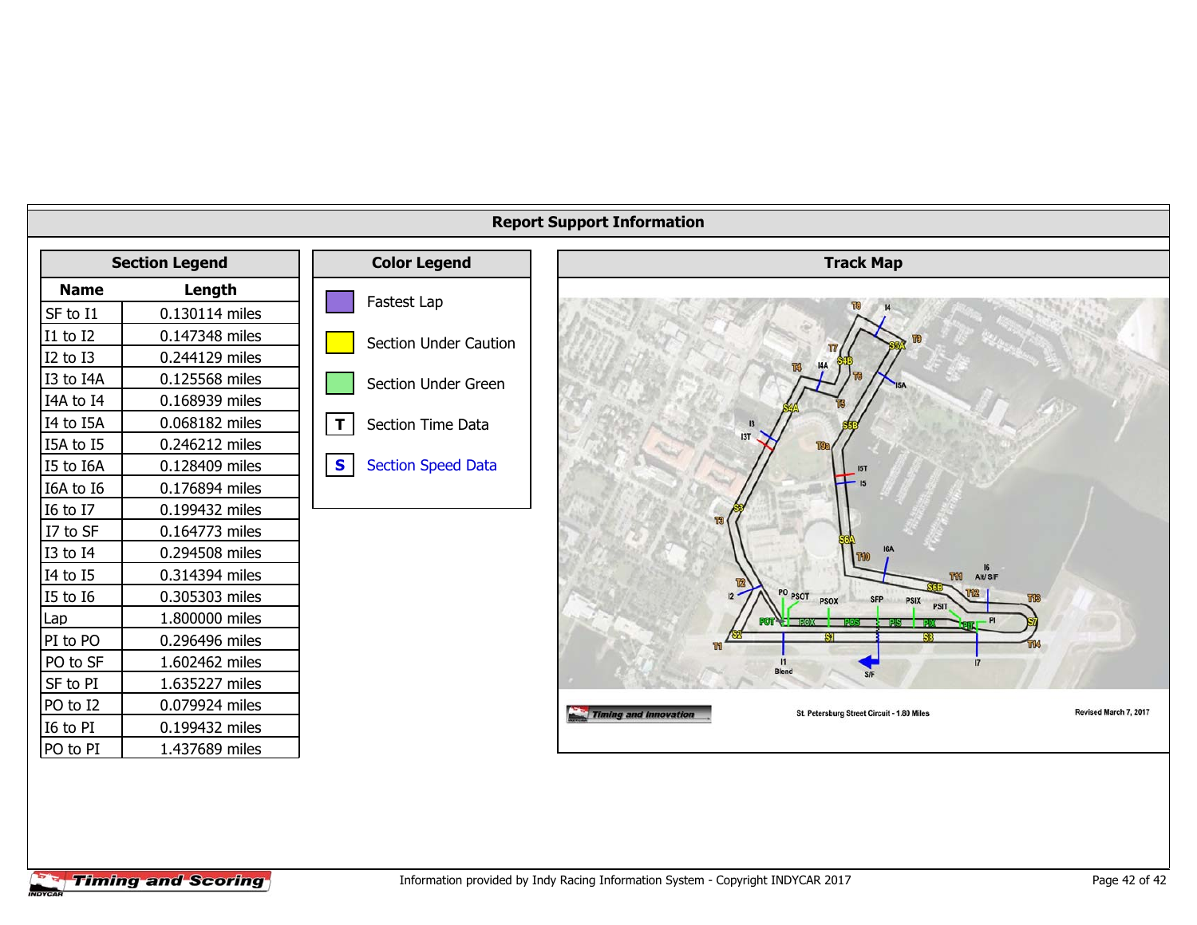## Report Support Information

### Section Legend

| Name | Length |
|---|---|
| SF to I1 | 0.130114 miles |
| I1 to I2 | 0.147348 miles |
| I2 to I3 | 0.244129 miles |
| I3 to I4A | 0.125568 miles |
| I4A to I4 | 0.168939 miles |
| I4 to I5A | 0.068182 miles |
| I5A to I5 | 0.246212 miles |
| I5 to I6A | 0.128409 miles |
| I6A to I6 | 0.176894 miles |
| I6 to I7 | 0.199432 miles |
| I7 to SF | 0.164773 miles |
| I3 to I4 | 0.294508 miles |
| I4 to I5 | 0.314394 miles |
| I5 to I6 | 0.305303 miles |
| Lap | 1.800000 miles |
| PI to PO | 0.296496 miles |
| PO to SF | 1.602462 miles |
| SF to PI | 1.635227 miles |
| PO to I2 | 0.079924 miles |
| I6 to PI | 0.199432 miles |
| PO to PI | 1.437689 miles |

### Color Legend

- Fastest Lap
- Section Under Caution
- Section Under Green
- **T** Section Time Data
- **S** Section Speed Data

### Track Map

T8 I4 T9 S5A T7 T4 I4A S4B T6 I5A S4A T5 S5B I3 I3T T9a S3 I5T I5 T3 S6A T10 I6A T11 I6 Alt S/F T2 S6B T12 T13 I2 PO PSOT PSOX SFP PSIX PSIT POT POX POS PIS PIX PIT PI S7 S2 S1 S8 T1 T14 I1 Blend S/F I7

Timing and Innovation

St. Petersburg Street Circuit - 1.80 Miles

Revised March 7, 2017

Information provided by Indy Racing Information System - Copyright INDYCAR 2017